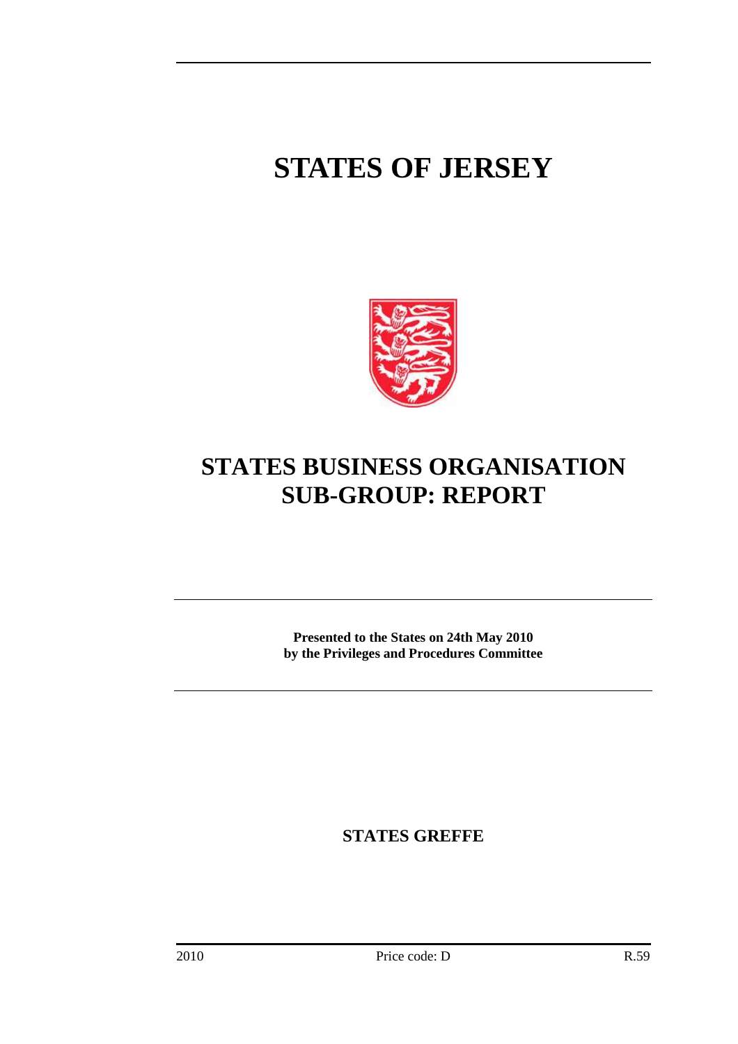# STATES OF JERSEY

## STATES BUSINESS ORGANISATION SUB-GROUP: REPORT

**Presented to the States on 24th May 2010**
**by the Privileges and Procedures Committee**

**STATES GREFFE**

2010 Price code: D R.59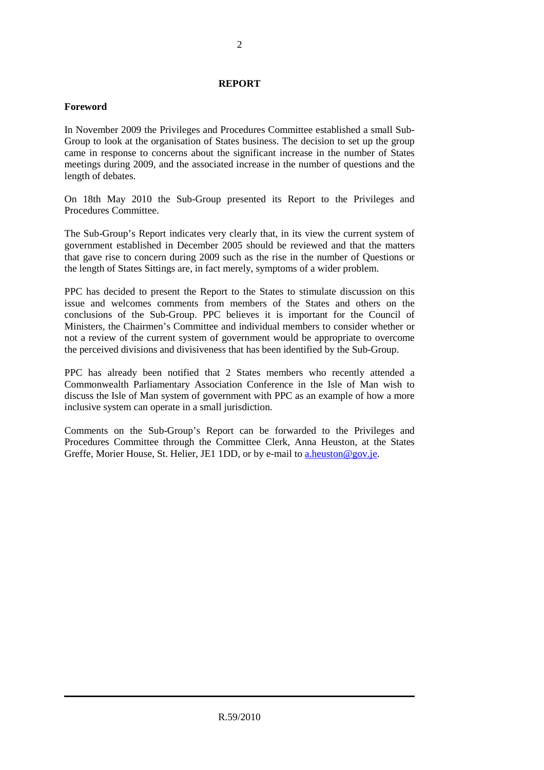# REPORT

## Foreword

In November 2009 the Privileges and Procedures Committee established a small Sub-Group to look at the organisation of States business. The decision to set up the group came in response to concerns about the significant increase in the number of States meetings during 2009, and the associated increase in the number of questions and the length of debates.

On 18th May 2010 the Sub-Group presented its Report to the Privileges and Procedures Committee.

The Sub-Group's Report indicates very clearly that, in its view the current system of government established in December 2005 should be reviewed and that the matters that gave rise to concern during 2009 such as the rise in the number of Questions or the length of States Sittings are, in fact merely, symptoms of a wider problem.

PPC has decided to present the Report to the States to stimulate discussion on this issue and welcomes comments from members of the States and others on the conclusions of the Sub-Group. PPC believes it is important for the Council of Ministers, the Chairmen's Committee and individual members to consider whether or not a review of the current system of government would be appropriate to overcome the perceived divisions and divisiveness that has been identified by the Sub-Group.

PPC has already been notified that 2 States members who recently attended a Commonwealth Parliamentary Association Conference in the Isle of Man wish to discuss the Isle of Man system of government with PPC as an example of how a more inclusive system can operate in a small jurisdiction.

Comments on the Sub-Group's Report can be forwarded to the Privileges and Procedures Committee through the Committee Clerk, Anna Heuston, at the States Greffe, Morier House, St. Helier, JE1 1DD, or by e-mail to a.heuston@gov.je.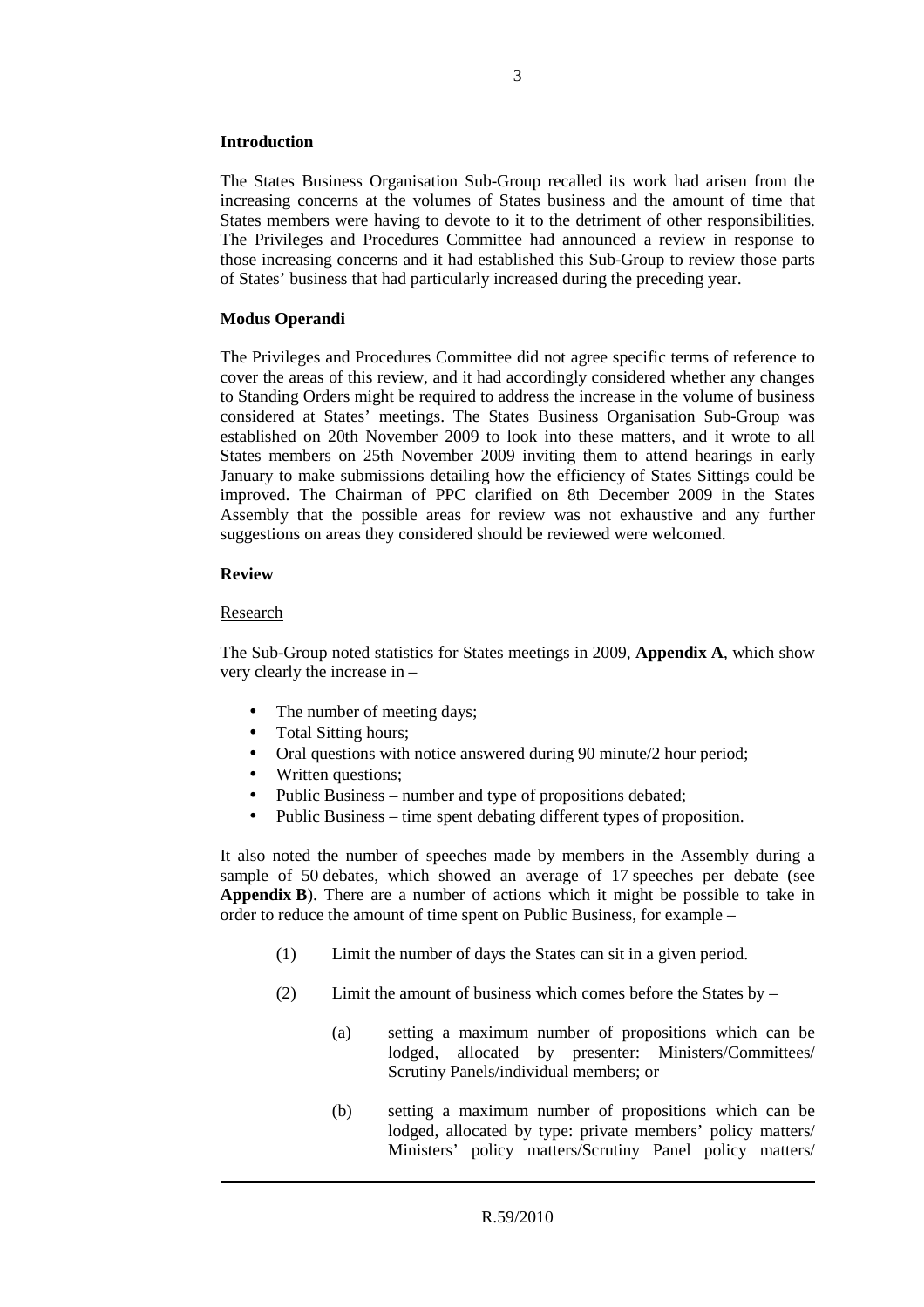## Introduction

The States Business Organisation Sub-Group recalled its work had arisen from the increasing concerns at the volumes of States business and the amount of time that States members were having to devote to it to the detriment of other responsibilities. The Privileges and Procedures Committee had announced a review in response to those increasing concerns and it had established this Sub-Group to review those parts of States' business that had particularly increased during the preceding year.

## Modus Operandi

The Privileges and Procedures Committee did not agree specific terms of reference to cover the areas of this review, and it had accordingly considered whether any changes to Standing Orders might be required to address the increase in the volume of business considered at States' meetings. The States Business Organisation Sub-Group was established on 20th November 2009 to look into these matters, and it wrote to all States members on 25th November 2009 inviting them to attend hearings in early January to make submissions detailing how the efficiency of States Sittings could be improved. The Chairman of PPC clarified on 8th December 2009 in the States Assembly that the possible areas for review was not exhaustive and any further suggestions on areas they considered should be reviewed were welcomed.

## Review

### Research

The Sub-Group noted statistics for States meetings in 2009, **Appendix A**, which show very clearly the increase in –

- The number of meeting days;
- Total Sitting hours;
- Oral questions with notice answered during 90 minute/2 hour period;
- Written questions;
- Public Business – number and type of propositions debated;
- Public Business – time spent debating different types of proposition.

It also noted the number of speeches made by members in the Assembly during a sample of 50 debates, which showed an average of 17 speeches per debate (see **Appendix B**). There are a number of actions which it might be possible to take in order to reduce the amount of time spent on Public Business, for example –

(1) Limit the number of days the States can sit in a given period.

(2) Limit the amount of business which comes before the States by –

(a) setting a maximum number of propositions which can be lodged, allocated by presenter: Ministers/Committees/ Scrutiny Panels/individual members; or

(b) setting a maximum number of propositions which can be lodged, allocated by type: private members' policy matters/ Ministers' policy matters/Scrutiny Panel policy matters/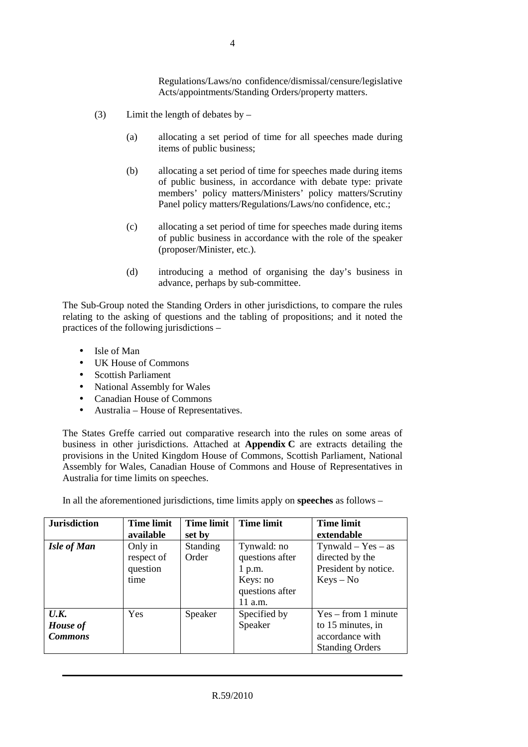Regulations/Laws/no confidence/dismissal/censure/legislative Acts/appointments/Standing Orders/property matters.

(3) Limit the length of debates by –

(a) allocating a set period of time for all speeches made during items of public business;

(b) allocating a set period of time for speeches made during items of public business, in accordance with debate type: private members' policy matters/Ministers' policy matters/Scrutiny Panel policy matters/Regulations/Laws/no confidence, etc.;

(c) allocating a set period of time for speeches made during items of public business in accordance with the role of the speaker (proposer/Minister, etc.).

(d) introducing a method of organising the day's business in advance, perhaps by sub-committee.

The Sub-Group noted the Standing Orders in other jurisdictions, to compare the rules relating to the asking of questions and the tabling of propositions; and it noted the practices of the following jurisdictions –

- Isle of Man
- UK House of Commons
- Scottish Parliament
- National Assembly for Wales
- Canadian House of Commons
- Australia – House of Representatives.

The States Greffe carried out comparative research into the rules on some areas of business in other jurisdictions. Attached at **Appendix C** are extracts detailing the provisions in the United Kingdom House of Commons, Scottish Parliament, National Assembly for Wales, Canadian House of Commons and House of Representatives in Australia for time limits on speeches.

In all the aforementioned jurisdictions, time limits apply on **speeches** as follows –

| Jurisdiction | Time limit available | Time limit set by | Time limit | Time limit extendable |
|---|---|---|---|---|
| ***Isle of Man*** | Only in respect of question time | Standing Order | Tynwald: no questions after 1 p.m. Keys: no questions after 11 a.m. | Tynwald – Yes – as directed by the President by notice. Keys – No |
| ***U.K. House of Commons*** | Yes | Speaker | Specified by Speaker | Yes – from 1 minute to 15 minutes, in accordance with Standing Orders |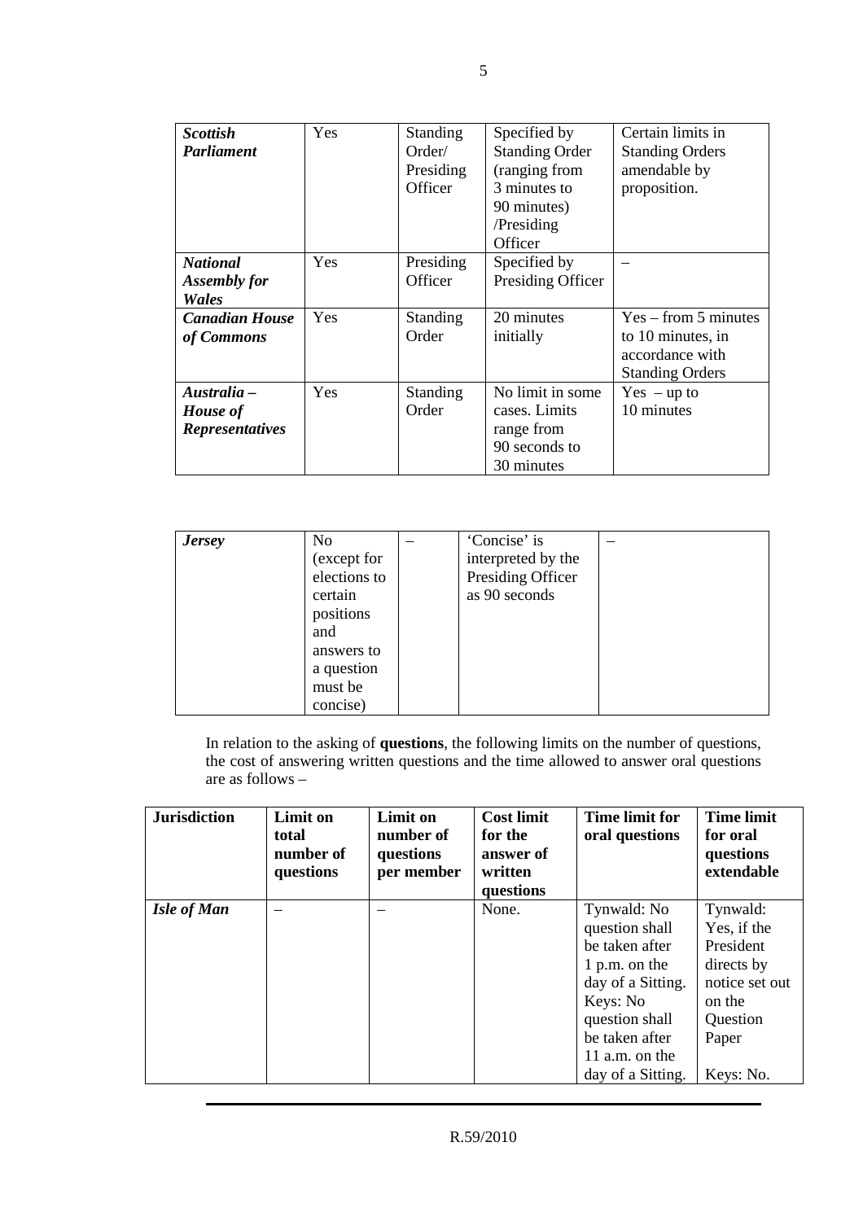| | | | | |
|---|---|---|---|---|
| ***Scottish Parliament*** | Yes | Standing Order/ Presiding Officer | Specified by Standing Order (ranging from 3 minutes to 90 minutes) /Presiding Officer | Certain limits in Standing Orders amendable by proposition. |
| ***National Assembly for Wales*** | Yes | Presiding Officer | Specified by Presiding Officer | – |
| ***Canadian House of Commons*** | Yes | Standing Order | 20 minutes initially | Yes – from 5 minutes to 10 minutes, in accordance with Standing Orders |
| ***Australia – House of Representatives*** | Yes | Standing Order | No limit in some cases. Limits range from 90 seconds to 30 minutes | Yes – up to 10 minutes |
| ***Jersey*** | No (except for elections to certain positions and answers to a question must be concise) | – | 'Concise' is interpreted by the Presiding Officer as 90 seconds | – |

In relation to the asking of **questions**, the following limits on the number of questions, the cost of answering written questions and the time allowed to answer oral questions are as follows –

| Jurisdiction | Limit on total number of questions | Limit on number of questions per member | Cost limit for the answer of written questions | Time limit for oral questions | Time limit for oral questions extendable |
|---|---|---|---|---|---|
| ***Isle of Man*** | – | – | None. | Tynwald: No question shall be taken after 1 p.m. on the day of a Sitting. Keys: No question shall be taken after 11 a.m. on the day of a Sitting. | Tynwald: Yes, if the President directs by notice set out on the Question Paper Keys: No. |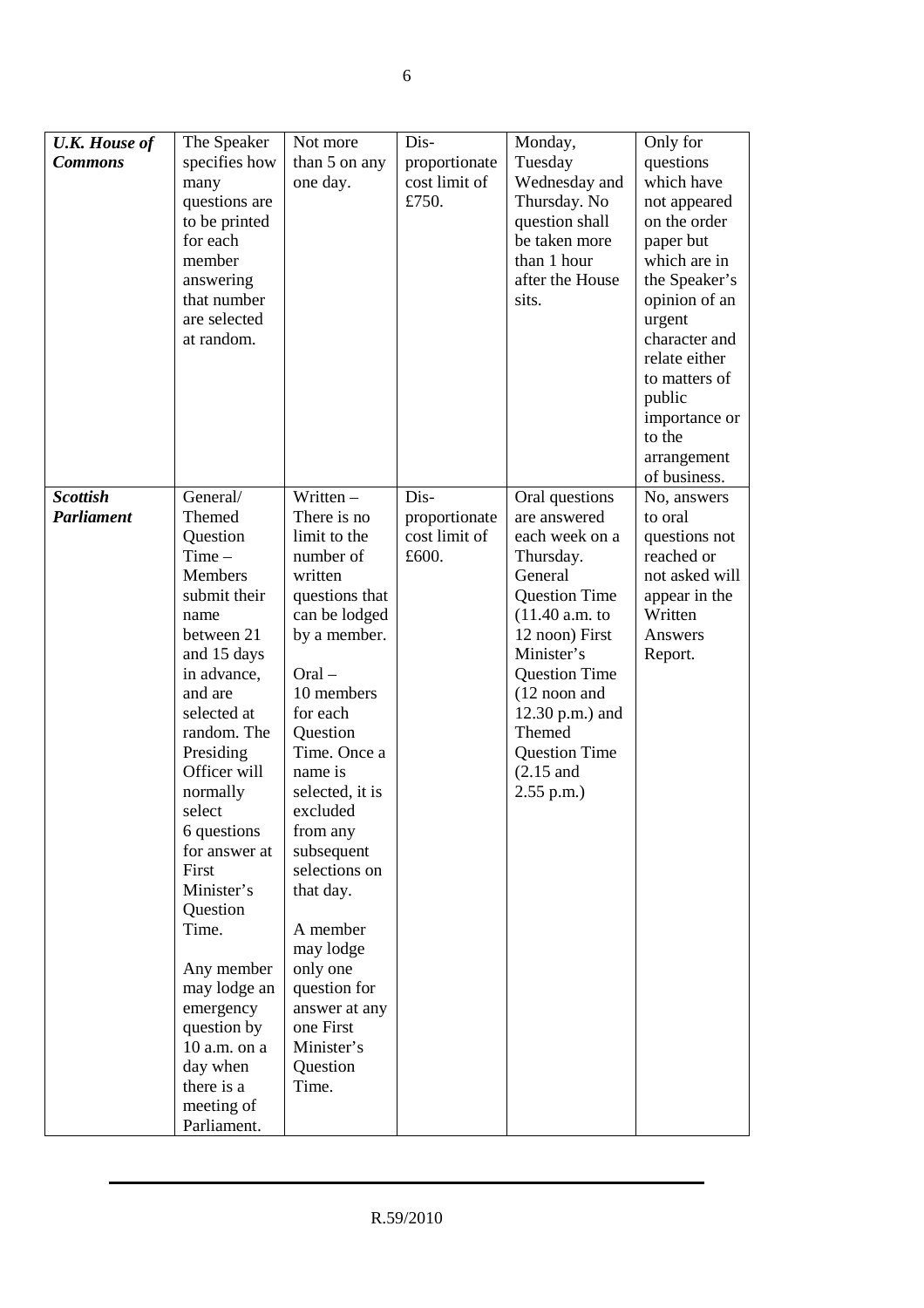| | | | | | |
|---|---|---|---|---|---|
| ***U.K. House of Commons*** | The Speaker specifies how many questions are to be printed for each member answering that number are selected at random. | Not more than 5 on any one day. | Dis-proportionate cost limit of £750. | Monday, Tuesday Wednesday and Thursday. No question shall be taken more than 1 hour after the House sits. | Only for questions which have not appeared on the order paper but which are in the Speaker's opinion of an urgent character and relate either to matters of public importance or to the arrangement of business. |
| ***Scottish Parliament*** | General/ Themed Question Time – Members submit their name between 21 and 15 days in advance, and are selected at random. The Presiding Officer will normally select 6 questions for answer at First Minister's Question Time.<br><br>Any member may lodge an emergency question by 10 a.m. on a day when there is a meeting of Parliament. | Written – There is no limit to the number of written questions that can be lodged by a member.<br><br>Oral – 10 members for each Question Time. Once a name is selected, it is excluded from any subsequent selections on that day.<br><br>A member may lodge only one question for answer at any one First Minister's Question Time. | Dis-proportionate cost limit of £600. | Oral questions are answered each week on a Thursday. General Question Time (11.40 a.m. to 12 noon) First Minister's Question Time (12 noon and 12.30 p.m.) and Themed Question Time (2.15 and 2.55 p.m.) | No, answers to oral questions not reached or not asked will appear in the Written Answers Report. |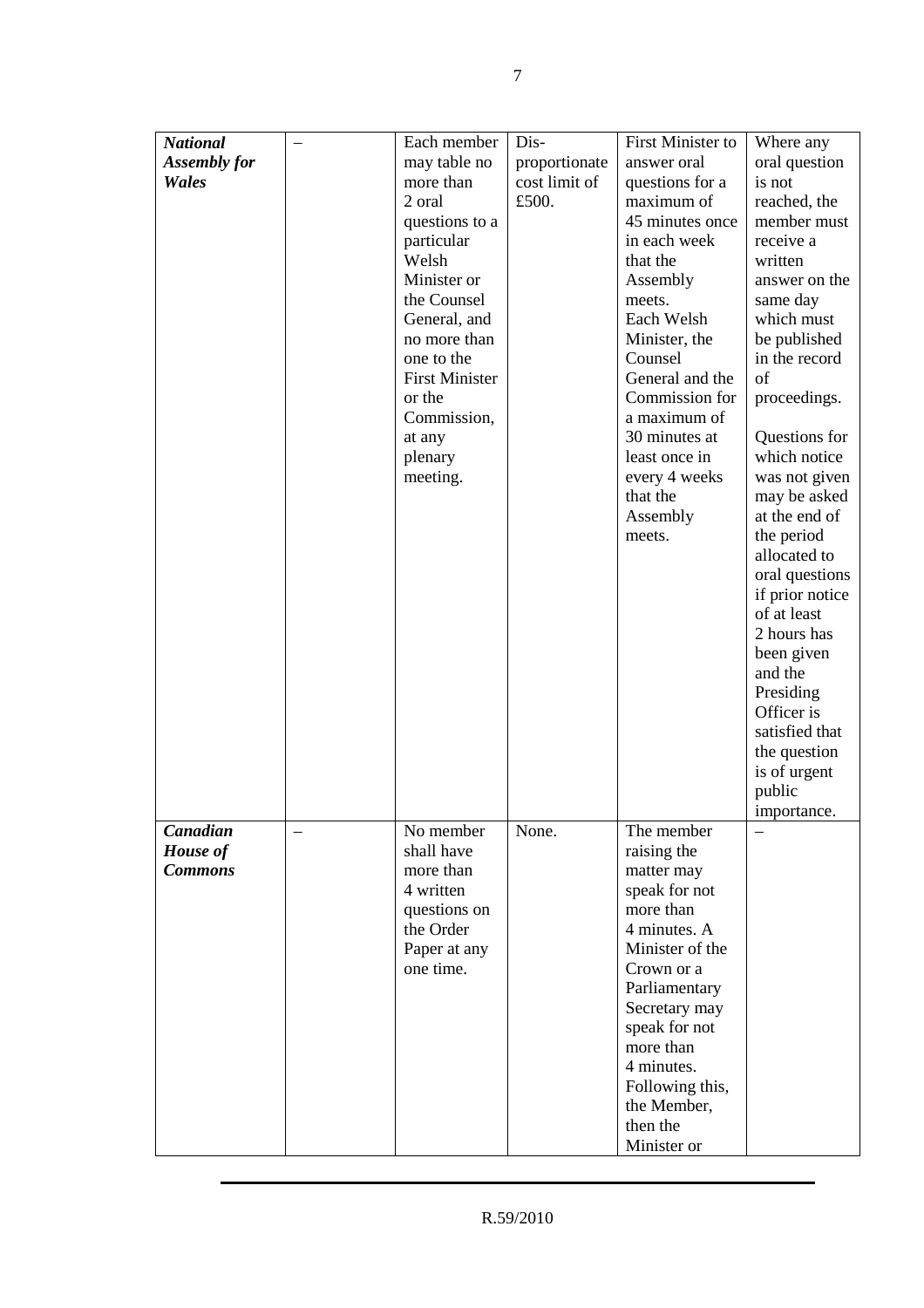| | | | | | |
|---|---|---|---|---|---|
| ***National Assembly for Wales*** | – | Each member may table no more than 2 oral questions to a particular Welsh Minister or the Counsel General, and no more than one to the First Minister or the Commission, at any plenary meeting. | Dis-proportionate cost limit of £500. | First Minister to answer oral questions for a maximum of 45 minutes once in each week that the Assembly meets. Each Welsh Minister, the Counsel General and the Commission for a maximum of 30 minutes at least once in every 4 weeks that the Assembly meets. | Where any oral question is not reached, the member must receive a written answer on the same day which must be published in the record of proceedings. Questions for which notice was not given may be asked at the end of the period allocated to oral questions if prior notice of at least 2 hours has been given and the Presiding Officer is satisfied that the question is of urgent public importance. |
| ***Canadian House of Commons*** | – | No member shall have more than 4 written questions on the Order Paper at any one time. | None. | The member raising the matter may speak for not more than 4 minutes. A Minister of the Crown or a Parliamentary Secretary may speak for not more than 4 minutes. Following this, the Member, then the Minister or | – |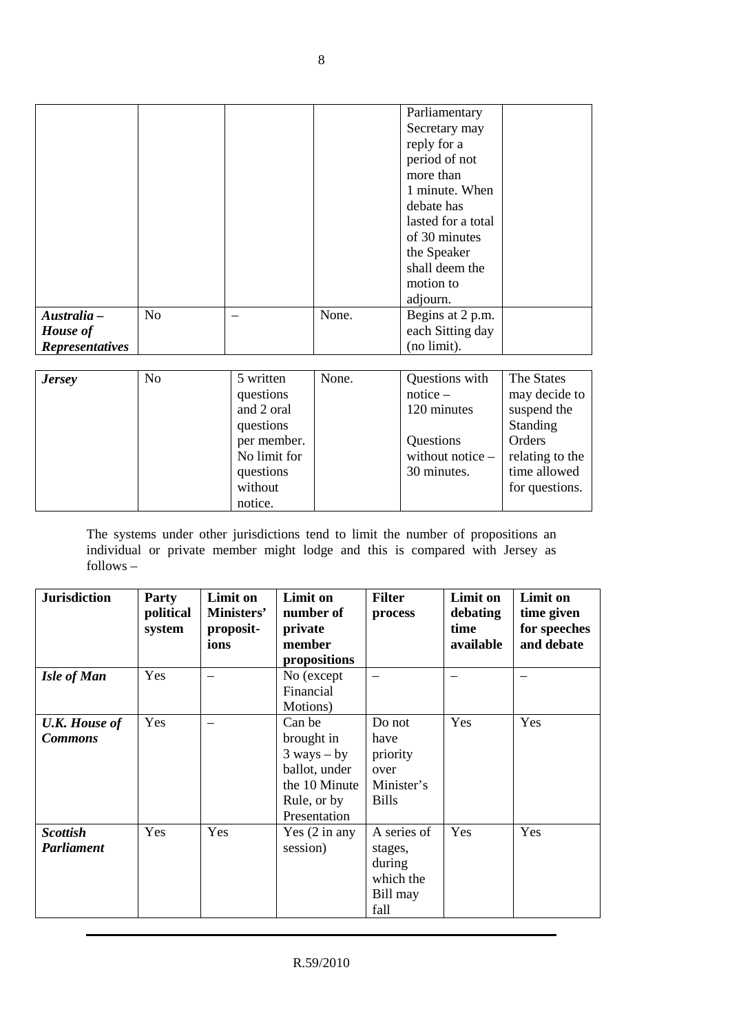|  |  |  |  | Parliamentary Secretary may reply for a period of not more than 1 minute. When debate has lasted for a total of 30 minutes the Speaker shall deem the motion to adjourn. |  |
|---|---|---|---|---|---|
| ***Australia – House of Representatives*** | No | – | None. | Begins at 2 p.m. each Sitting day (no limit). |  |

| ***Jersey*** | No | 5 written questions and 2 oral questions per member. No limit for questions without notice. | None. | Questions with notice – 120 minutes<br><br>Questions without notice – 30 minutes. | The States may decide to suspend the Standing Orders relating to the time allowed for questions. |
|---|---|---|---|---|---|

The systems under other jurisdictions tend to limit the number of propositions an individual or private member might lodge and this is compared with Jersey as follows –

| Jurisdiction | Party political system | Limit on Ministers' propositions | Limit on number of private member propositions | Filter process | Limit on debating time available | Limit on time given for speeches and debate |
|---|---|---|---|---|---|---|
| ***Isle of Man*** | Yes | – | No (except Financial Motions) | – | – | – |
| ***U.K. House of Commons*** | Yes | – | Can be brought in 3 ways – by ballot, under the 10 Minute Rule, or by Presentation | Do not have priority over Minister's Bills | Yes | Yes |
| ***Scottish Parliament*** | Yes | Yes | Yes (2 in any session) | A series of stages, during which the Bill may fall | Yes | Yes |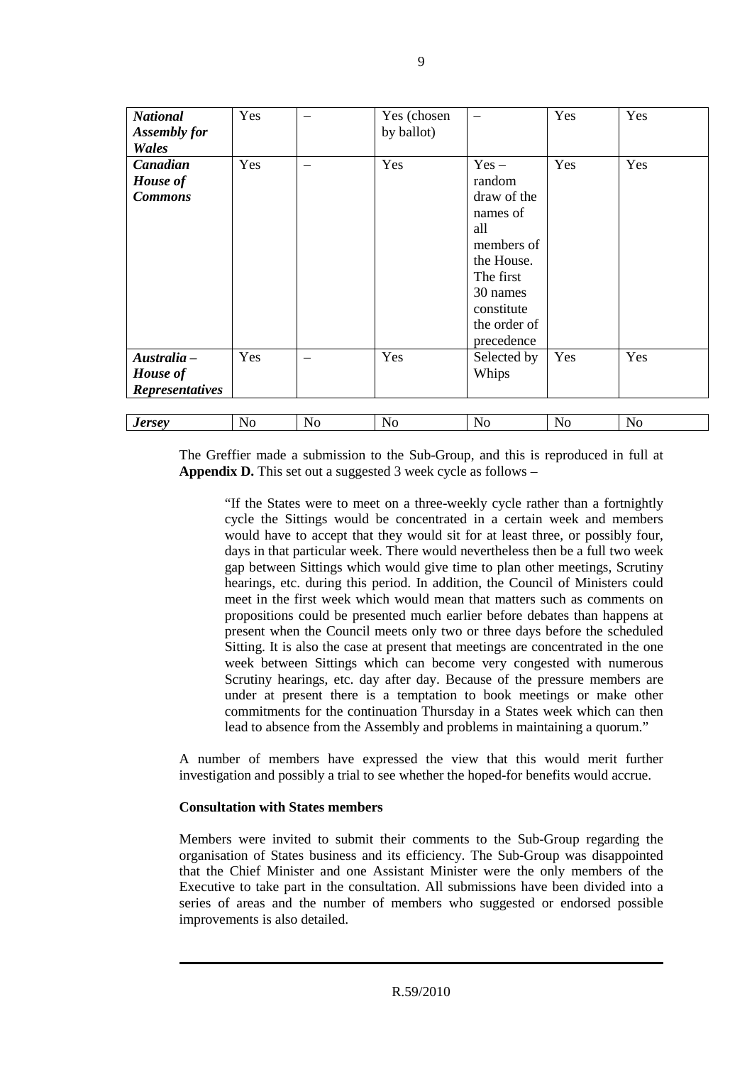| | | | | | | |
|---|---|---|---|---|---|---|
| ***National Assembly for Wales*** | Yes | – | Yes (chosen by ballot) | – | Yes | Yes |
| ***Canadian House of Commons*** | Yes | – | Yes | Yes – random draw of the names of all members of the House. The first 30 names constitute the order of precedence | Yes | Yes |
| ***Australia – House of Representatives*** | Yes | – | Yes | Selected by Whips | Yes | Yes |
| ***Jersey*** | No | No | No | No | No | No |

The Greffier made a submission to the Sub-Group, and this is reproduced in full at **Appendix D.** This set out a suggested 3 week cycle as follows –

> "If the States were to meet on a three-weekly cycle rather than a fortnightly cycle the Sittings would be concentrated in a certain week and members would have to accept that they would sit for at least three, or possibly four, days in that particular week. There would nevertheless then be a full two week gap between Sittings which would give time to plan other meetings, Scrutiny hearings, etc. during this period. In addition, the Council of Ministers could meet in the first week which would mean that matters such as comments on propositions could be presented much earlier before debates than happens at present when the Council meets only two or three days before the scheduled Sitting. It is also the case at present that meetings are concentrated in the one week between Sittings which can become very congested with numerous Scrutiny hearings, etc. day after day. Because of the pressure members are under at present there is a temptation to book meetings or make other commitments for the continuation Thursday in a States week which can then lead to absence from the Assembly and problems in maintaining a quorum."

A number of members have expressed the view that this would merit further investigation and possibly a trial to see whether the hoped-for benefits would accrue.

**Consultation with States members**

Members were invited to submit their comments to the Sub-Group regarding the organisation of States business and its efficiency. The Sub-Group was disappointed that the Chief Minister and one Assistant Minister were the only members of the Executive to take part in the consultation. All submissions have been divided into a series of areas and the number of members who suggested or endorsed possible improvements is also detailed.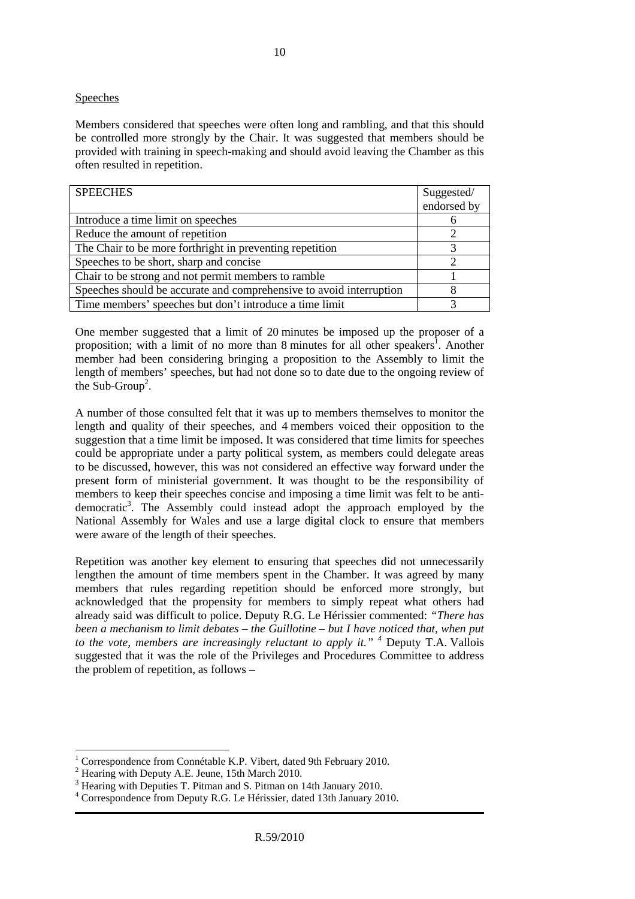Speeches

Members considered that speeches were often long and rambling, and that this should be controlled more strongly by the Chair. It was suggested that members should be provided with training in speech-making and should avoid leaving the Chamber as this often resulted in repetition.

| SPEECHES | Suggested/ endorsed by |
|---|---|
| Introduce a time limit on speeches | 6 |
| Reduce the amount of repetition | 2 |
| The Chair to be more forthright in preventing repetition | 3 |
| Speeches to be short, sharp and concise | 2 |
| Chair to be strong and not permit members to ramble | 1 |
| Speeches should be accurate and comprehensive to avoid interruption | 8 |
| Time members' speeches but don't introduce a time limit | 3 |

One member suggested that a limit of 20 minutes be imposed up the proposer of a proposition; with a limit of no more than 8 minutes for all other speakers[1]. Another member had been considering bringing a proposition to the Assembly to limit the length of members' speeches, but had not done so to date due to the ongoing review of the Sub-Group[2].

A number of those consulted felt that it was up to members themselves to monitor the length and quality of their speeches, and 4 members voiced their opposition to the suggestion that a time limit be imposed. It was considered that time limits for speeches could be appropriate under a party political system, as members could delegate areas to be discussed, however, this was not considered an effective way forward under the present form of ministerial government. It was thought to be the responsibility of members to keep their speeches concise and imposing a time limit was felt to be anti-democratic[3]. The Assembly could instead adopt the approach employed by the National Assembly for Wales and use a large digital clock to ensure that members were aware of the length of their speeches.

Repetition was another key element to ensuring that speeches did not unnecessarily lengthen the amount of time members spent in the Chamber. It was agreed by many members that rules regarding repetition should be enforced more strongly, but acknowledged that the propensity for members to simply repeat what others had already said was difficult to police. Deputy R.G. Le Hérissier commented: *"There has been a mechanism to limit debates – the Guillotine – but I have noticed that, when put to the vote, members are increasingly reluctant to apply it."* [4] Deputy T.A. Vallois suggested that it was the role of the Privileges and Procedures Committee to address the problem of repetition, as follows –

[1] Correspondence from Connétable K.P. Vibert, dated 9th February 2010.
[2] Hearing with Deputy A.E. Jeune, 15th March 2010.
[3] Hearing with Deputies T. Pitman and S. Pitman on 14th January 2010.
[4] Correspondence from Deputy R.G. Le Hérissier, dated 13th January 2010.

R.59/2010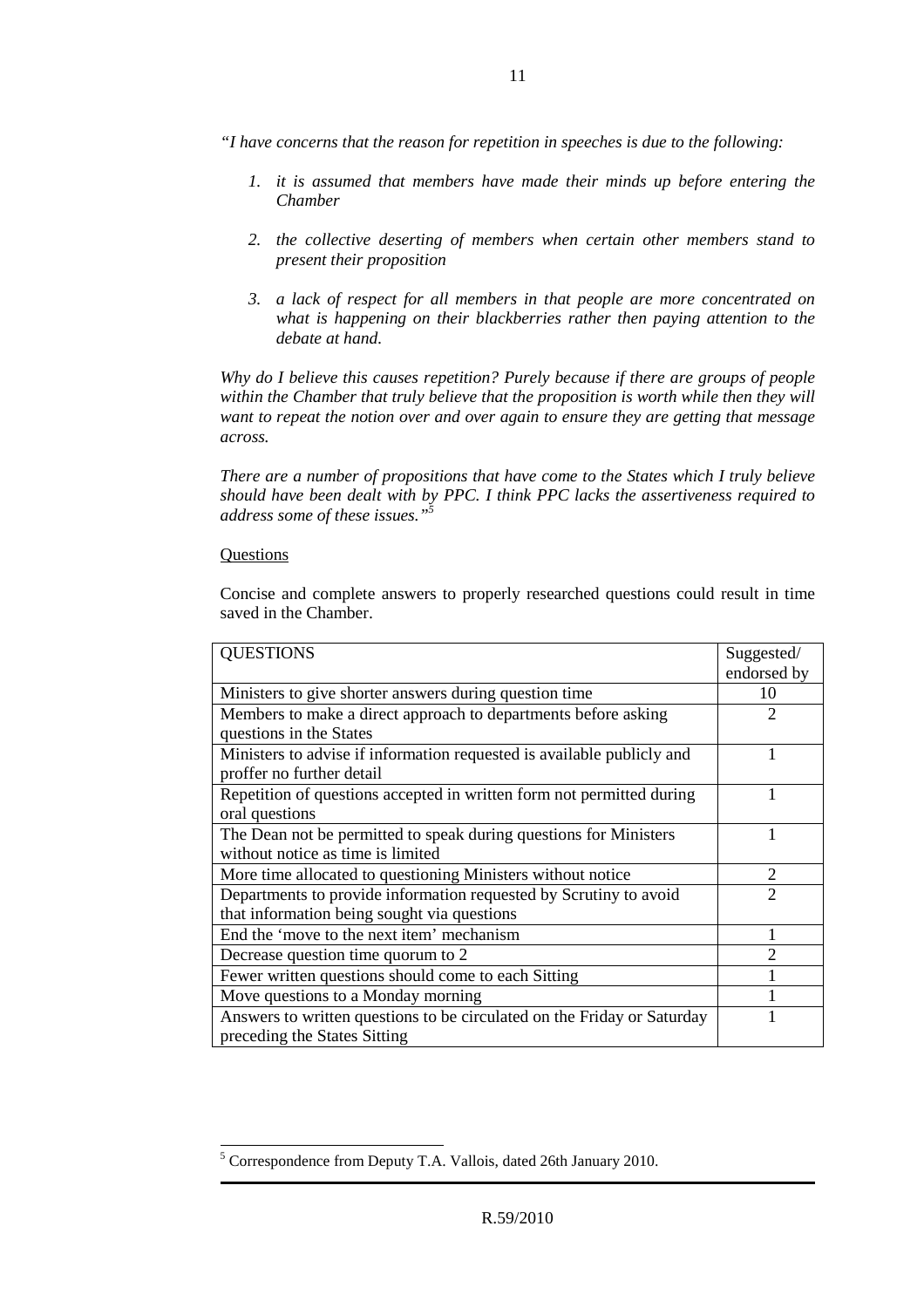*"I have concerns that the reason for repetition in speeches is due to the following:*

1. *it is assumed that members have made their minds up before entering the Chamber*
2. *the collective deserting of members when certain other members stand to present their proposition*
3. *a lack of respect for all members in that people are more concentrated on what is happening on their blackberries rather then paying attention to the debate at hand.*

*Why do I believe this causes repetition? Purely because if there are groups of people within the Chamber that truly believe that the proposition is worth while then they will want to repeat the notion over and over again to ensure they are getting that message across.*

*There are a number of propositions that have come to the States which I truly believe should have been dealt with by PPC. I think PPC lacks the assertiveness required to address some of these issues."*[5]

<u>Questions</u>

Concise and complete answers to properly researched questions could result in time saved in the Chamber.

| QUESTIONS | Suggested/ endorsed by |
|---|---|
| Ministers to give shorter answers during question time | 10 |
| Members to make a direct approach to departments before asking questions in the States | 2 |
| Ministers to advise if information requested is available publicly and proffer no further detail | 1 |
| Repetition of questions accepted in written form not permitted during oral questions | 1 |
| The Dean not be permitted to speak during questions for Ministers without notice as time is limited | 1 |
| More time allocated to questioning Ministers without notice | 2 |
| Departments to provide information requested by Scrutiny to avoid that information being sought via questions | 2 |
| End the 'move to the next item' mechanism | 1 |
| Decrease question time quorum to 2 | 2 |
| Fewer written questions should come to each Sitting | 1 |
| Move questions to a Monday morning | 1 |
| Answers to written questions to be circulated on the Friday or Saturday preceding the States Sitting | 1 |

[5] Correspondence from Deputy T.A. Vallois, dated 26th January 2010.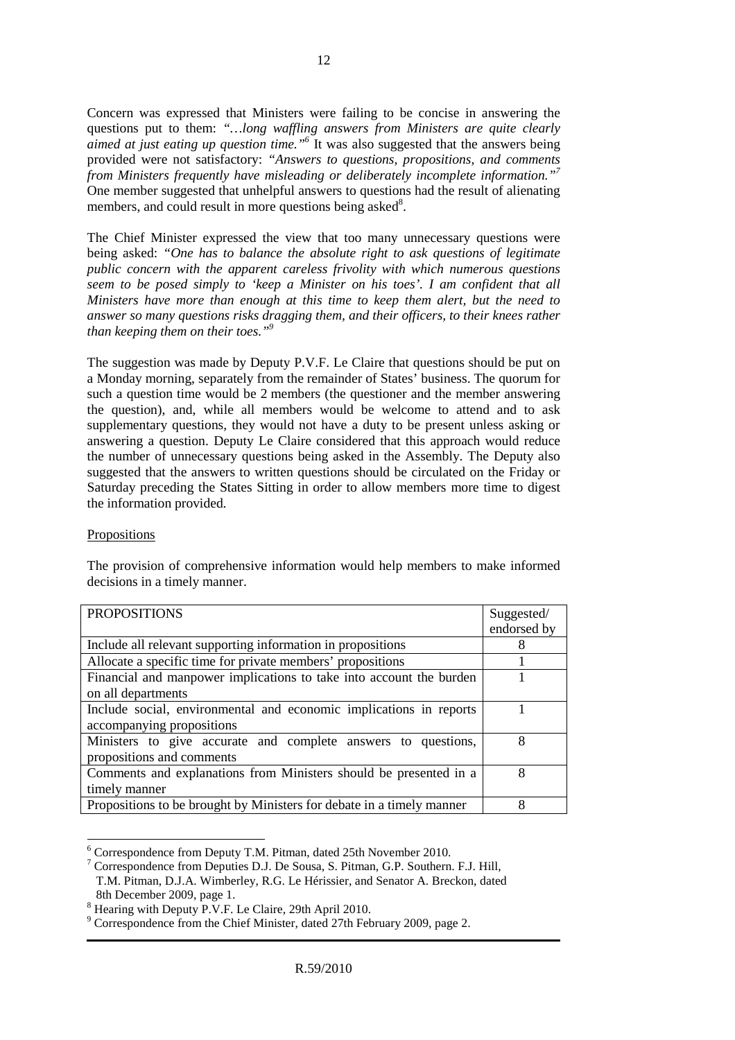Concern was expressed that Ministers were failing to be concise in answering the questions put to them: *"…long waffling answers from Ministers are quite clearly aimed at just eating up question time."*[6] It was also suggested that the answers being provided were not satisfactory: *"Answers to questions, propositions, and comments from Ministers frequently have misleading or deliberately incomplete information."*[7] One member suggested that unhelpful answers to questions had the result of alienating members, and could result in more questions being asked[8].

The Chief Minister expressed the view that too many unnecessary questions were being asked: *"One has to balance the absolute right to ask questions of legitimate public concern with the apparent careless frivolity with which numerous questions seem to be posed simply to 'keep a Minister on his toes'. I am confident that all Ministers have more than enough at this time to keep them alert, but the need to answer so many questions risks dragging them, and their officers, to their knees rather than keeping them on their toes."*[9]

The suggestion was made by Deputy P.V.F. Le Claire that questions should be put on a Monday morning, separately from the remainder of States' business. The quorum for such a question time would be 2 members (the questioner and the member answering the question), and, while all members would be welcome to attend and to ask supplementary questions, they would not have a duty to be present unless asking or answering a question. Deputy Le Claire considered that this approach would reduce the number of unnecessary questions being asked in the Assembly. The Deputy also suggested that the answers to written questions should be circulated on the Friday or Saturday preceding the States Sitting in order to allow members more time to digest the information provided.

Propositions

The provision of comprehensive information would help members to make informed decisions in a timely manner.

| PROPOSITIONS | Suggested/ endorsed by |
|---|---|
| Include all relevant supporting information in propositions | 8 |
| Allocate a specific time for private members' propositions | 1 |
| Financial and manpower implications to take into account the burden on all departments | 1 |
| Include social, environmental and economic implications in reports accompanying propositions | 1 |
| Ministers to give accurate and complete answers to questions, propositions and comments | 8 |
| Comments and explanations from Ministers should be presented in a timely manner | 8 |
| Propositions to be brought by Ministers for debate in a timely manner | 8 |

[6] Correspondence from Deputy T.M. Pitman, dated 25th November 2010.

[7] Correspondence from Deputies D.J. De Sousa, S. Pitman, G.P. Southern. F.J. Hill, T.M. Pitman, D.J.A. Wimberley, R.G. Le Hérissier, and Senator A. Breckon, dated 8th December 2009, page 1.

[8] Hearing with Deputy P.V.F. Le Claire, 29th April 2010.

[9] Correspondence from the Chief Minister, dated 27th February 2009, page 2.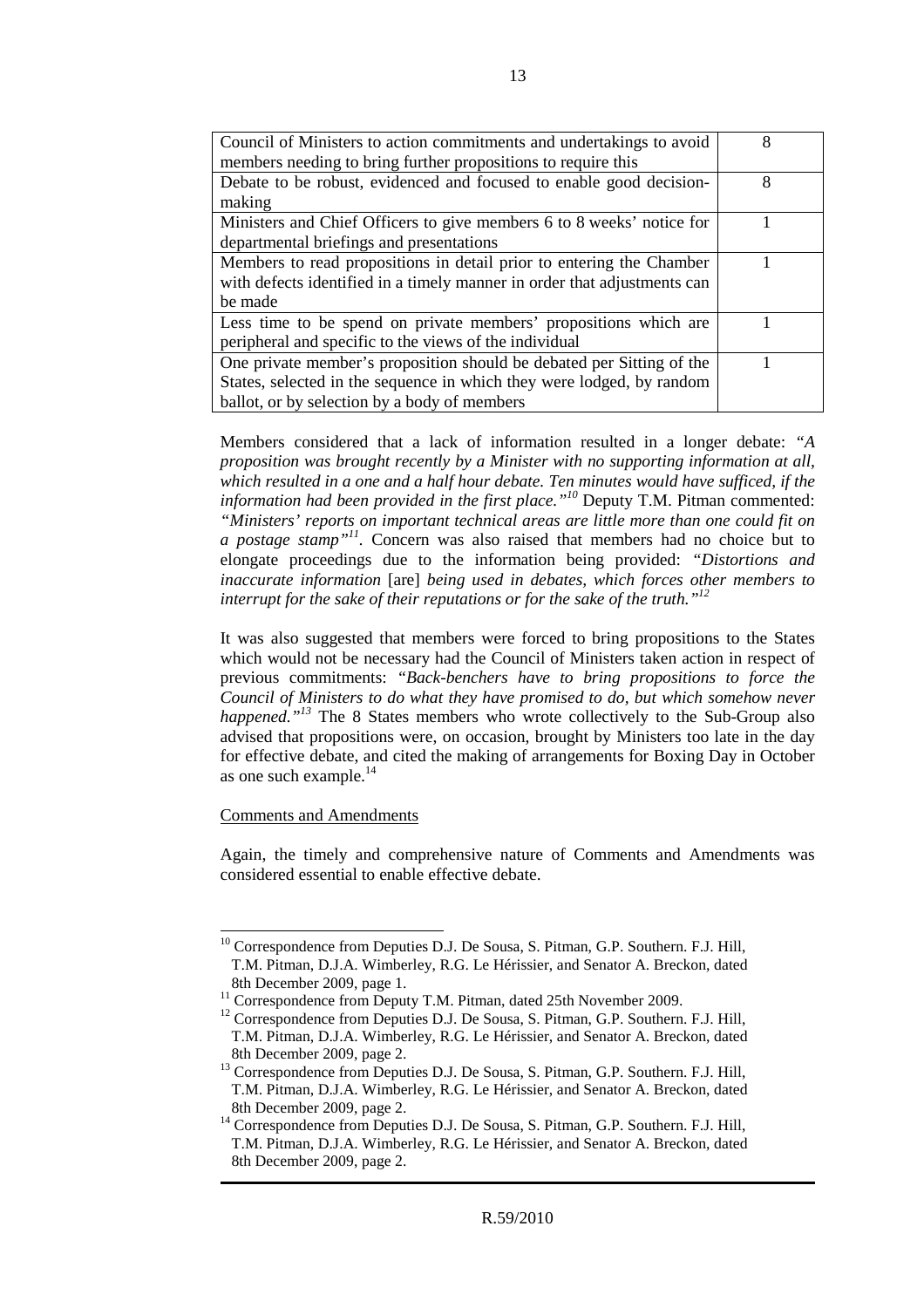| Council of Ministers to action commitments and undertakings to avoid members needing to bring further propositions to require this | 8 |
|---|---|
| Debate to be robust, evidenced and focused to enable good decision-making | 8 |
| Ministers and Chief Officers to give members 6 to 8 weeks' notice for departmental briefings and presentations | 1 |
| Members to read propositions in detail prior to entering the Chamber with defects identified in a timely manner in order that adjustments can be made | 1 |
| Less time to be spend on private members' propositions which are peripheral and specific to the views of the individual | 1 |
| One private member's proposition should be debated per Sitting of the States, selected in the sequence in which they were lodged, by random ballot, or by selection by a body of members | 1 |

Members considered that a lack of information resulted in a longer debate: "*A proposition was brought recently by a Minister with no supporting information at all, which resulted in a one and a half hour debate. Ten minutes would have sufficed, if the information had been provided in the first place.*"[10] Deputy T.M. Pitman commented: *"Ministers' reports on important technical areas are little more than one could fit on a postage stamp"*[11]. Concern was also raised that members had no choice but to elongate proceedings due to the information being provided: "*Distortions and inaccurate information* [are] *being used in debates, which forces other members to interrupt for the sake of their reputations or for the sake of the truth.*"[12]

It was also suggested that members were forced to bring propositions to the States which would not be necessary had the Council of Ministers taken action in respect of previous commitments: "*Back-benchers have to bring propositions to force the Council of Ministers to do what they have promised to do, but which somehow never happened.*"[13] The 8 States members who wrote collectively to the Sub-Group also advised that propositions were, on occasion, brought by Ministers too late in the day for effective debate, and cited the making of arrangements for Boxing Day in October as one such example.[14]

Comments and Amendments

Again, the timely and comprehensive nature of Comments and Amendments was considered essential to enable effective debate.

[10] Correspondence from Deputies D.J. De Sousa, S. Pitman, G.P. Southern. F.J. Hill, T.M. Pitman, D.J.A. Wimberley, R.G. Le Hérissier, and Senator A. Breckon, dated 8th December 2009, page 1.

[11] Correspondence from Deputy T.M. Pitman, dated 25th November 2009.

[12] Correspondence from Deputies D.J. De Sousa, S. Pitman, G.P. Southern. F.J. Hill, T.M. Pitman, D.J.A. Wimberley, R.G. Le Hérissier, and Senator A. Breckon, dated 8th December 2009, page 2.

[13] Correspondence from Deputies D.J. De Sousa, S. Pitman, G.P. Southern. F.J. Hill, T.M. Pitman, D.J.A. Wimberley, R.G. Le Hérissier, and Senator A. Breckon, dated 8th December 2009, page 2.

[14] Correspondence from Deputies D.J. De Sousa, S. Pitman, G.P. Southern. F.J. Hill, T.M. Pitman, D.J.A. Wimberley, R.G. Le Hérissier, and Senator A. Breckon, dated 8th December 2009, page 2.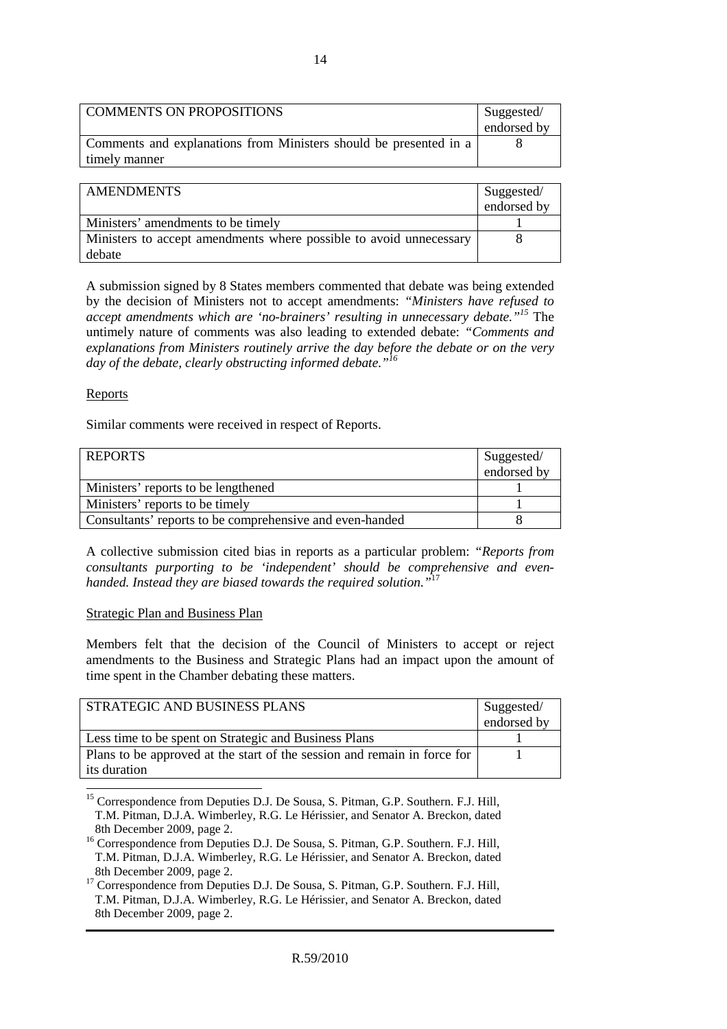| COMMENTS ON PROPOSITIONS | Suggested/ endorsed by |
|---|---|
| Comments and explanations from Ministers should be presented in a timely manner | 8 |

| AMENDMENTS | Suggested/ endorsed by |
|---|---|
| Ministers' amendments to be timely | 1 |
| Ministers to accept amendments where possible to avoid unnecessary debate | 8 |

A submission signed by 8 States members commented that debate was being extended by the decision of Ministers not to accept amendments: *"Ministers have refused to accept amendments which are 'no-brainers' resulting in unnecessary debate."*[15] The untimely nature of comments was also leading to extended debate: *"Comments and explanations from Ministers routinely arrive the day before the debate or on the very day of the debate, clearly obstructing informed debate."*[16]

Reports

Similar comments were received in respect of Reports.

| REPORTS | Suggested/ endorsed by |
|---|---|
| Ministers' reports to be lengthened | 1 |
| Ministers' reports to be timely | 1 |
| Consultants' reports to be comprehensive and even-handed | 8 |

A collective submission cited bias in reports as a particular problem: *"Reports from consultants purporting to be 'independent' should be comprehensive and even-handed. Instead they are biased towards the required solution."*[17]

Strategic Plan and Business Plan

Members felt that the decision of the Council of Ministers to accept or reject amendments to the Business and Strategic Plans had an impact upon the amount of time spent in the Chamber debating these matters.

| STRATEGIC AND BUSINESS PLANS | Suggested/ endorsed by |
|---|---|
| Less time to be spent on Strategic and Business Plans | 1 |
| Plans to be approved at the start of the session and remain in force for its duration | 1 |

[15] Correspondence from Deputies D.J. De Sousa, S. Pitman, G.P. Southern. F.J. Hill, T.M. Pitman, D.J.A. Wimberley, R.G. Le Hérissier, and Senator A. Breckon, dated 8th December 2009, page 2.

[16] Correspondence from Deputies D.J. De Sousa, S. Pitman, G.P. Southern. F.J. Hill, T.M. Pitman, D.J.A. Wimberley, R.G. Le Hérissier, and Senator A. Breckon, dated 8th December 2009, page 2.

[17] Correspondence from Deputies D.J. De Sousa, S. Pitman, G.P. Southern. F.J. Hill, T.M. Pitman, D.J.A. Wimberley, R.G. Le Hérissier, and Senator A. Breckon, dated 8th December 2009, page 2.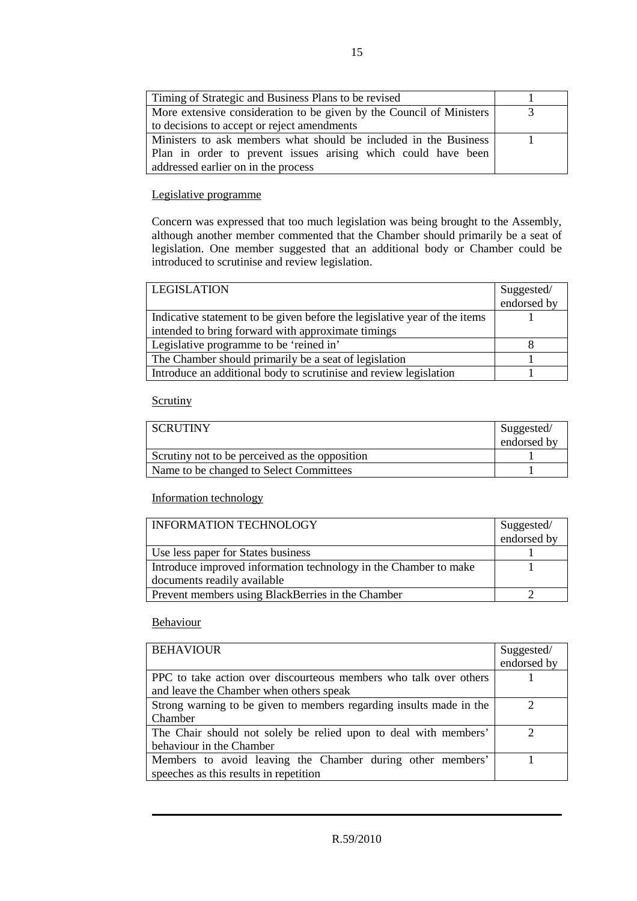| Timing of Strategic and Business Plans to be revised | 1 |
|---|---|
| More extensive consideration to be given by the Council of Ministers to decisions to accept or reject amendments | 3 |
| Ministers to ask members what should be included in the Business Plan in order to prevent issues arising which could have been addressed earlier on in the process | 1 |

Legislative programme

Concern was expressed that too much legislation was being brought to the Assembly, although another member commented that the Chamber should primarily be a seat of legislation. One member suggested that an additional body or Chamber could be introduced to scrutinise and review legislation.

| LEGISLATION | Suggested/ endorsed by |
|---|---|
| Indicative statement to be given before the legislative year of the items intended to bring forward with approximate timings | 1 |
| Legislative programme to be 'reined in' | 8 |
| The Chamber should primarily be a seat of legislation | 1 |
| Introduce an additional body to scrutinise and review legislation | 1 |

Scrutiny

| SCRUTINY | Suggested/ endorsed by |
|---|---|
| Scrutiny not to be perceived as the opposition | 1 |
| Name to be changed to Select Committees | 1 |

Information technology

| INFORMATION TECHNOLOGY | Suggested/ endorsed by |
|---|---|
| Use less paper for States business | 1 |
| Introduce improved information technology in the Chamber to make documents readily available | 1 |
| Prevent members using BlackBerries in the Chamber | 2 |

Behaviour

| BEHAVIOUR | Suggested/ endorsed by |
|---|---|
| PPC to take action over discourteous members who talk over others and leave the Chamber when others speak | 1 |
| Strong warning to be given to members regarding insults made in the Chamber | 2 |
| The Chair should not solely be relied upon to deal with members' behaviour in the Chamber | 2 |
| Members to avoid leaving the Chamber during other members' speeches as this results in repetition | 1 |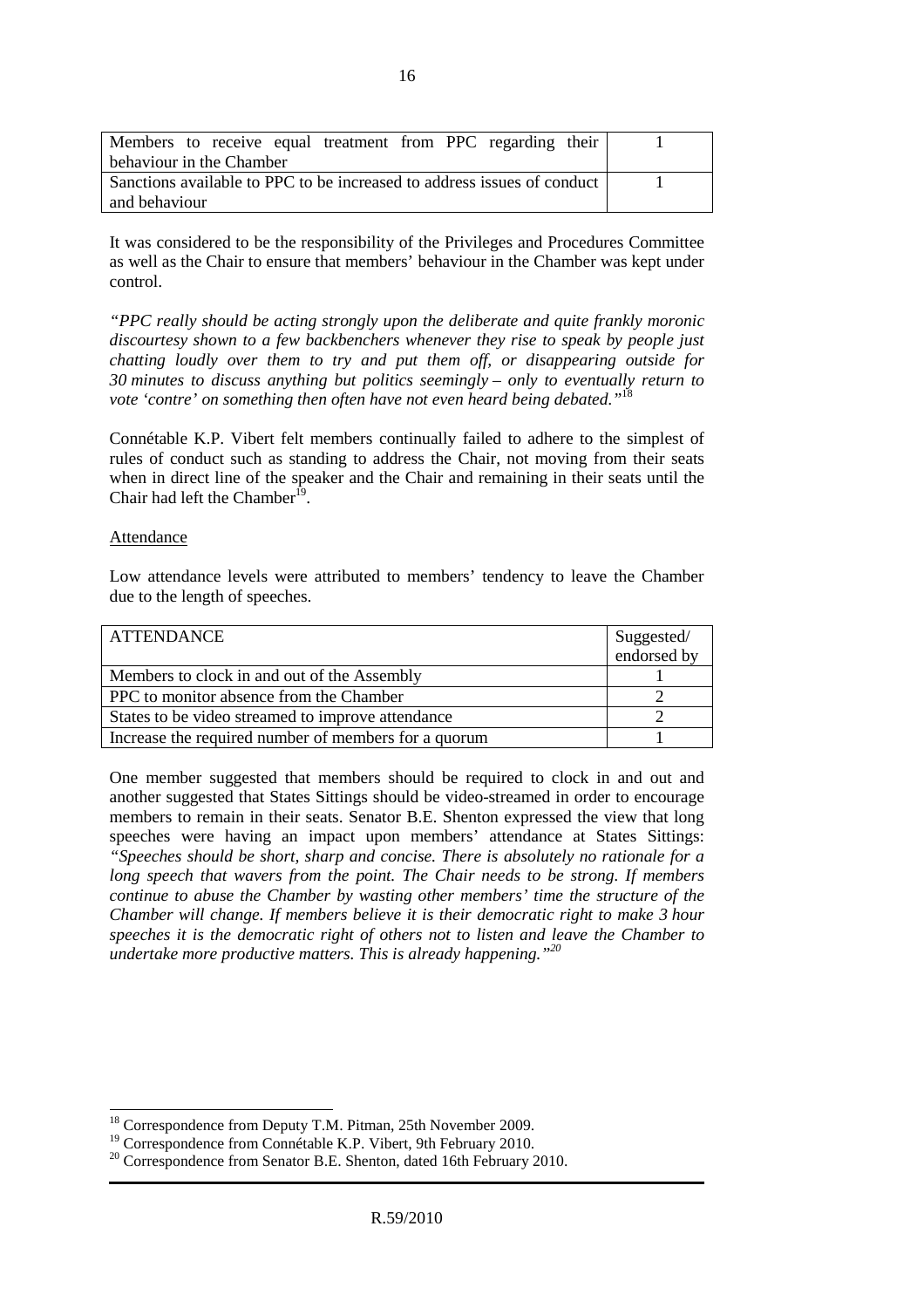| | |
|---|---|
| Members to receive equal treatment from PPC regarding their behaviour in the Chamber | 1 |
| Sanctions available to PPC to be increased to address issues of conduct and behaviour | 1 |

It was considered to be the responsibility of the Privileges and Procedures Committee as well as the Chair to ensure that members' behaviour in the Chamber was kept under control.

*"PPC really should be acting strongly upon the deliberate and quite frankly moronic discourtesy shown to a few backbenchers whenever they rise to speak by people just chatting loudly over them to try and put them off, or disappearing outside for 30 minutes to discuss anything but politics seemingly – only to eventually return to vote 'contre' on something then often have not even heard being debated."*[18]

Connétable K.P. Vibert felt members continually failed to adhere to the simplest of rules of conduct such as standing to address the Chair, not moving from their seats when in direct line of the speaker and the Chair and remaining in their seats until the Chair had left the Chamber[19].

Attendance

Low attendance levels were attributed to members' tendency to leave the Chamber due to the length of speeches.

| ATTENDANCE | Suggested/ endorsed by |
|---|---|
| Members to clock in and out of the Assembly | 1 |
| PPC to monitor absence from the Chamber | 2 |
| States to be video streamed to improve attendance | 2 |
| Increase the required number of members for a quorum | 1 |

One member suggested that members should be required to clock in and out and another suggested that States Sittings should be video-streamed in order to encourage members to remain in their seats. Senator B.E. Shenton expressed the view that long speeches were having an impact upon members' attendance at States Sittings: *"Speeches should be short, sharp and concise. There is absolutely no rationale for a long speech that wavers from the point. The Chair needs to be strong. If members continue to abuse the Chamber by wasting other members' time the structure of the Chamber will change. If members believe it is their democratic right to make 3 hour speeches it is the democratic right of others not to listen and leave the Chamber to undertake more productive matters. This is already happening."*[20]

---

[18] Correspondence from Deputy T.M. Pitman, 25th November 2009.

[19] Correspondence from Connétable K.P. Vibert, 9th February 2010.

[20] Correspondence from Senator B.E. Shenton, dated 16th February 2010.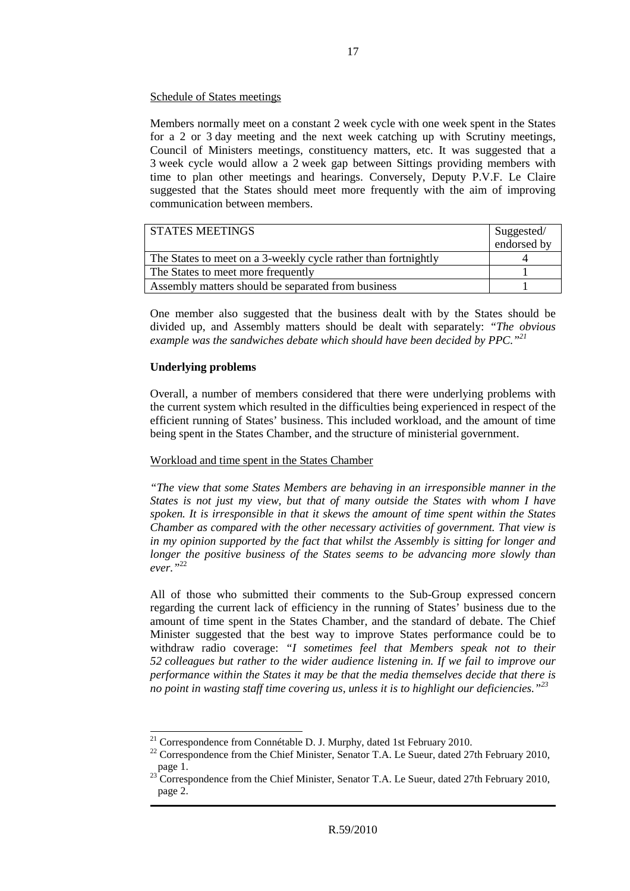Schedule of States meetings

Members normally meet on a constant 2 week cycle with one week spent in the States for a 2 or 3 day meeting and the next week catching up with Scrutiny meetings, Council of Ministers meetings, constituency matters, etc. It was suggested that a 3 week cycle would allow a 2 week gap between Sittings providing members with time to plan other meetings and hearings. Conversely, Deputy P.V.F. Le Claire suggested that the States should meet more frequently with the aim of improving communication between members.

| STATES MEETINGS | Suggested/ endorsed by |
|---|---|
| The States to meet on a 3-weekly cycle rather than fortnightly | 4 |
| The States to meet more frequently | 1 |
| Assembly matters should be separated from business | 1 |

One member also suggested that the business dealt with by the States should be divided up, and Assembly matters should be dealt with separately: *"The obvious example was the sandwiches debate which should have been decided by PPC."*[21]

**Underlying problems**

Overall, a number of members considered that there were underlying problems with the current system which resulted in the difficulties being experienced in respect of the efficient running of States' business. This included workload, and the amount of time being spent in the States Chamber, and the structure of ministerial government.

Workload and time spent in the States Chamber

*"The view that some States Members are behaving in an irresponsible manner in the States is not just my view, but that of many outside the States with whom I have spoken. It is irresponsible in that it skews the amount of time spent within the States Chamber as compared with the other necessary activities of government. That view is in my opinion supported by the fact that whilst the Assembly is sitting for longer and longer the positive business of the States seems to be advancing more slowly than ever."*[22]

All of those who submitted their comments to the Sub-Group expressed concern regarding the current lack of efficiency in the running of States' business due to the amount of time spent in the States Chamber, and the standard of debate. The Chief Minister suggested that the best way to improve States performance could be to withdraw radio coverage: "*I sometimes feel that Members speak not to their 52 colleagues but rather to the wider audience listening in. If we fail to improve our performance within the States it may be that the media themselves decide that there is no point in wasting staff time covering us, unless it is to highlight our deficiencies."*[23]

---

[21] Correspondence from Connétable D. J. Murphy, dated 1st February 2010.

[22] Correspondence from the Chief Minister, Senator T.A. Le Sueur, dated 27th February 2010, page 1.

[23] Correspondence from the Chief Minister, Senator T.A. Le Sueur, dated 27th February 2010, page 2.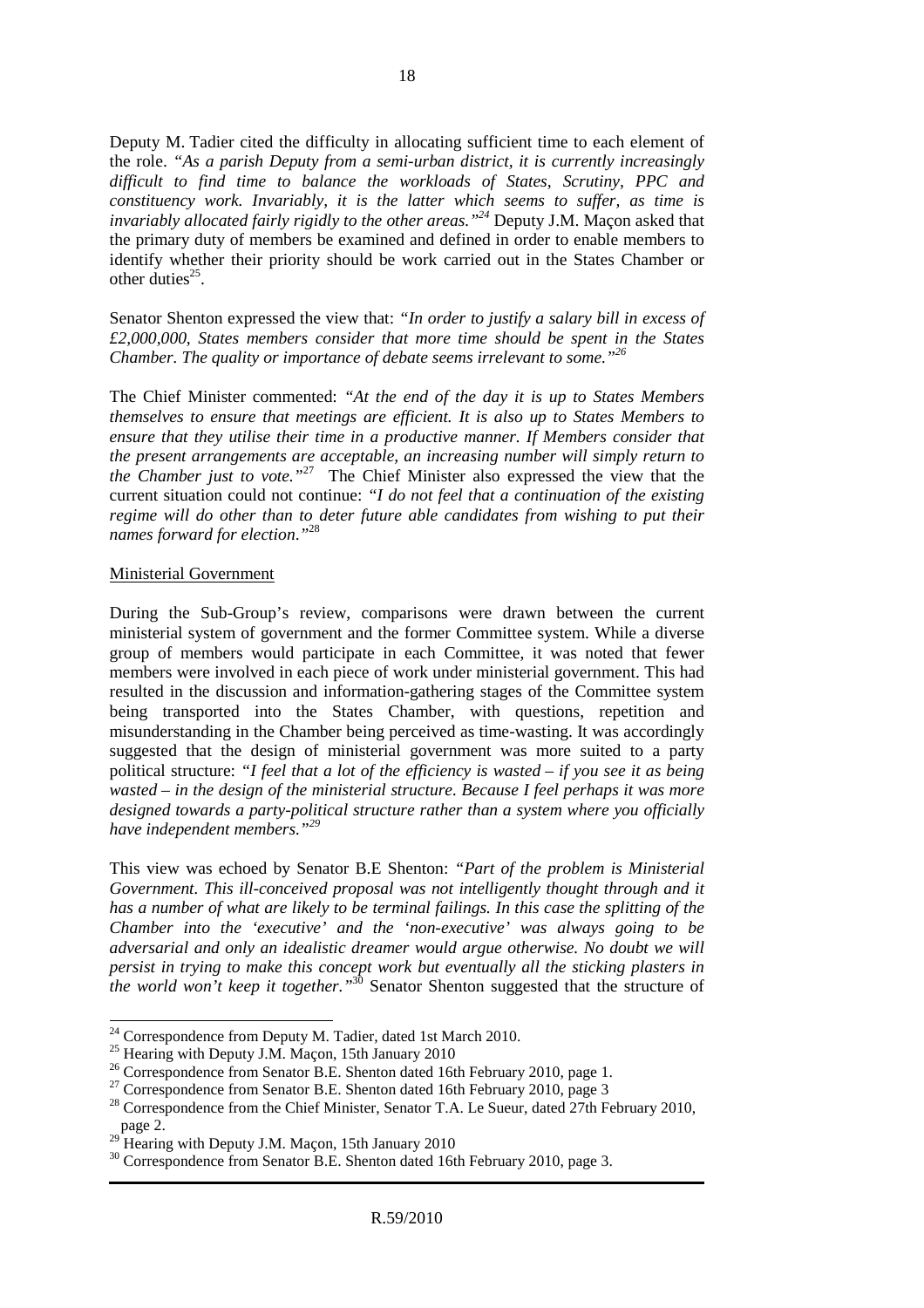Deputy M. Tadier cited the difficulty in allocating sufficient time to each element of the role. *"As a parish Deputy from a semi-urban district, it is currently increasingly difficult to find time to balance the workloads of States, Scrutiny, PPC and constituency work. Invariably, it is the latter which seems to suffer, as time is invariably allocated fairly rigidly to the other areas."*[24] Deputy J.M. Maçon asked that the primary duty of members be examined and defined in order to enable members to identify whether their priority should be work carried out in the States Chamber or other duties[25].

Senator Shenton expressed the view that: *"In order to justify a salary bill in excess of £2,000,000, States members consider that more time should be spent in the States Chamber. The quality or importance of debate seems irrelevant to some."*[26]

The Chief Minister commented: *"At the end of the day it is up to States Members themselves to ensure that meetings are efficient. It is also up to States Members to ensure that they utilise their time in a productive manner. If Members consider that the present arrangements are acceptable, an increasing number will simply return to the Chamber just to vote."*[27] The Chief Minister also expressed the view that the current situation could not continue: *"I do not feel that a continuation of the existing regime will do other than to deter future able candidates from wishing to put their names forward for election."*[28]

Ministerial Government

During the Sub-Group's review, comparisons were drawn between the current ministerial system of government and the former Committee system. While a diverse group of members would participate in each Committee, it was noted that fewer members were involved in each piece of work under ministerial government. This had resulted in the discussion and information-gathering stages of the Committee system being transported into the States Chamber, with questions, repetition and misunderstanding in the Chamber being perceived as time-wasting. It was accordingly suggested that the design of ministerial government was more suited to a party political structure: *"I feel that a lot of the efficiency is wasted – if you see it as being wasted – in the design of the ministerial structure. Because I feel perhaps it was more designed towards a party-political structure rather than a system where you officially have independent members."*[29]

This view was echoed by Senator B.E Shenton: *"Part of the problem is Ministerial Government. This ill-conceived proposal was not intelligently thought through and it has a number of what are likely to be terminal failings. In this case the splitting of the Chamber into the 'executive' and the 'non-executive' was always going to be adversarial and only an idealistic dreamer would argue otherwise. No doubt we will persist in trying to make this concept work but eventually all the sticking plasters in the world won't keep it together."*[30] Senator Shenton suggested that the structure of

---

[24] Correspondence from Deputy M. Tadier, dated 1st March 2010.
[25] Hearing with Deputy J.M. Maçon, 15th January 2010
[26] Correspondence from Senator B.E. Shenton dated 16th February 2010, page 1.
[27] Correspondence from Senator B.E. Shenton dated 16th February 2010, page 3
[28] Correspondence from the Chief Minister, Senator T.A. Le Sueur, dated 27th February 2010, page 2.
[29] Hearing with Deputy J.M. Maçon, 15th January 2010
[30] Correspondence from Senator B.E. Shenton dated 16th February 2010, page 3.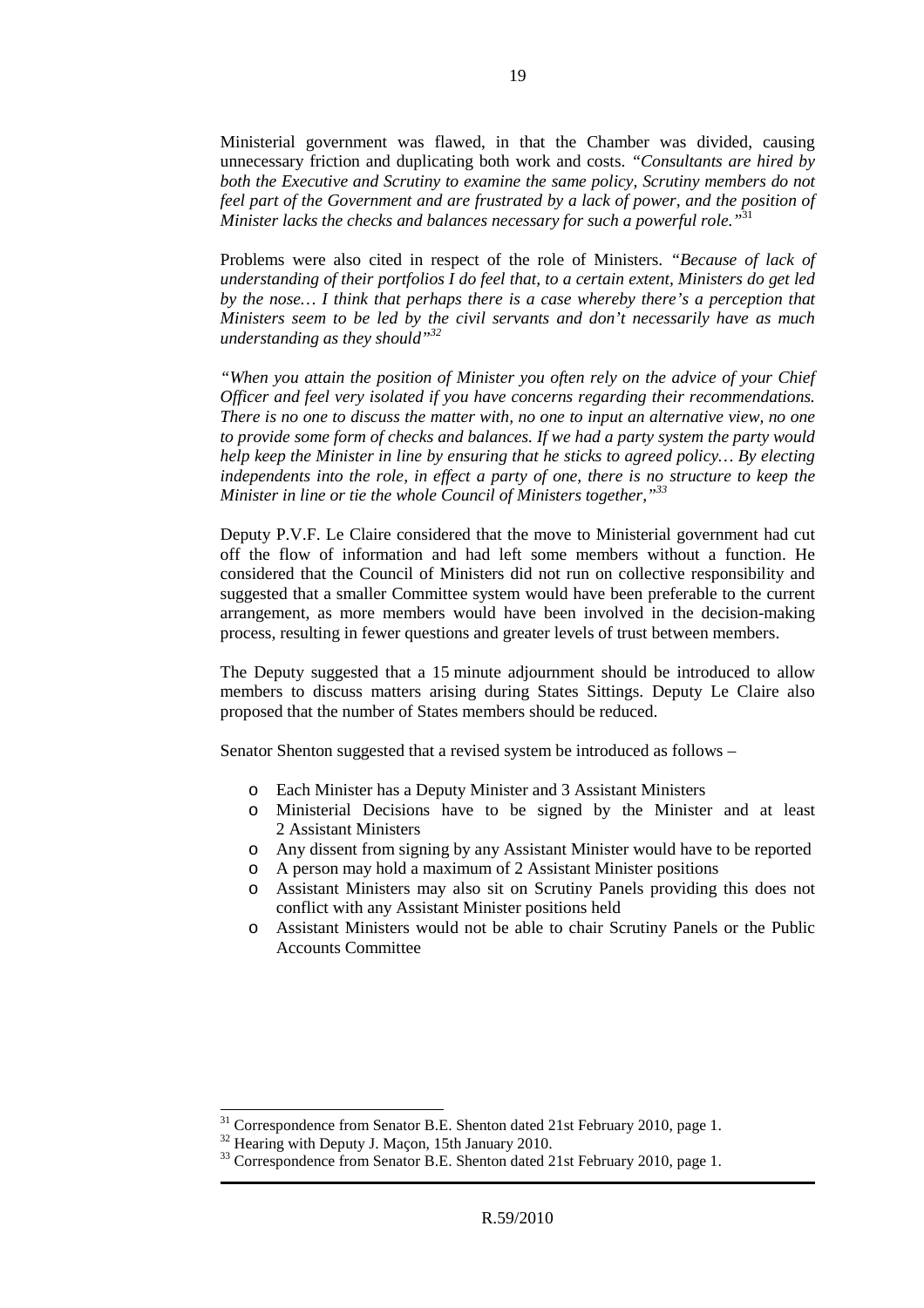Ministerial government was flawed, in that the Chamber was divided, causing unnecessary friction and duplicating both work and costs. *"Consultants are hired by both the Executive and Scrutiny to examine the same policy, Scrutiny members do not feel part of the Government and are frustrated by a lack of power, and the position of Minister lacks the checks and balances necessary for such a powerful role."*[31]

Problems were also cited in respect of the role of Ministers. *"Because of lack of understanding of their portfolios I do feel that, to a certain extent, Ministers do get led by the nose… I think that perhaps there is a case whereby there's a perception that Ministers seem to be led by the civil servants and don't necessarily have as much understanding as they should"*[32]

*"When you attain the position of Minister you often rely on the advice of your Chief Officer and feel very isolated if you have concerns regarding their recommendations. There is no one to discuss the matter with, no one to input an alternative view, no one to provide some form of checks and balances. If we had a party system the party would help keep the Minister in line by ensuring that he sticks to agreed policy… By electing independents into the role, in effect a party of one, there is no structure to keep the Minister in line or tie the whole Council of Ministers together,"*[33]

Deputy P.V.F. Le Claire considered that the move to Ministerial government had cut off the flow of information and had left some members without a function. He considered that the Council of Ministers did not run on collective responsibility and suggested that a smaller Committee system would have been preferable to the current arrangement, as more members would have been involved in the decision-making process, resulting in fewer questions and greater levels of trust between members.

The Deputy suggested that a 15 minute adjournment should be introduced to allow members to discuss matters arising during States Sittings. Deputy Le Claire also proposed that the number of States members should be reduced.

Senator Shenton suggested that a revised system be introduced as follows –

- Each Minister has a Deputy Minister and 3 Assistant Ministers
- Ministerial Decisions have to be signed by the Minister and at least 2 Assistant Ministers
- Any dissent from signing by any Assistant Minister would have to be reported
- A person may hold a maximum of 2 Assistant Minister positions
- Assistant Ministers may also sit on Scrutiny Panels providing this does not conflict with any Assistant Minister positions held
- Assistant Ministers would not be able to chair Scrutiny Panels or the Public Accounts Committee

---

[31] Correspondence from Senator B.E. Shenton dated 21st February 2010, page 1.

[32] Hearing with Deputy J. Maçon, 15th January 2010.

[33] Correspondence from Senator B.E. Shenton dated 21st February 2010, page 1.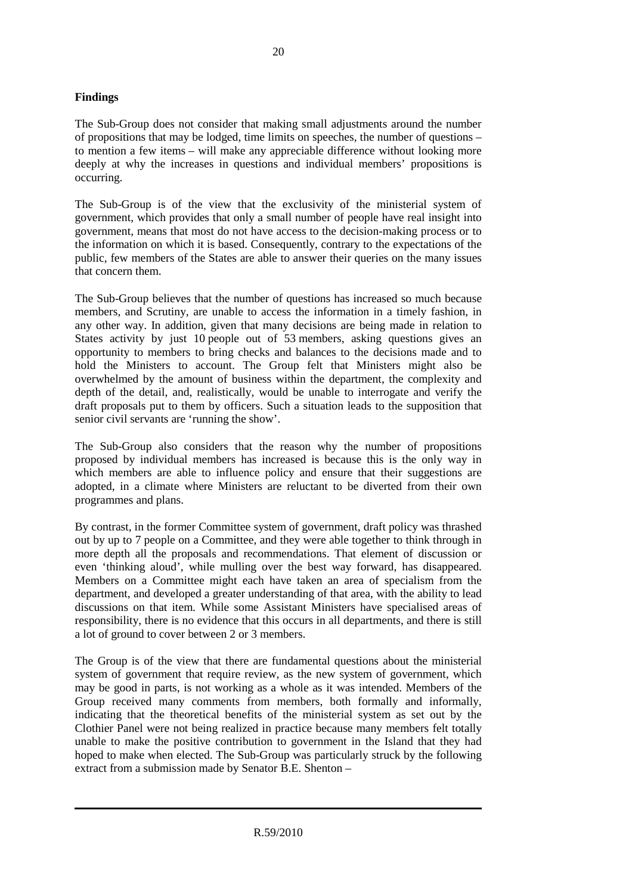**Findings**

The Sub-Group does not consider that making small adjustments around the number of propositions that may be lodged, time limits on speeches, the number of questions – to mention a few items – will make any appreciable difference without looking more deeply at why the increases in questions and individual members' propositions is occurring.

The Sub-Group is of the view that the exclusivity of the ministerial system of government, which provides that only a small number of people have real insight into government, means that most do not have access to the decision-making process or to the information on which it is based. Consequently, contrary to the expectations of the public, few members of the States are able to answer their queries on the many issues that concern them.

The Sub-Group believes that the number of questions has increased so much because members, and Scrutiny, are unable to access the information in a timely fashion, in any other way. In addition, given that many decisions are being made in relation to States activity by just 10 people out of 53 members, asking questions gives an opportunity to members to bring checks and balances to the decisions made and to hold the Ministers to account. The Group felt that Ministers might also be overwhelmed by the amount of business within the department, the complexity and depth of the detail, and, realistically, would be unable to interrogate and verify the draft proposals put to them by officers. Such a situation leads to the supposition that senior civil servants are 'running the show'.

The Sub-Group also considers that the reason why the number of propositions proposed by individual members has increased is because this is the only way in which members are able to influence policy and ensure that their suggestions are adopted, in a climate where Ministers are reluctant to be diverted from their own programmes and plans.

By contrast, in the former Committee system of government, draft policy was thrashed out by up to 7 people on a Committee, and they were able together to think through in more depth all the proposals and recommendations. That element of discussion or even 'thinking aloud', while mulling over the best way forward, has disappeared. Members on a Committee might each have taken an area of specialism from the department, and developed a greater understanding of that area, with the ability to lead discussions on that item. While some Assistant Ministers have specialised areas of responsibility, there is no evidence that this occurs in all departments, and there is still a lot of ground to cover between 2 or 3 members.

The Group is of the view that there are fundamental questions about the ministerial system of government that require review, as the new system of government, which may be good in parts, is not working as a whole as it was intended. Members of the Group received many comments from members, both formally and informally, indicating that the theoretical benefits of the ministerial system as set out by the Clothier Panel were not being realized in practice because many members felt totally unable to make the positive contribution to government in the Island that they had hoped to make when elected. The Sub-Group was particularly struck by the following extract from a submission made by Senator B.E. Shenton –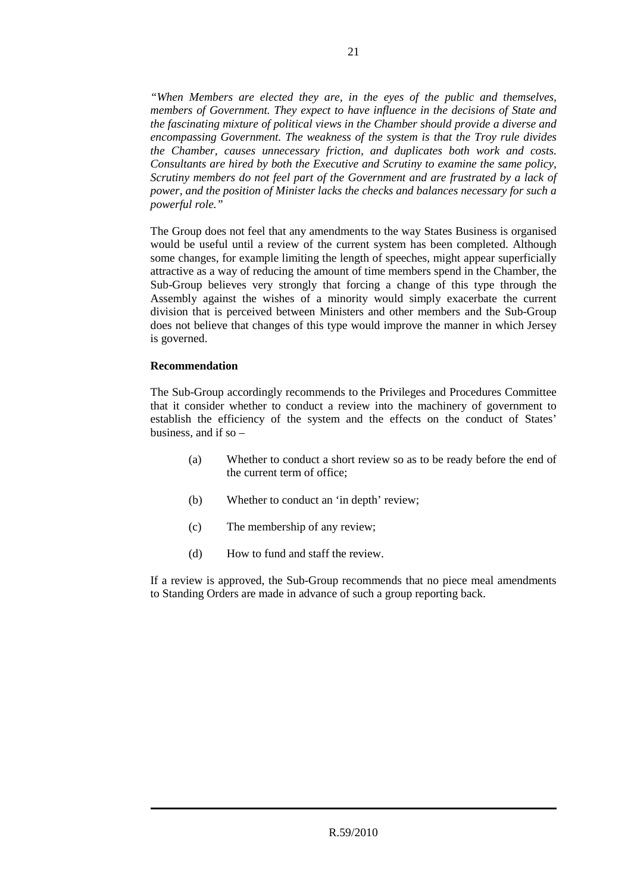*"When Members are elected they are, in the eyes of the public and themselves, members of Government. They expect to have influence in the decisions of State and the fascinating mixture of political views in the Chamber should provide a diverse and encompassing Government. The weakness of the system is that the Troy rule divides the Chamber, causes unnecessary friction, and duplicates both work and costs. Consultants are hired by both the Executive and Scrutiny to examine the same policy, Scrutiny members do not feel part of the Government and are frustrated by a lack of power, and the position of Minister lacks the checks and balances necessary for such a powerful role."*

The Group does not feel that any amendments to the way States Business is organised would be useful until a review of the current system has been completed. Although some changes, for example limiting the length of speeches, might appear superficially attractive as a way of reducing the amount of time members spend in the Chamber, the Sub-Group believes very strongly that forcing a change of this type through the Assembly against the wishes of a minority would simply exacerbate the current division that is perceived between Ministers and other members and the Sub-Group does not believe that changes of this type would improve the manner in which Jersey is governed.

**Recommendation**

The Sub-Group accordingly recommends to the Privileges and Procedures Committee that it consider whether to conduct a review into the machinery of government to establish the efficiency of the system and the effects on the conduct of States' business, and if so –

(a) Whether to conduct a short review so as to be ready before the end of the current term of office;

(b) Whether to conduct an 'in depth' review;

(c) The membership of any review;

(d) How to fund and staff the review.

If a review is approved, the Sub-Group recommends that no piece meal amendments to Standing Orders are made in advance of such a group reporting back.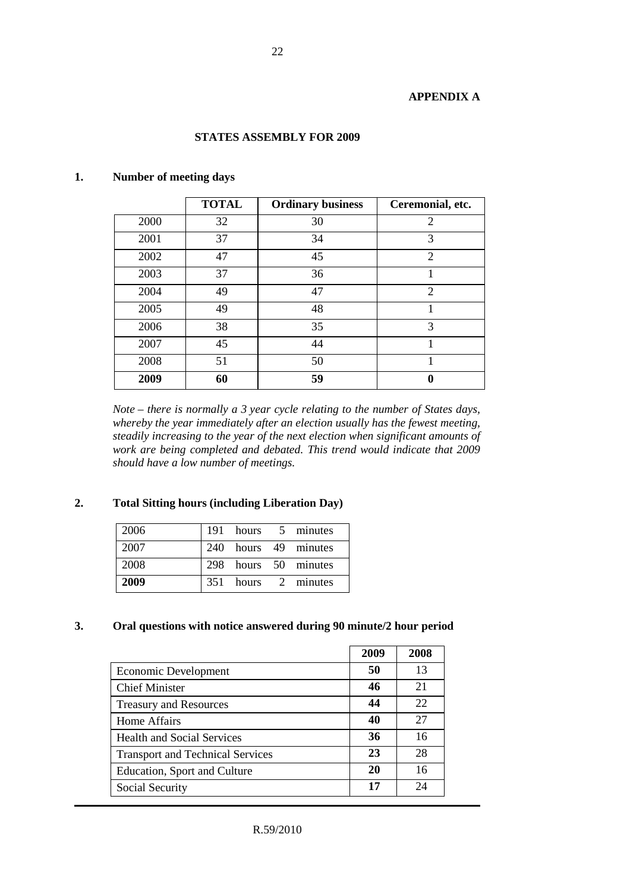**APPENDIX A**

**STATES ASSEMBLY FOR 2009**

**1. Number of meeting days**

| | TOTAL | Ordinary business | Ceremonial, etc. |
|---|---|---|---|
| 2000 | 32 | 30 | 2 |
| 2001 | 37 | 34 | 3 |
| 2002 | 47 | 45 | 2 |
| 2003 | 37 | 36 | 1 |
| 2004 | 49 | 47 | 2 |
| 2005 | 49 | 48 | 1 |
| 2006 | 38 | 35 | 3 |
| 2007 | 45 | 44 | 1 |
| 2008 | 51 | 50 | 1 |
| **2009** | **60** | **59** | **0** |

*Note – there is normally a 3 year cycle relating to the number of States days, whereby the year immediately after an election usually has the fewest meeting, steadily increasing to the year of the next election when significant amounts of work are being completed and debated. This trend would indicate that 2009 should have a low number of meetings.*

**2. Total Sitting hours (including Liberation Day)**

| | |
|---|---|
| 2006 | 191 hours 5 minutes |
| 2007 | 240 hours 49 minutes |
| 2008 | 298 hours 50 minutes |
| **2009** | 351 hours 2 minutes |

**3. Oral questions with notice answered during 90 minute/2 hour period**

| | 2009 | 2008 |
|---|---|---|
| Economic Development | **50** | 13 |
| Chief Minister | **46** | 21 |
| Treasury and Resources | **44** | 22 |
| Home Affairs | **40** | 27 |
| Health and Social Services | **36** | 16 |
| Transport and Technical Services | **23** | 28 |
| Education, Sport and Culture | **20** | 16 |
| Social Security | **17** | 24 |

R.59/2010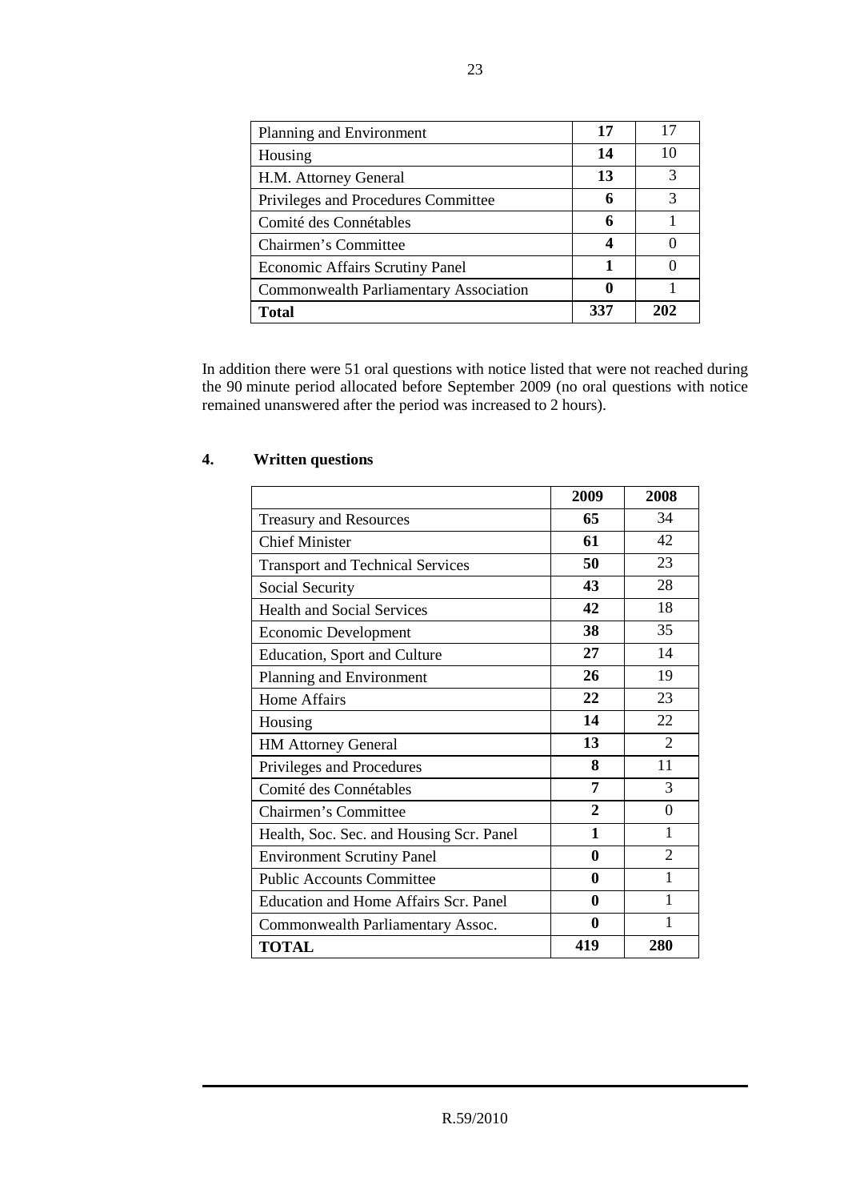| | | |
|---|---|---|
| Planning and Environment | **17** | 17 |
| Housing | **14** | 10 |
| H.M. Attorney General | **13** | 3 |
| Privileges and Procedures Committee | **6** | 3 |
| Comité des Connétables | **6** | 1 |
| Chairmen's Committee | **4** | 0 |
| Economic Affairs Scrutiny Panel | **1** | 0 |
| Commonwealth Parliamentary Association | **0** | 1 |
| **Total** | **337** | **202** |

In addition there were 51 oral questions with notice listed that were not reached during the 90 minute period allocated before September 2009 (no oral questions with notice remained unanswered after the period was increased to 2 hours).

## 4. Written questions

| | 2009 | 2008 |
|---|---|---|
| Treasury and Resources | **65** | 34 |
| Chief Minister | **61** | 42 |
| Transport and Technical Services | **50** | 23 |
| Social Security | **43** | 28 |
| Health and Social Services | **42** | 18 |
| Economic Development | **38** | 35 |
| Education, Sport and Culture | **27** | 14 |
| Planning and Environment | **26** | 19 |
| Home Affairs | **22** | 23 |
| Housing | **14** | 22 |
| HM Attorney General | **13** | 2 |
| Privileges and Procedures | **8** | 11 |
| Comité des Connétables | **7** | 3 |
| Chairmen's Committee | **2** | 0 |
| Health, Soc. Sec. and Housing Scr. Panel | **1** | 1 |
| Environment Scrutiny Panel | **0** | 2 |
| Public Accounts Committee | **0** | 1 |
| Education and Home Affairs Scr. Panel | **0** | 1 |
| Commonwealth Parliamentary Assoc. | **0** | 1 |
| **TOTAL** | **419** | **280** |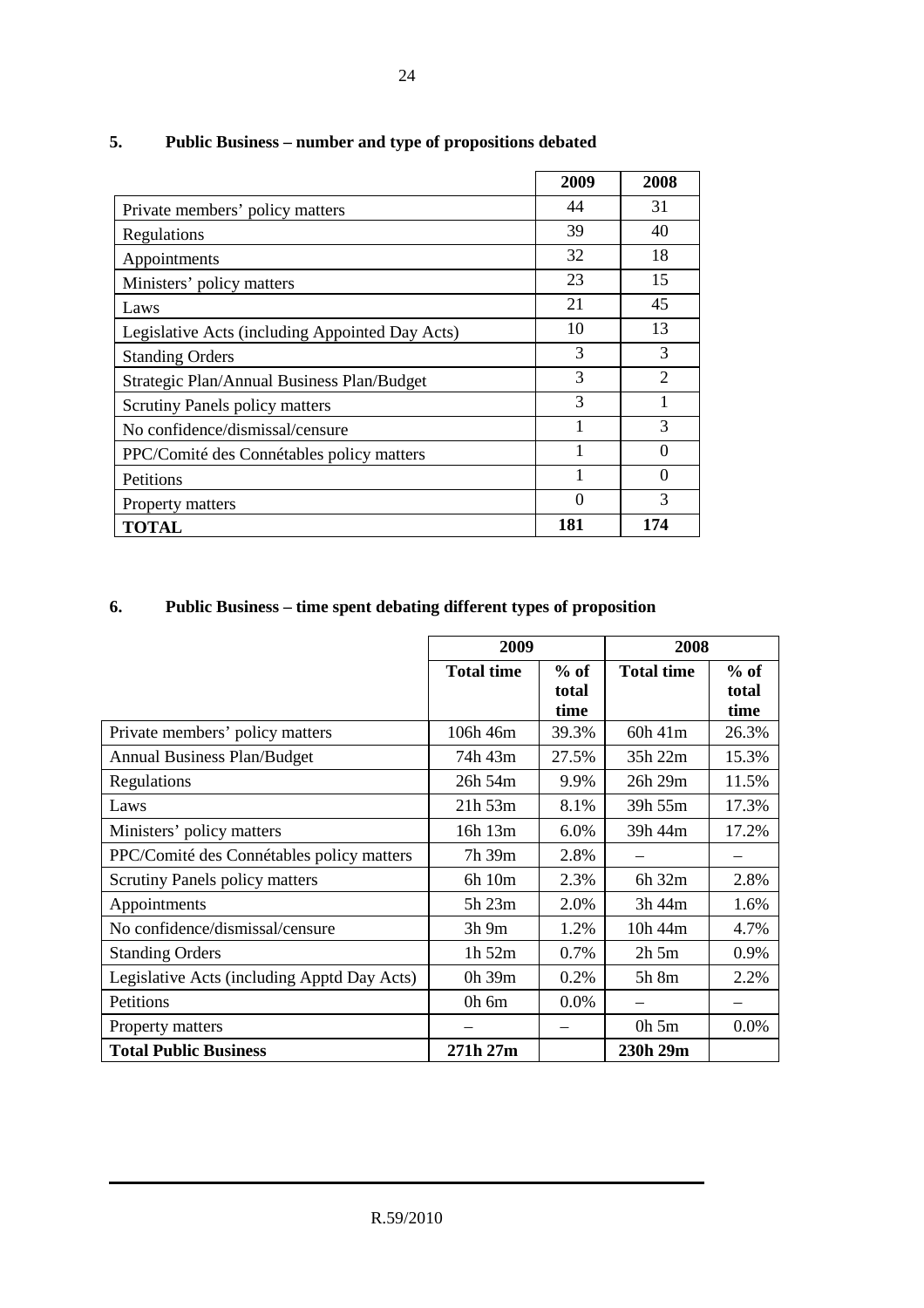## 5. Public Business – number and type of propositions debated

| | 2009 | 2008 |
|---|---|---|
| Private members' policy matters | 44 | 31 |
| Regulations | 39 | 40 |
| Appointments | 32 | 18 |
| Ministers' policy matters | 23 | 15 |
| Laws | 21 | 45 |
| Legislative Acts (including Appointed Day Acts) | 10 | 13 |
| Standing Orders | 3 | 3 |
| Strategic Plan/Annual Business Plan/Budget | 3 | 2 |
| Scrutiny Panels policy matters | 3 | 1 |
| No confidence/dismissal/censure | 1 | 3 |
| PPC/Comité des Connétables policy matters | 1 | 0 |
| Petitions | 1 | 0 |
| Property matters | 0 | 3 |
| **TOTAL** | **181** | **174** |

## 6. Public Business – time spent debating different types of proposition

| | 2009 | | 2008 | |
|---|---|---|---|---|
| | **Total time** | **% of total time** | **Total time** | **% of total time** |
| Private members' policy matters | 106h 46m | 39.3% | 60h 41m | 26.3% |
| Annual Business Plan/Budget | 74h 43m | 27.5% | 35h 22m | 15.3% |
| Regulations | 26h 54m | 9.9% | 26h 29m | 11.5% |
| Laws | 21h 53m | 8.1% | 39h 55m | 17.3% |
| Ministers' policy matters | 16h 13m | 6.0% | 39h 44m | 17.2% |
| PPC/Comité des Connétables policy matters | 7h 39m | 2.8% | – | – |
| Scrutiny Panels policy matters | 6h 10m | 2.3% | 6h 32m | 2.8% |
| Appointments | 5h 23m | 2.0% | 3h 44m | 1.6% |
| No confidence/dismissal/censure | 3h 9m | 1.2% | 10h 44m | 4.7% |
| Standing Orders | 1h 52m | 0.7% | 2h 5m | 0.9% |
| Legislative Acts (including Apptd Day Acts) | 0h 39m | 0.2% | 5h 8m | 2.2% |
| Petitions | 0h 6m | 0.0% | – | – |
| Property matters | – | – | 0h 5m | 0.0% |
| **Total Public Business** | **271h 27m** | | **230h 29m** | |

R.59/2010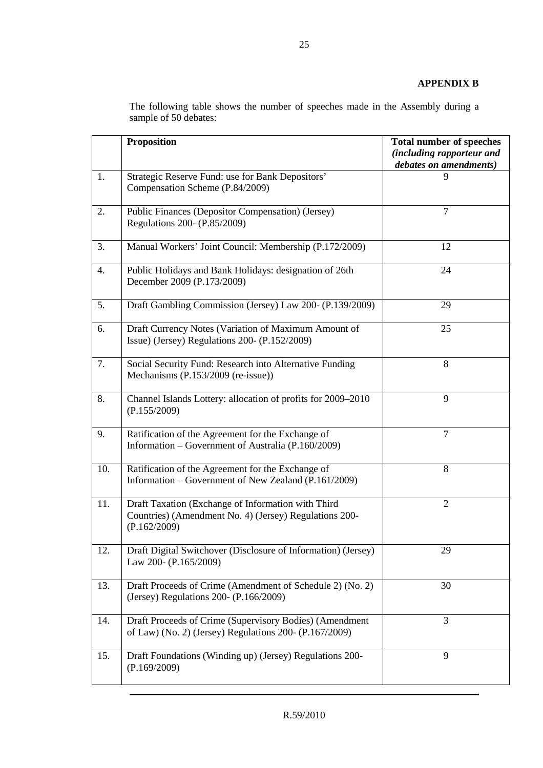**APPENDIX B**

The following table shows the number of speeches made in the Assembly during a sample of 50 debates:

| | **Proposition** | **Total number of speeches** *(including rapporteur and debates on amendments)* |
|---|---|---|
| 1. | Strategic Reserve Fund: use for Bank Depositors' Compensation Scheme (P.84/2009) | 9 |
| 2. | Public Finances (Depositor Compensation) (Jersey) Regulations 200- (P.85/2009) | 7 |
| 3. | Manual Workers' Joint Council: Membership (P.172/2009) | 12 |
| 4. | Public Holidays and Bank Holidays: designation of 26th December 2009 (P.173/2009) | 24 |
| 5. | Draft Gambling Commission (Jersey) Law 200- (P.139/2009) | 29 |
| 6. | Draft Currency Notes (Variation of Maximum Amount of Issue) (Jersey) Regulations 200- (P.152/2009) | 25 |
| 7. | Social Security Fund: Research into Alternative Funding Mechanisms (P.153/2009 (re-issue)) | 8 |
| 8. | Channel Islands Lottery: allocation of profits for 2009–2010 (P.155/2009) | 9 |
| 9. | Ratification of the Agreement for the Exchange of Information – Government of Australia (P.160/2009) | 7 |
| 10. | Ratification of the Agreement for the Exchange of Information – Government of New Zealand (P.161/2009) | 8 |
| 11. | Draft Taxation (Exchange of Information with Third Countries) (Amendment No. 4) (Jersey) Regulations 200- (P.162/2009) | 2 |
| 12. | Draft Digital Switchover (Disclosure of Information) (Jersey) Law 200- (P.165/2009) | 29 |
| 13. | Draft Proceeds of Crime (Amendment of Schedule 2) (No. 2) (Jersey) Regulations 200- (P.166/2009) | 30 |
| 14. | Draft Proceeds of Crime (Supervisory Bodies) (Amendment of Law) (No. 2) (Jersey) Regulations 200- (P.167/2009) | 3 |
| 15. | Draft Foundations (Winding up) (Jersey) Regulations 200- (P.169/2009) | 9 |

R.59/2010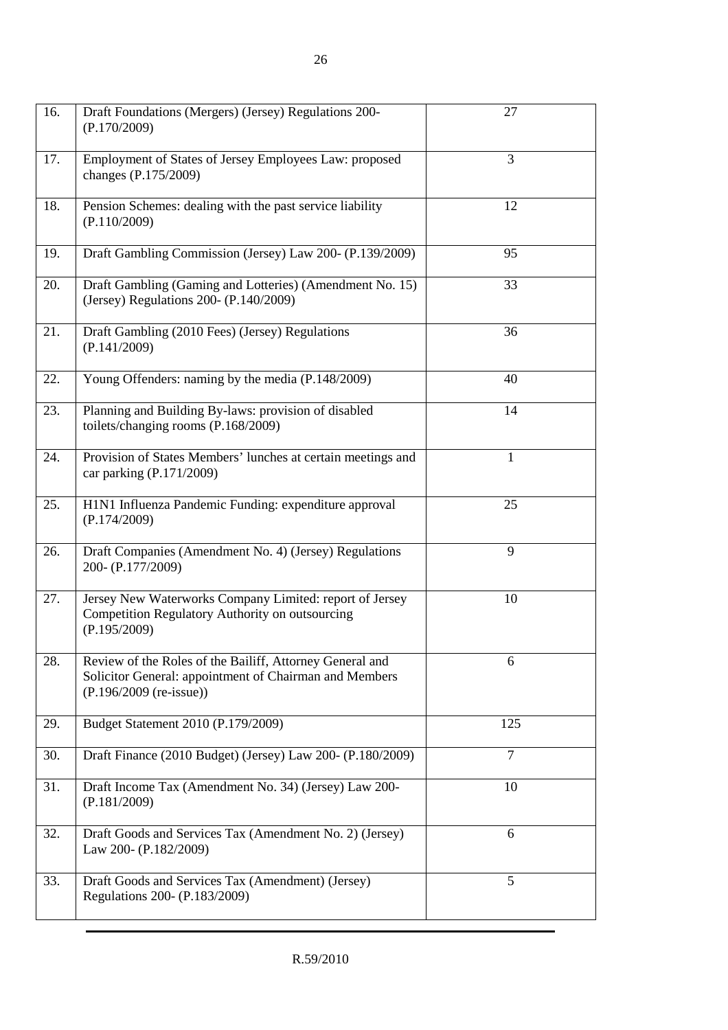| | | |
|---|---|---|
| 16. | Draft Foundations (Mergers) (Jersey) Regulations 200- (P.170/2009) | 27 |
| 17. | Employment of States of Jersey Employees Law: proposed changes (P.175/2009) | 3 |
| 18. | Pension Schemes: dealing with the past service liability (P.110/2009) | 12 |
| 19. | Draft Gambling Commission (Jersey) Law 200- (P.139/2009) | 95 |
| 20. | Draft Gambling (Gaming and Lotteries) (Amendment No. 15) (Jersey) Regulations 200- (P.140/2009) | 33 |
| 21. | Draft Gambling (2010 Fees) (Jersey) Regulations (P.141/2009) | 36 |
| 22. | Young Offenders: naming by the media (P.148/2009) | 40 |
| 23. | Planning and Building By-laws: provision of disabled toilets/changing rooms (P.168/2009) | 14 |
| 24. | Provision of States Members' lunches at certain meetings and car parking (P.171/2009) | 1 |
| 25. | H1N1 Influenza Pandemic Funding: expenditure approval (P.174/2009) | 25 |
| 26. | Draft Companies (Amendment No. 4) (Jersey) Regulations 200- (P.177/2009) | 9 |
| 27. | Jersey New Waterworks Company Limited: report of Jersey Competition Regulatory Authority on outsourcing (P.195/2009) | 10 |
| 28. | Review of the Roles of the Bailiff, Attorney General and Solicitor General: appointment of Chairman and Members (P.196/2009 (re-issue)) | 6 |
| 29. | Budget Statement 2010 (P.179/2009) | 125 |
| 30. | Draft Finance (2010 Budget) (Jersey) Law 200- (P.180/2009) | 7 |
| 31. | Draft Income Tax (Amendment No. 34) (Jersey) Law 200- (P.181/2009) | 10 |
| 32. | Draft Goods and Services Tax (Amendment No. 2) (Jersey) Law 200- (P.182/2009) | 6 |
| 33. | Draft Goods and Services Tax (Amendment) (Jersey) Regulations 200- (P.183/2009) | 5 |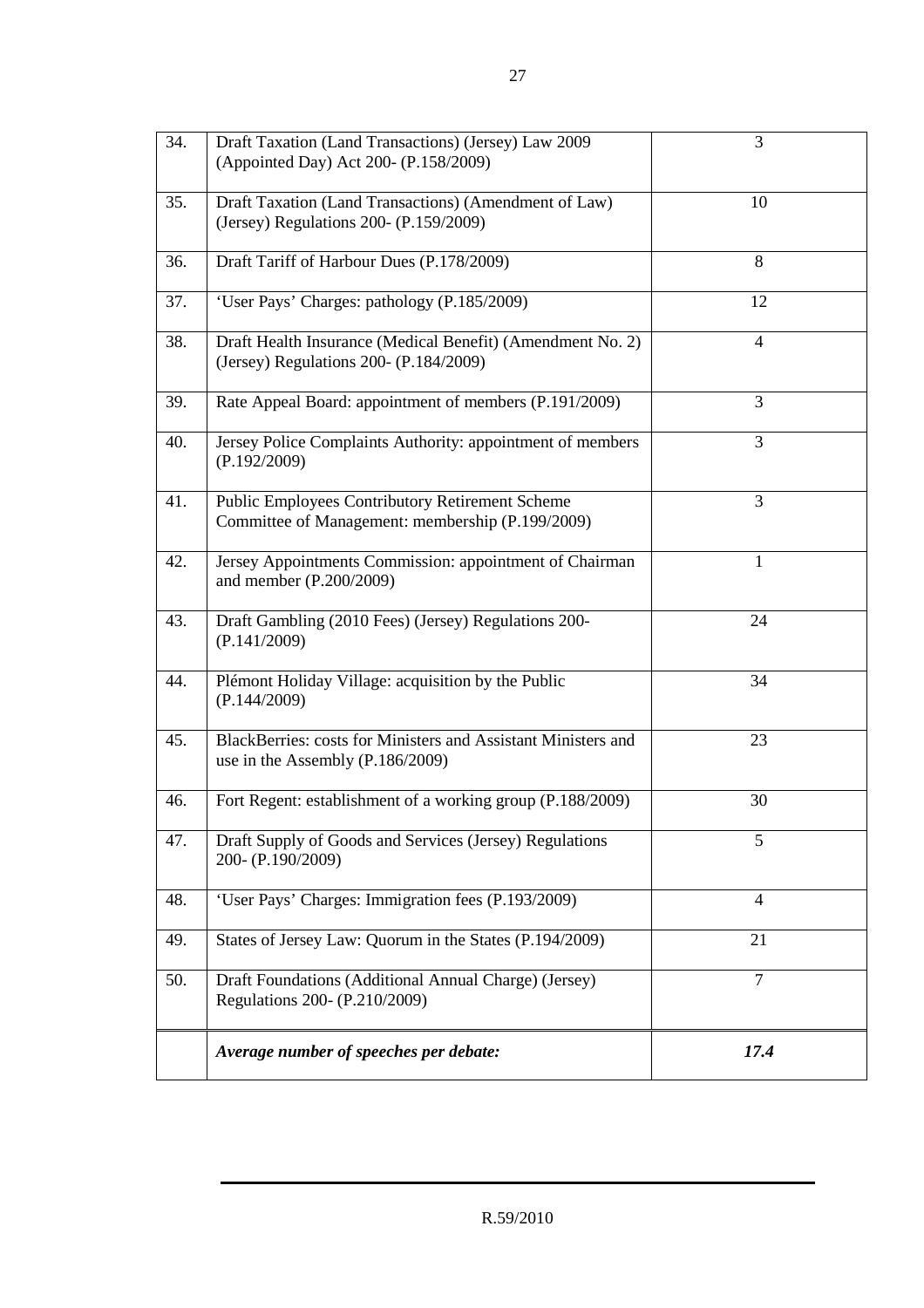| | | |
|---|---|---|
| 34. | Draft Taxation (Land Transactions) (Jersey) Law 2009 (Appointed Day) Act 200- (P.158/2009) | 3 |
| 35. | Draft Taxation (Land Transactions) (Amendment of Law) (Jersey) Regulations 200- (P.159/2009) | 10 |
| 36. | Draft Tariff of Harbour Dues (P.178/2009) | 8 |
| 37. | 'User Pays' Charges: pathology (P.185/2009) | 12 |
| 38. | Draft Health Insurance (Medical Benefit) (Amendment No. 2) (Jersey) Regulations 200- (P.184/2009) | 4 |
| 39. | Rate Appeal Board: appointment of members (P.191/2009) | 3 |
| 40. | Jersey Police Complaints Authority: appointment of members (P.192/2009) | 3 |
| 41. | Public Employees Contributory Retirement Scheme Committee of Management: membership (P.199/2009) | 3 |
| 42. | Jersey Appointments Commission: appointment of Chairman and member (P.200/2009) | 1 |
| 43. | Draft Gambling (2010 Fees) (Jersey) Regulations 200- (P.141/2009) | 24 |
| 44. | Plémont Holiday Village: acquisition by the Public (P.144/2009) | 34 |
| 45. | BlackBerries: costs for Ministers and Assistant Ministers and use in the Assembly (P.186/2009) | 23 |
| 46. | Fort Regent: establishment of a working group (P.188/2009) | 30 |
| 47. | Draft Supply of Goods and Services (Jersey) Regulations 200- (P.190/2009) | 5 |
| 48. | 'User Pays' Charges: Immigration fees (P.193/2009) | 4 |
| 49. | States of Jersey Law: Quorum in the States (P.194/2009) | 21 |
| 50. | Draft Foundations (Additional Annual Charge) (Jersey) Regulations 200- (P.210/2009) | 7 |
| | ***Average number of speeches per debate:*** | ***17.4*** |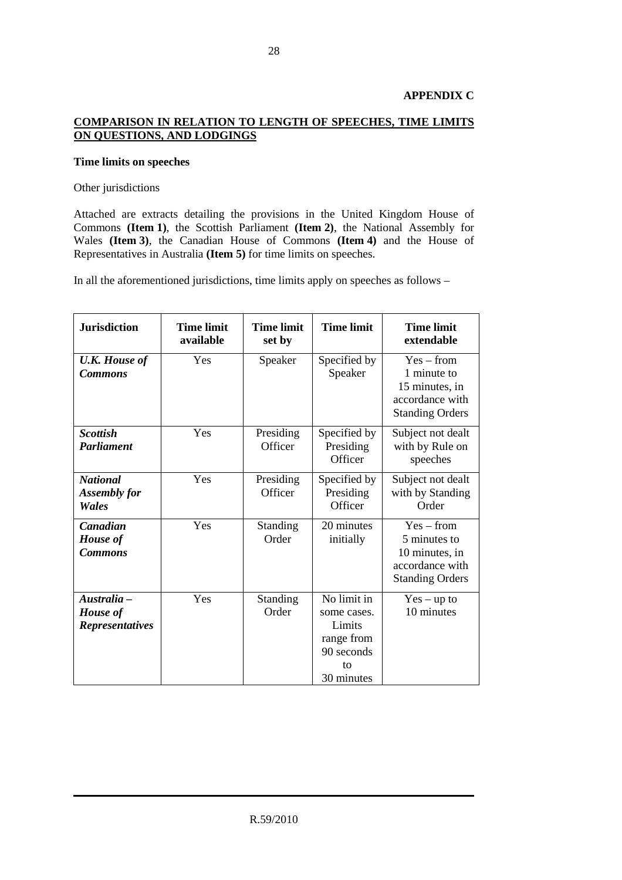**APPENDIX C**

**COMPARISON IN RELATION TO LENGTH OF SPEECHES, TIME LIMITS ON QUESTIONS, AND LODGINGS**

**Time limits on speeches**

Other jurisdictions

Attached are extracts detailing the provisions in the United Kingdom House of Commons **(Item 1)**, the Scottish Parliament **(Item 2)**, the National Assembly for Wales **(Item 3)**, the Canadian House of Commons **(Item 4)** and the House of Representatives in Australia **(Item 5)** for time limits on speeches.

In all the aforementioned jurisdictions, time limits apply on speeches as follows –

| Jurisdiction | Time limit available | Time limit set by | Time limit | Time limit extendable |
|---|---|---|---|---|
| ***U.K. House of Commons*** | Yes | Speaker | Specified by Speaker | Yes – from 1 minute to 15 minutes, in accordance with Standing Orders |
| ***Scottish Parliament*** | Yes | Presiding Officer | Specified by Presiding Officer | Subject not dealt with by Rule on speeches |
| ***National Assembly for Wales*** | Yes | Presiding Officer | Specified by Presiding Officer | Subject not dealt with by Standing Order |
| ***Canadian House of Commons*** | Yes | Standing Order | 20 minutes initially | Yes – from 5 minutes to 10 minutes, in accordance with Standing Orders |
| ***Australia – House of Representatives*** | Yes | Standing Order | No limit in some cases. Limits range from 90 seconds to 30 minutes | Yes – up to 10 minutes |

R.59/2010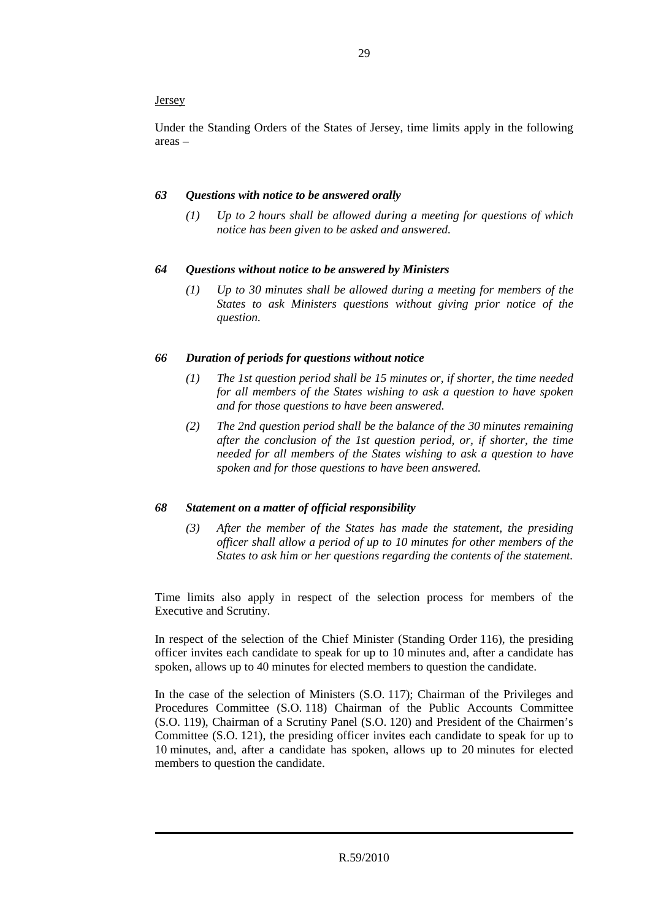Jersey

Under the Standing Orders of the States of Jersey, time limits apply in the following areas –

***63 Questions with notice to be answered orally***

*(1) Up to 2 hours shall be allowed during a meeting for questions of which notice has been given to be asked and answered.*

***64 Questions without notice to be answered by Ministers***

*(1) Up to 30 minutes shall be allowed during a meeting for members of the States to ask Ministers questions without giving prior notice of the question.*

***66 Duration of periods for questions without notice***

*(1) The 1st question period shall be 15 minutes or, if shorter, the time needed for all members of the States wishing to ask a question to have spoken and for those questions to have been answered.*

*(2) The 2nd question period shall be the balance of the 30 minutes remaining after the conclusion of the 1st question period, or, if shorter, the time needed for all members of the States wishing to ask a question to have spoken and for those questions to have been answered.*

***68 Statement on a matter of official responsibility***

*(3) After the member of the States has made the statement, the presiding officer shall allow a period of up to 10 minutes for other members of the States to ask him or her questions regarding the contents of the statement.*

Time limits also apply in respect of the selection process for members of the Executive and Scrutiny.

In respect of the selection of the Chief Minister (Standing Order 116), the presiding officer invites each candidate to speak for up to 10 minutes and, after a candidate has spoken, allows up to 40 minutes for elected members to question the candidate.

In the case of the selection of Ministers (S.O. 117); Chairman of the Privileges and Procedures Committee (S.O. 118) Chairman of the Public Accounts Committee (S.O. 119), Chairman of a Scrutiny Panel (S.O. 120) and President of the Chairmen's Committee (S.O. 121), the presiding officer invites each candidate to speak for up to 10 minutes, and, after a candidate has spoken, allows up to 20 minutes for elected members to question the candidate.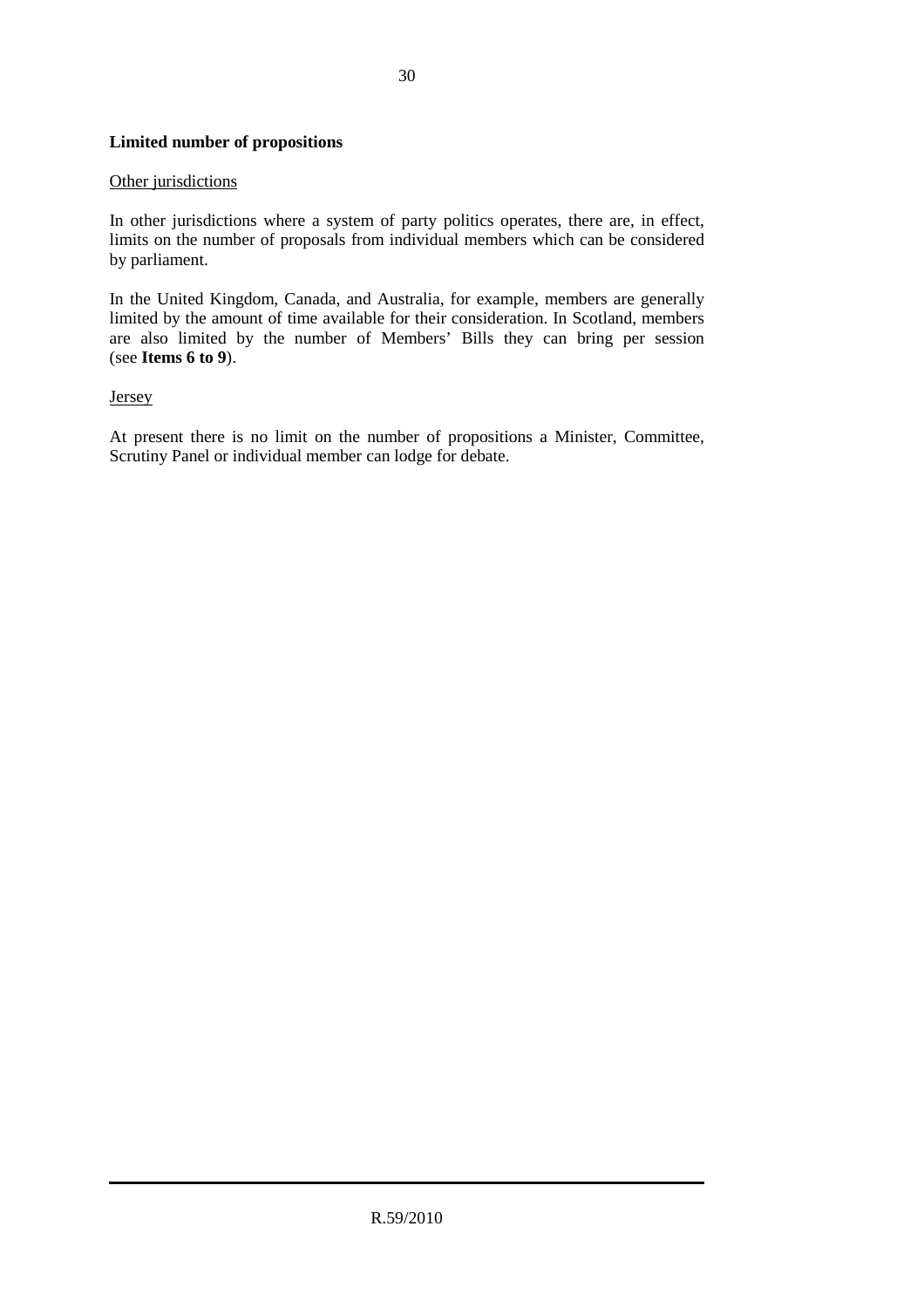**Limited number of propositions**

Other jurisdictions

In other jurisdictions where a system of party politics operates, there are, in effect, limits on the number of proposals from individual members which can be considered by parliament.

In the United Kingdom, Canada, and Australia, for example, members are generally limited by the amount of time available for their consideration. In Scotland, members are also limited by the number of Members' Bills they can bring per session (see **Items 6 to 9**).

Jersey

At present there is no limit on the number of propositions a Minister, Committee, Scrutiny Panel or individual member can lodge for debate.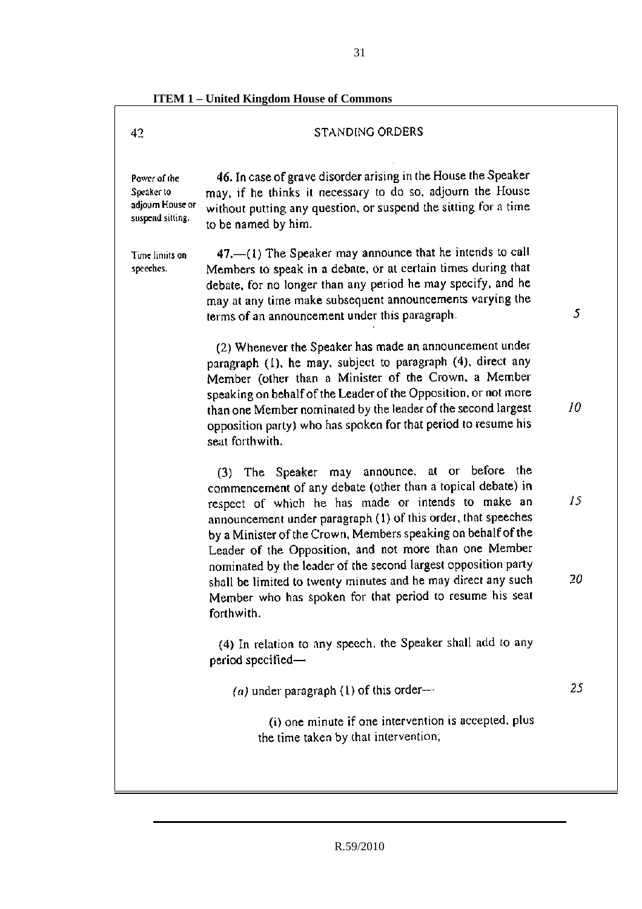**ITEM 1 – United Kingdom House of Commons**

STANDING ORDERS

*Power of the Speaker to adjourn House or suspend sitting.*

**46.** In case of grave disorder arising in the House the Speaker may, if he thinks it necessary to do so, adjourn the House without putting any question, or suspend the sitting for a time to be named by him.

*Time limits on speeches.*

**47.**—(1) The Speaker may announce that he intends to call Members to speak in a debate, or at certain times during that debate, for no longer than any period he may specify, and he may at any time make subsequent announcements varying the terms of an announcement under this paragraph.

(2) Whenever the Speaker has made an announcement under paragraph (1), he may, subject to paragraph (4), direct any Member (other than a Minister of the Crown, a Member speaking on behalf of the Leader of the Opposition, or not more than one Member nominated by the leader of the second largest opposition party) who has spoken for that period to resume his seat forthwith.

(3) The Speaker may announce, at or before the commencement of any debate (other than a topical debate) in respect of which he has made or intends to make an announcement under paragraph (1) of this order, that speeches by a Minister of the Crown, Members speaking on behalf of the Leader of the Opposition, and not more than one Member nominated by the leader of the second largest opposition party shall be limited to twenty minutes and he may direct any such Member who has spoken for that period to resume his seat forthwith.

(4) In relation to any speech, the Speaker shall add to any period specified—

*(a)* under paragraph (1) of this order—

(i) one minute if one intervention is accepted, plus the time taken by that intervention;

R.59/2010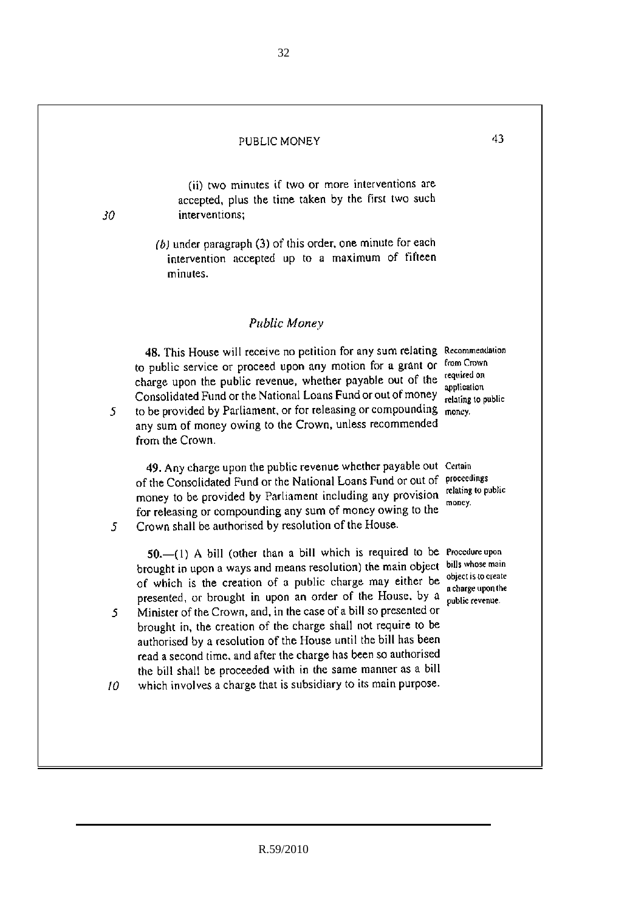(ii) two minutes if two or more interventions are accepted, plus the time taken by the first two such interventions;

(b) under paragraph (3) of this order, one minute for each intervention accepted up to a maximum of fifteen minutes.

## *Public Money*

**48.** This House will receive no petition for any sum relating to public service or proceed upon any motion for a grant or charge upon the public revenue, whether payable out of the Consolidated Fund or the National Loans Fund or out of money to be provided by Parliament, or for releasing or compounding any sum of money owing to the Crown, unless recommended from the Crown.

*Recommendation from Crown required on application relating to public money.*

**49.** Any charge upon the public revenue whether payable out of the Consolidated Fund or the National Loans Fund or out of money to be provided by Parliament including any provision for releasing or compounding any sum of money owing to the Crown shall be authorised by resolution of the House.

*Certain proceedings relating to public money.*

**50.**—(1) A bill (other than a bill which is required to be brought in upon a ways and means resolution) the main object of which is the creation of a public charge may either be presented, or brought in upon an order of the House, by a Minister of the Crown, and, in the case of a bill so presented or brought in, the creation of the charge shall not require to be authorised by a resolution of the House until the bill has been read a second time, and after the charge has been so authorised the bill shall be proceeded with in the same manner as a bill which involves a charge that is subsidiary to its main purpose.

*Procedure upon bills whose main object is to create a charge upon the public revenue.*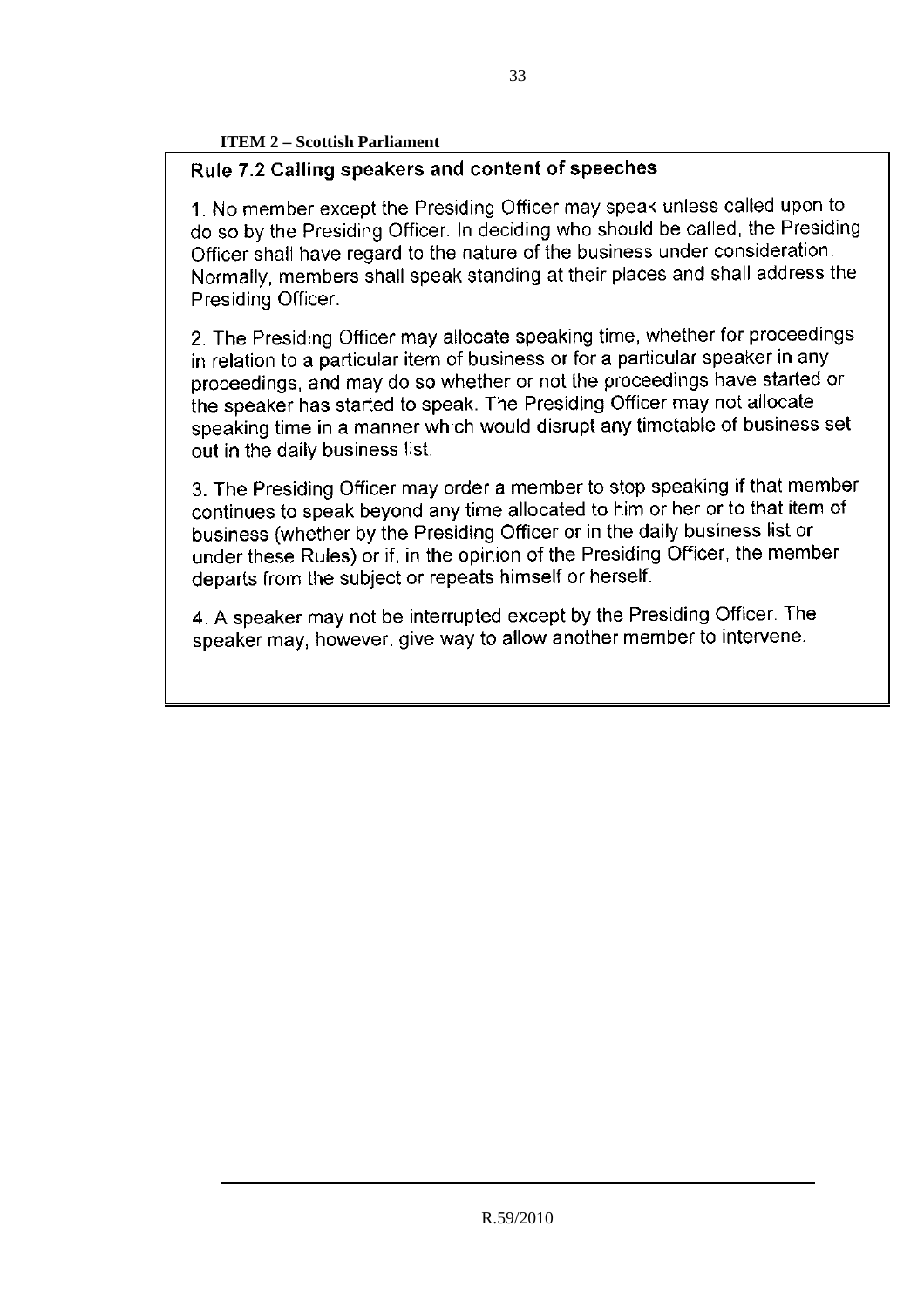**ITEM 2 – Scottish Parliament**

**Rule 7.2 Calling speakers and content of speeches**

1. No member except the Presiding Officer may speak unless called upon to do so by the Presiding Officer. In deciding who should be called, the Presiding Officer shall have regard to the nature of the business under consideration. Normally, members shall speak standing at their places and shall address the Presiding Officer.

2. The Presiding Officer may allocate speaking time, whether for proceedings in relation to a particular item of business or for a particular speaker in any proceedings, and may do so whether or not the proceedings have started or the speaker has started to speak. The Presiding Officer may not allocate speaking time in a manner which would disrupt any timetable of business set out in the daily business list.

3. The Presiding Officer may order a member to stop speaking if that member continues to speak beyond any time allocated to him or her or to that item of business (whether by the Presiding Officer or in the daily business list or under these Rules) or if, in the opinion of the Presiding Officer, the member departs from the subject or repeats himself or herself.

4. A speaker may not be interrupted except by the Presiding Officer. The speaker may, however, give way to allow another member to intervene.

R.59/2010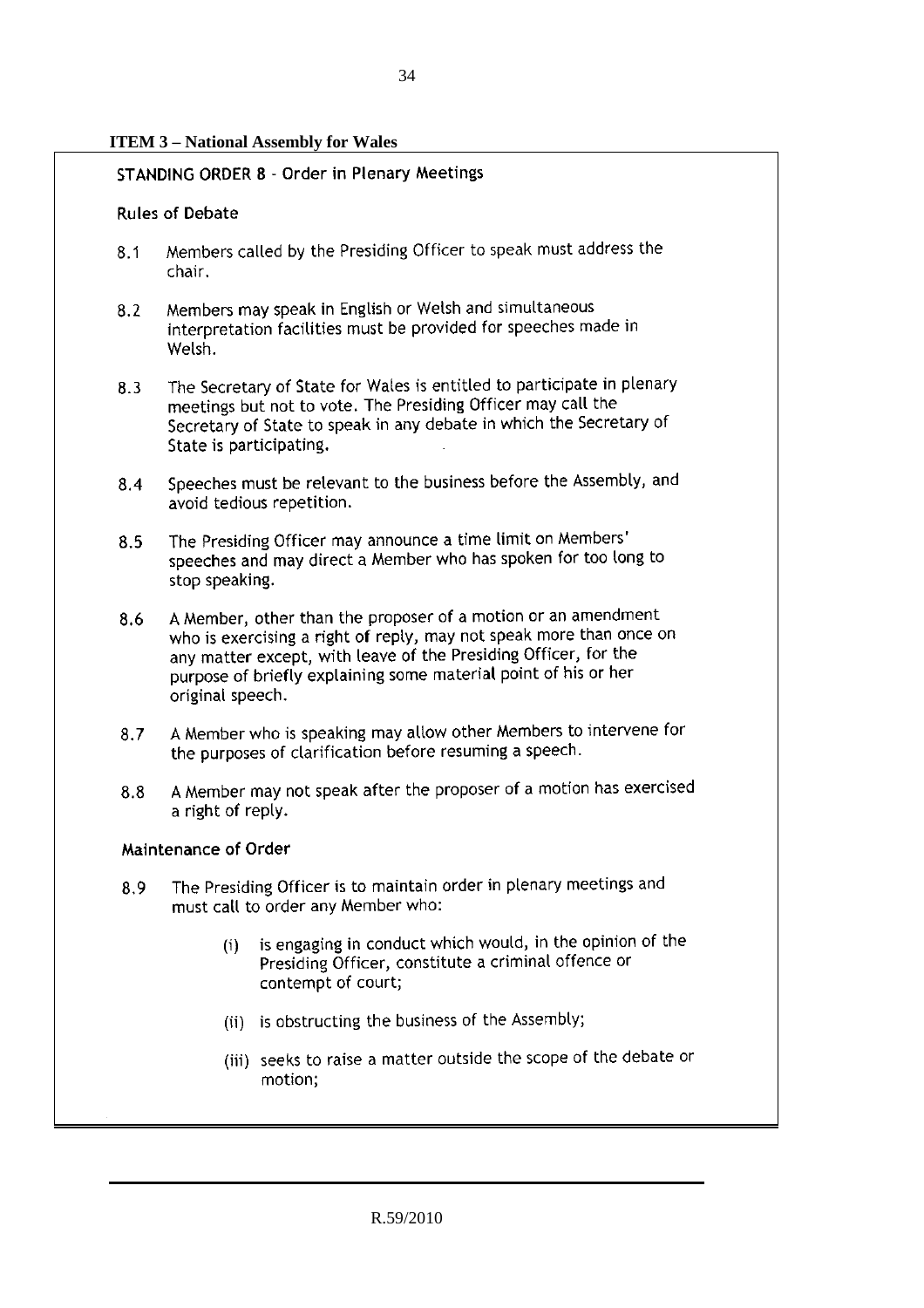**ITEM 3 – National Assembly for Wales**

STANDING ORDER 8 - Order in Plenary Meetings

Rules of Debate

8.1 Members called by the Presiding Officer to speak must address the chair.

8.2 Members may speak in English or Welsh and simultaneous interpretation facilities must be provided for speeches made in Welsh.

8.3 The Secretary of State for Wales is entitled to participate in plenary meetings but not to vote. The Presiding Officer may call the Secretary of State to speak in any debate in which the Secretary of State is participating.

8.4 Speeches must be relevant to the business before the Assembly, and avoid tedious repetition.

8.5 The Presiding Officer may announce a time limit on Members' speeches and may direct a Member who has spoken for too long to stop speaking.

8.6 A Member, other than the proposer of a motion or an amendment who is exercising a right of reply, may not speak more than once on any matter except, with leave of the Presiding Officer, for the purpose of briefly explaining some material point of his or her original speech.

8.7 A Member who is speaking may allow other Members to intervene for the purposes of clarification before resuming a speech.

8.8 A Member may not speak after the proposer of a motion has exercised a right of reply.

Maintenance of Order

8.9 The Presiding Officer is to maintain order in plenary meetings and must call to order any Member who:

(i) is engaging in conduct which would, in the opinion of the Presiding Officer, constitute a criminal offence or contempt of court;

(ii) is obstructing the business of the Assembly;

(iii) seeks to raise a matter outside the scope of the debate or motion;

R.59/2010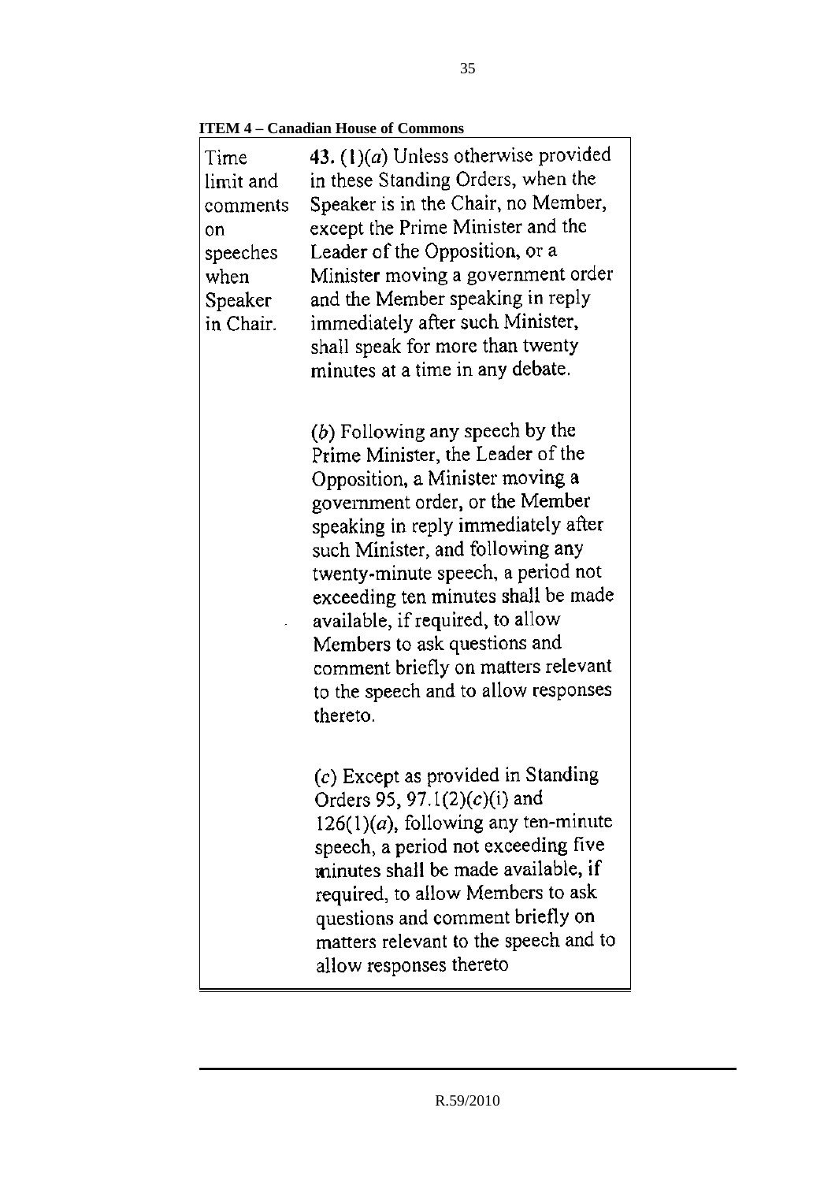**ITEM 4 – Canadian House of Commons**

| | |
|---|---|
| Time limit and comments on speeches when Speaker in Chair. | **43.** (1)(*a*) Unless otherwise provided in these Standing Orders, when the Speaker is in the Chair, no Member, except the Prime Minister and the Leader of the Opposition, or a Minister moving a government order and the Member speaking in reply immediately after such Minister, shall speak for more than twenty minutes at a time in any debate. |
| | (*b*) Following any speech by the Prime Minister, the Leader of the Opposition, a Minister moving a government order, or the Member speaking in reply immediately after such Minister, and following any twenty-minute speech, a period not exceeding ten minutes shall be made available, if required, to allow Members to ask questions and comment briefly on matters relevant to the speech and to allow responses thereto. |
| | (*c*) Except as provided in Standing Orders 95, 97.1(2)(*c*)(i) and 126(1)(*a*), following any ten-minute speech, a period not exceeding five minutes shall be made available, if required, to allow Members to ask questions and comment briefly on matters relevant to the speech and to allow responses thereto |

R.59/2010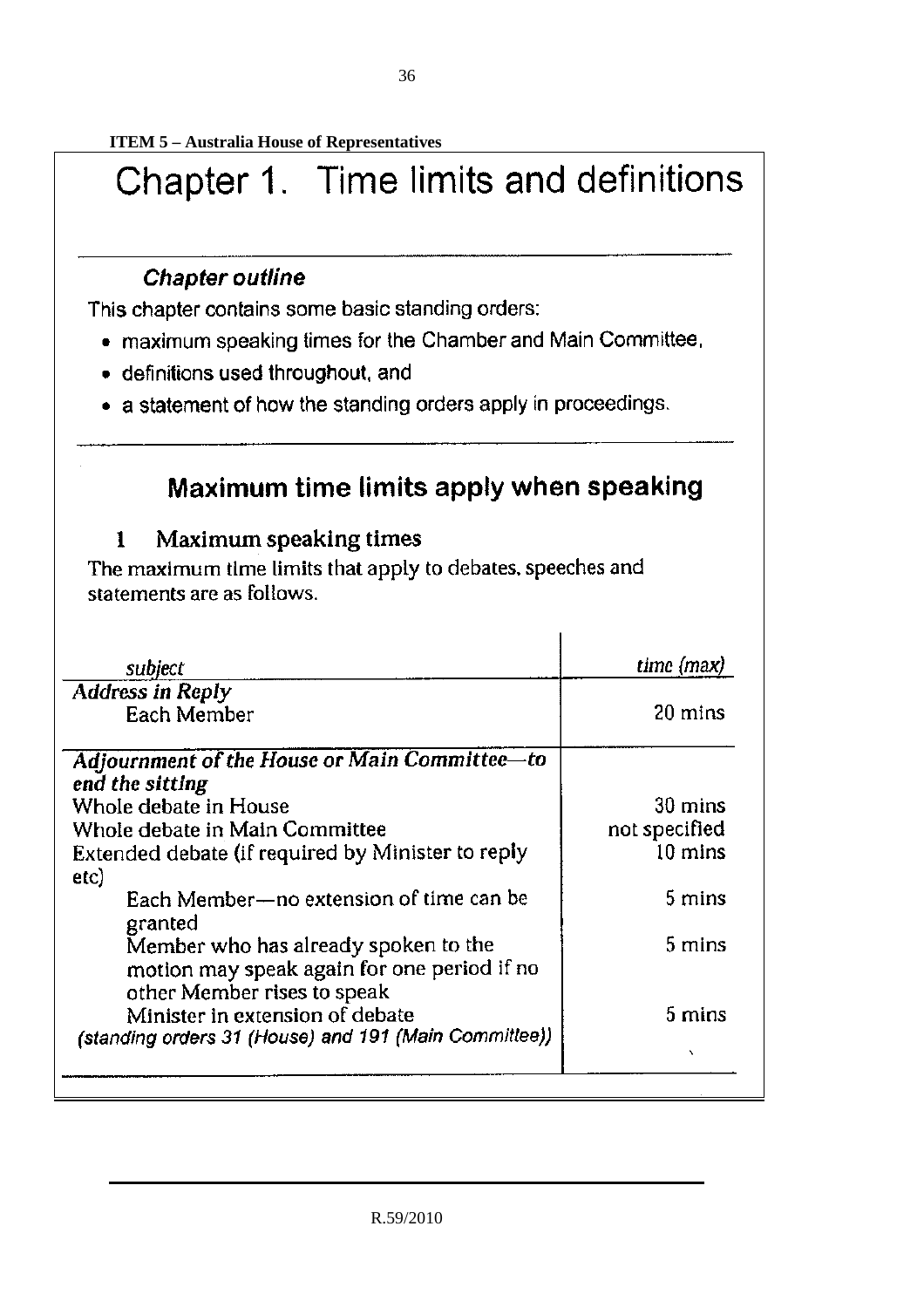**ITEM 5 – Australia House of Representatives**

# Chapter 1. Time limits and definitions

### *Chapter outline*

This chapter contains some basic standing orders:

- maximum speaking times for the Chamber and Main Committee,
- definitions used throughout, and
- a statement of how the standing orders apply in proceedings.

## Maximum time limits apply when speaking

### 1 Maximum speaking times

The maximum time limits that apply to debates, speeches and statements are as follows.

| *subject* | *time (max)* |
|---|---|
| ***Address in Reply*** | |
| Each Member | 20 mins |
| ***Adjournment of the House or Main Committee—to end the sitting*** | |
| Whole debate in House | 30 mins |
| Whole debate in Main Committee | not specified |
| Extended debate (if required by Minister to reply etc) | 10 mins |
| Each Member—no extension of time can be granted | 5 mins |
| Member who has already spoken to the motion may speak again for one period if no other Member rises to speak | 5 mins |
| Minister in extension of debate | 5 mins |
| *(standing orders 31 (House) and 191 (Main Committee))* | |

R.59/2010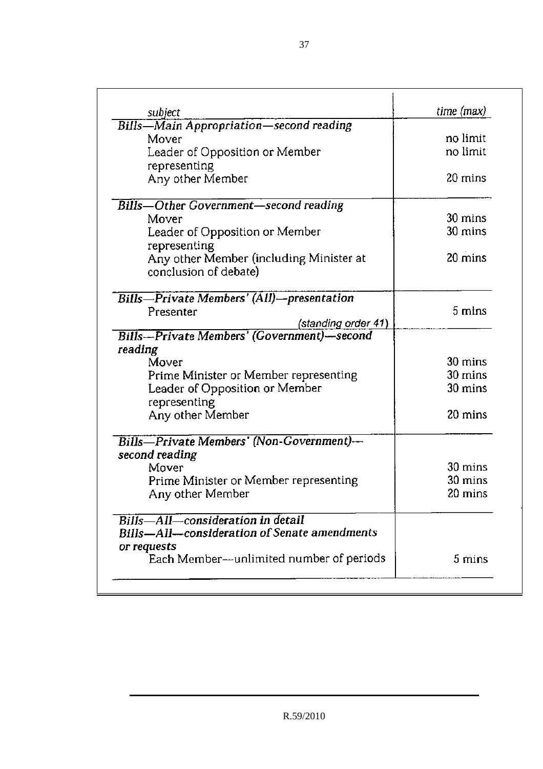| *subject* | *time (max)* |
|---|---|
| ***Bills—Main Appropriation—second reading*** | |
| Mover | no limit |
| Leader of Opposition or Member representing | no limit |
| Any other Member | 20 mins |
| ***Bills—Other Government—second reading*** | |
| Mover | 30 mins |
| Leader of Opposition or Member representing | 30 mins |
| Any other Member (including Minister at conclusion of debate) | 20 mins |
| ***Bills—Private Members' (All)—presentation*** | |
| Presenter *(standing order 41)* | 5 mins |
| ***Bills—Private Members' (Government)—second reading*** | |
| Mover | 30 mins |
| Prime Minister or Member representing | 30 mins |
| Leader of Opposition or Member representing | 30 mins |
| Any other Member | 20 mins |
| ***Bills—Private Members' (Non-Government)—second reading*** | |
| Mover | 30 mins |
| Prime Minister or Member representing | 30 mins |
| Any other Member | 20 mins |
| ***Bills—All—consideration in detail*** | |
| ***Bills—All—consideration of Senate amendments or requests*** | |
| Each Member—unlimited number of periods | 5 mins |

R.59/2010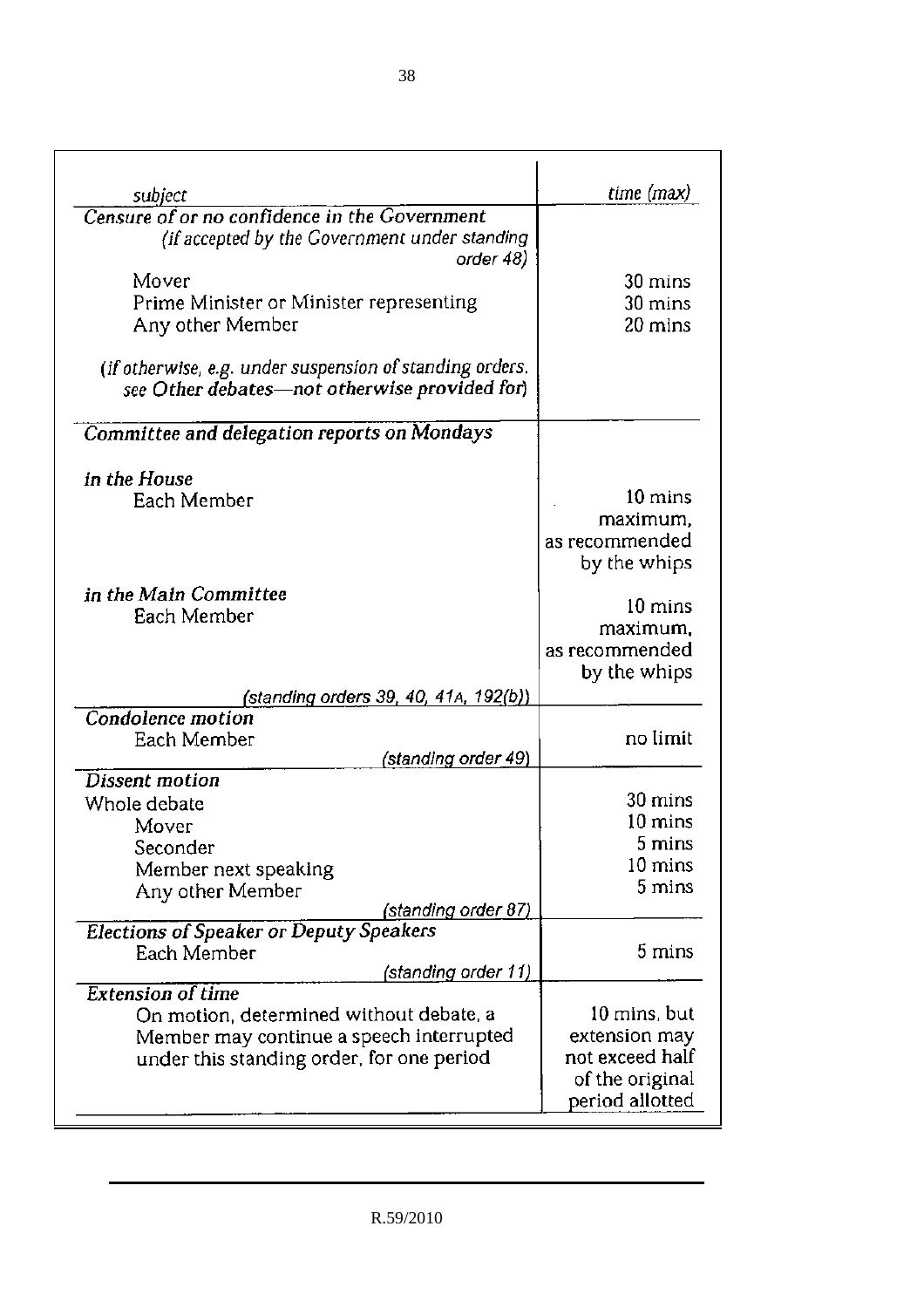| *subject* | *time (max)* |
|---|---|
| ***Censure of or no confidence in the Government*** | |
| *(if accepted by the Government under standing order 48)* | |
| Mover | 30 mins |
| Prime Minister or Minister representing | 30 mins |
| Any other Member | 20 mins |
| *(if otherwise, e.g. under suspension of standing orders, see Other debates—not otherwise provided for)* | |
| ***Committee and delegation reports on Mondays*** | |
| ***in the House*** | |
| Each Member | 10 mins maximum, as recommended by the whips |
| ***in the Main Committee*** | |
| Each Member | 10 mins maximum, as recommended by the whips |
| *(standing orders 39, 40, 41A, 192(b))* | |
| ***Condolence motion*** | |
| Each Member | no limit |
| *(standing order 49)* | |
| ***Dissent motion*** | |
| Whole debate | 30 mins |
| Mover | 10 mins |
| Seconder | 5 mins |
| Member next speaking | 10 mins |
| Any other Member | 5 mins |
| *(standing order 87)* | |
| ***Elections of Speaker or Deputy Speakers*** | |
| Each Member | 5 mins |
| *(standing order 11)* | |
| ***Extension of time*** | |
| On motion, determined without debate, a Member may continue a speech interrupted under this standing order, for one period | 10 mins, but extension may not exceed half of the original period allotted |

R.59/2010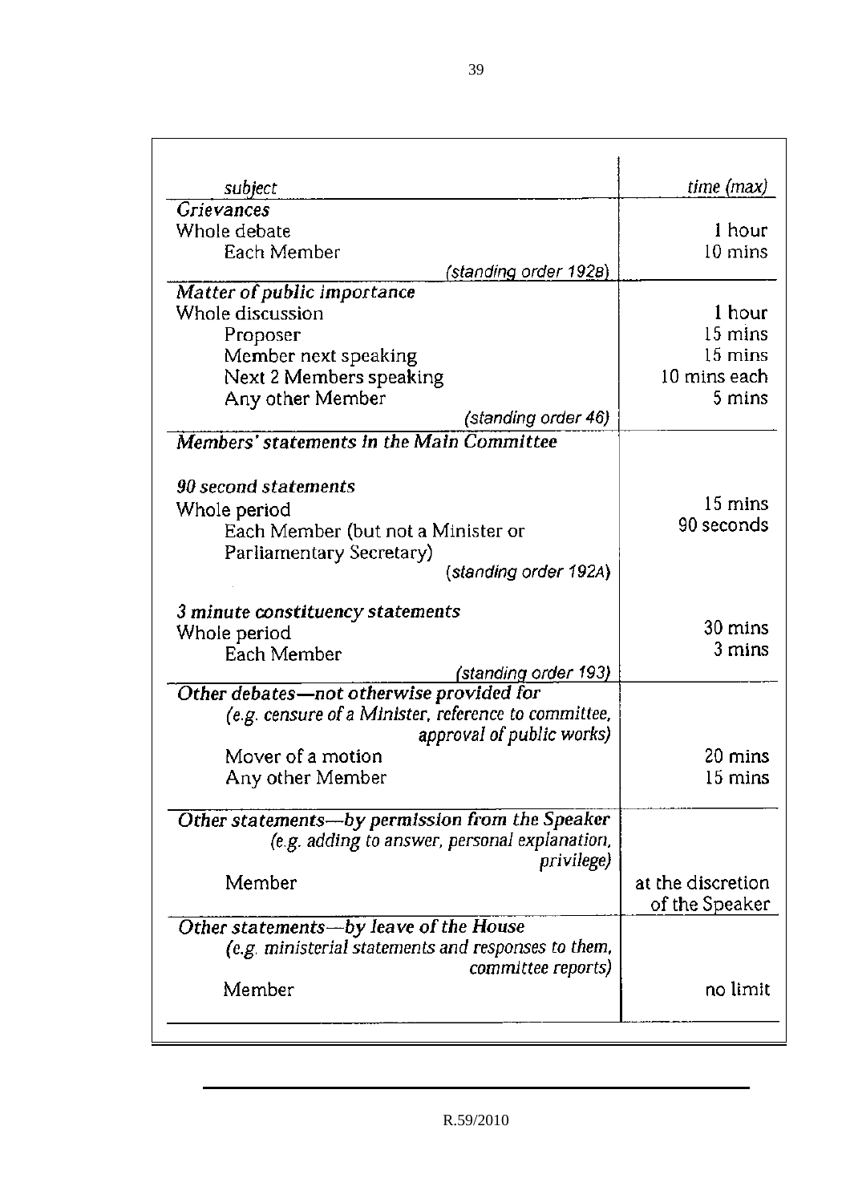| *subject* | *time (max)* |
|---|---|
| ***Grievances*** | |
| Whole debate | 1 hour |
| Each Member | 10 mins |
| *(standing order 192B)* | |
| ***Matter of public importance*** | |
| Whole discussion | 1 hour |
| Proposer | 15 mins |
| Member next speaking | 15 mins |
| Next 2 Members speaking | 10 mins each |
| Any other Member | 5 mins |
| *(standing order 46)* | |
| ***Members' statements in the Main Committee*** | |
| ***90 second statements*** | |
| Whole period | 15 mins |
| Each Member (but not a Minister or Parliamentary Secretary) | 90 seconds |
| *(standing order 192A)* | |
| ***3 minute constituency statements*** | |
| Whole period | 30 mins |
| Each Member | 3 mins |
| *(standing order 193)* | |
| ***Other debates—not otherwise provided for*** *(e.g. censure of a Minister, reference to committee, approval of public works)* | |
| Mover of a motion | 20 mins |
| Any other Member | 15 mins |
| ***Other statements—by permission from the Speaker*** *(e.g. adding to answer, personal explanation, privilege)* | |
| Member | at the discretion of the Speaker |
| ***Other statements—by leave of the House*** *(e.g. ministerial statements and responses to them, committee reports)* | |
| Member | no limit |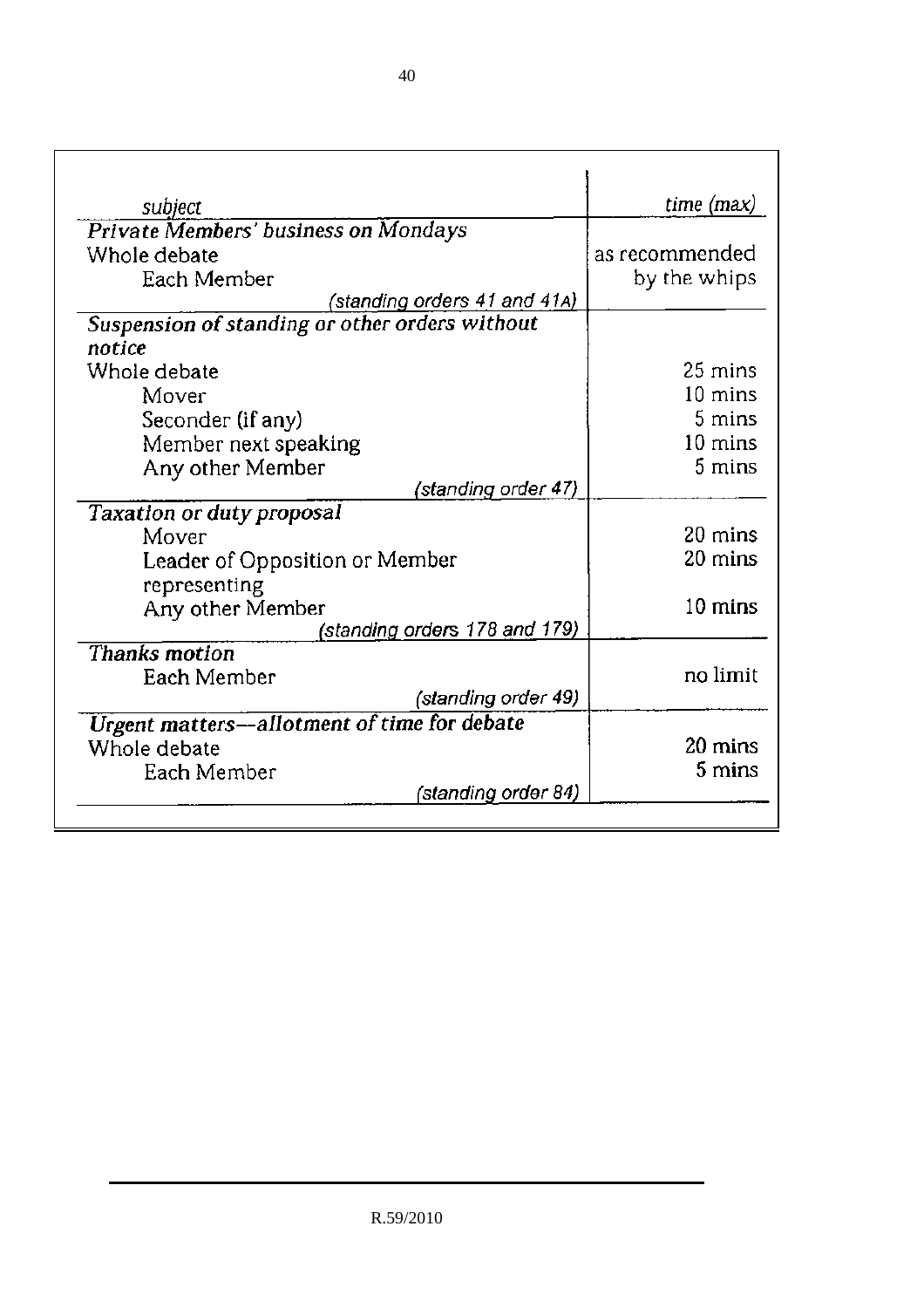| *subject* | *time (max)* |
|---|---|
| ***Private Members' business on Mondays*** | |
| Whole debate | as recommended |
| Each Member | by the whips |
| *(standing orders 41 and 41A)* | |
| ***Suspension of standing or other orders without notice*** | |
| Whole debate | 25 mins |
| Mover | 10 mins |
| Seconder (if any) | 5 mins |
| Member next speaking | 10 mins |
| Any other Member | 5 mins |
| *(standing order 47)* | |
| ***Taxation or duty proposal*** | |
| Mover | 20 mins |
| Leader of Opposition or Member representing | 20 mins |
| Any other Member | 10 mins |
| *(standing orders 178 and 179)* | |
| ***Thanks motion*** | |
| Each Member | no limit |
| *(standing order 49)* | |
| ***Urgent matters—allotment of time for debate*** | |
| Whole debate | 20 mins |
| Each Member | 5 mins |
| *(standing order 84)* | |

R.59/2010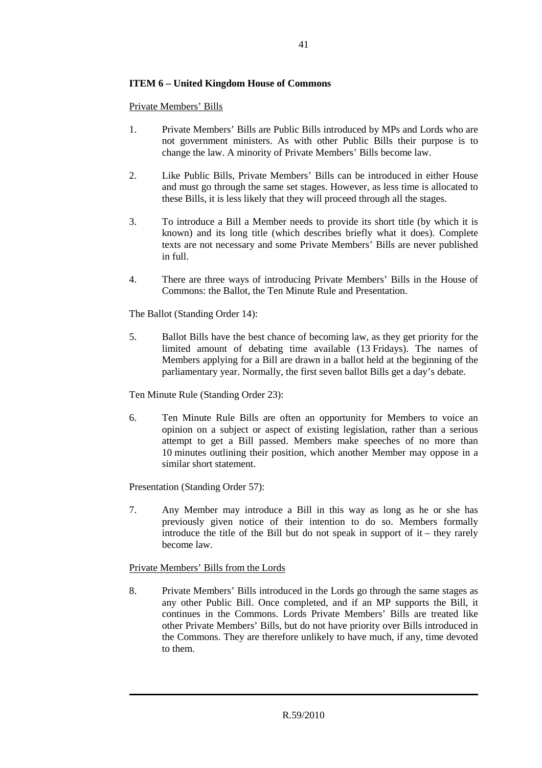**ITEM 6 – United Kingdom House of Commons**

Private Members' Bills

1. Private Members' Bills are Public Bills introduced by MPs and Lords who are not government ministers. As with other Public Bills their purpose is to change the law. A minority of Private Members' Bills become law.

2. Like Public Bills, Private Members' Bills can be introduced in either House and must go through the same set stages. However, as less time is allocated to these Bills, it is less likely that they will proceed through all the stages.

3. To introduce a Bill a Member needs to provide its short title (by which it is known) and its long title (which describes briefly what it does). Complete texts are not necessary and some Private Members' Bills are never published in full.

4. There are three ways of introducing Private Members' Bills in the House of Commons: the Ballot, the Ten Minute Rule and Presentation.

The Ballot (Standing Order 14):

5. Ballot Bills have the best chance of becoming law, as they get priority for the limited amount of debating time available (13 Fridays). The names of Members applying for a Bill are drawn in a ballot held at the beginning of the parliamentary year. Normally, the first seven ballot Bills get a day's debate.

Ten Minute Rule (Standing Order 23):

6. Ten Minute Rule Bills are often an opportunity for Members to voice an opinion on a subject or aspect of existing legislation, rather than a serious attempt to get a Bill passed. Members make speeches of no more than 10 minutes outlining their position, which another Member may oppose in a similar short statement.

Presentation (Standing Order 57):

7. Any Member may introduce a Bill in this way as long as he or she has previously given notice of their intention to do so. Members formally introduce the title of the Bill but do not speak in support of it – they rarely become law.

Private Members' Bills from the Lords

8. Private Members' Bills introduced in the Lords go through the same stages as any other Public Bill. Once completed, and if an MP supports the Bill, it continues in the Commons. Lords Private Members' Bills are treated like other Private Members' Bills, but do not have priority over Bills introduced in the Commons. They are therefore unlikely to have much, if any, time devoted to them.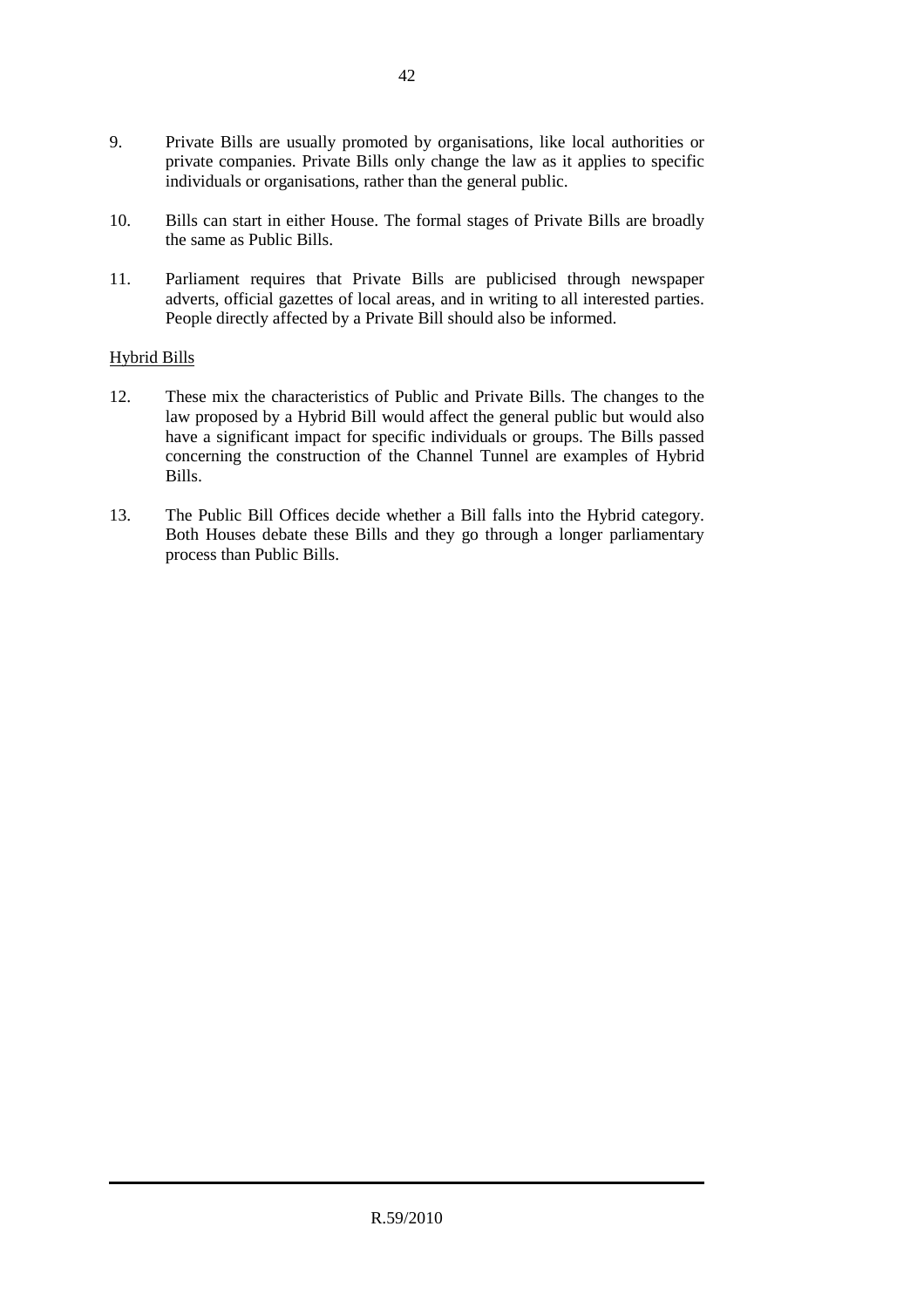9. Private Bills are usually promoted by organisations, like local authorities or private companies. Private Bills only change the law as it applies to specific individuals or organisations, rather than the general public.

10. Bills can start in either House. The formal stages of Private Bills are broadly the same as Public Bills.

11. Parliament requires that Private Bills are publicised through newspaper adverts, official gazettes of local areas, and in writing to all interested parties. People directly affected by a Private Bill should also be informed.

<u>Hybrid Bills</u>

12. These mix the characteristics of Public and Private Bills. The changes to the law proposed by a Hybrid Bill would affect the general public but would also have a significant impact for specific individuals or groups. The Bills passed concerning the construction of the Channel Tunnel are examples of Hybrid Bills.

13. The Public Bill Offices decide whether a Bill falls into the Hybrid category. Both Houses debate these Bills and they go through a longer parliamentary process than Public Bills.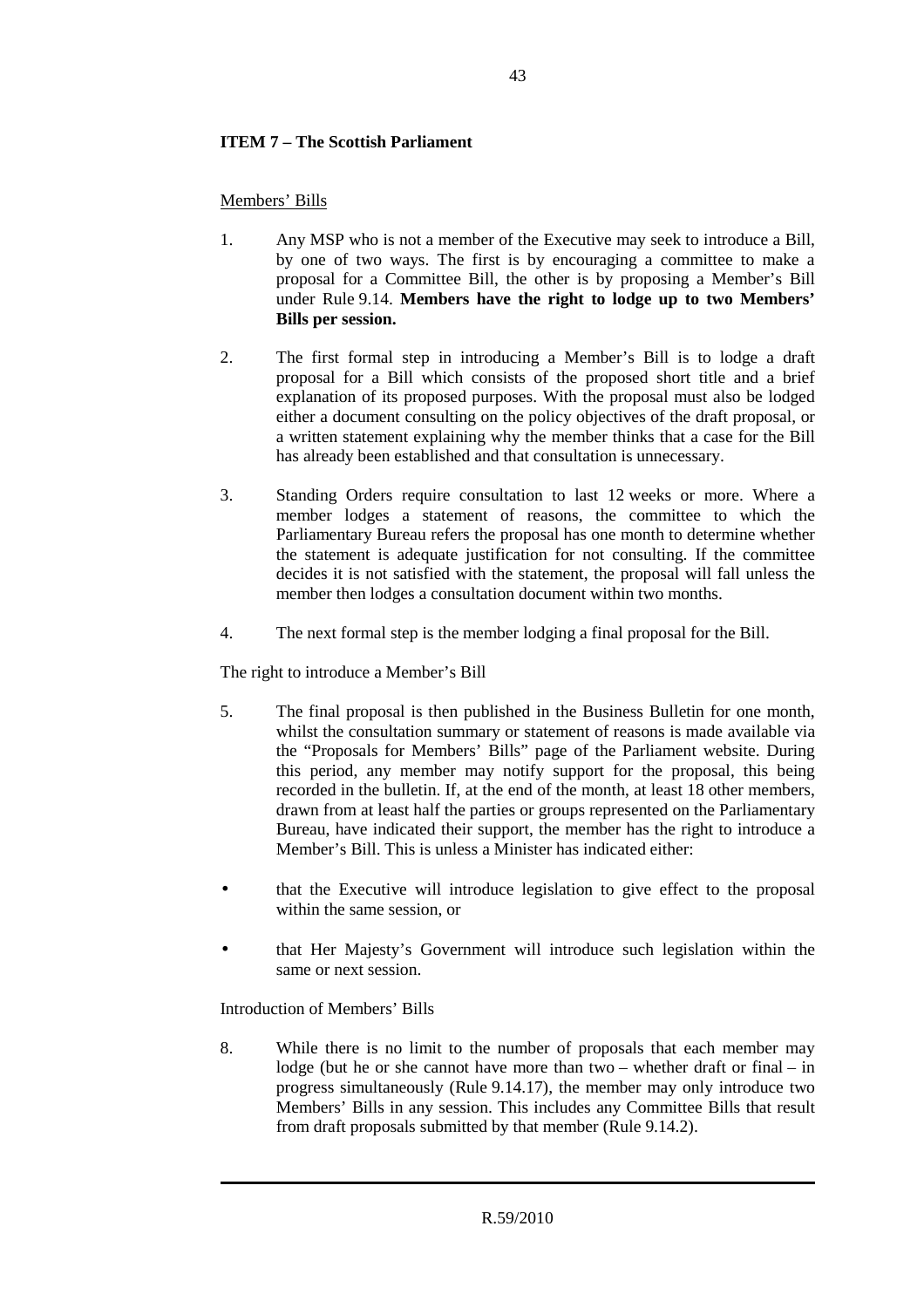**ITEM 7 – The Scottish Parliament**

Members' Bills

1. Any MSP who is not a member of the Executive may seek to introduce a Bill, by one of two ways. The first is by encouraging a committee to make a proposal for a Committee Bill, the other is by proposing a Member's Bill under Rule 9.14. **Members have the right to lodge up to two Members' Bills per session.**

2. The first formal step in introducing a Member's Bill is to lodge a draft proposal for a Bill which consists of the proposed short title and a brief explanation of its proposed purposes. With the proposal must also be lodged either a document consulting on the policy objectives of the draft proposal, or a written statement explaining why the member thinks that a case for the Bill has already been established and that consultation is unnecessary.

3. Standing Orders require consultation to last 12 weeks or more. Where a member lodges a statement of reasons, the committee to which the Parliamentary Bureau refers the proposal has one month to determine whether the statement is adequate justification for not consulting. If the committee decides it is not satisfied with the statement, the proposal will fall unless the member then lodges a consultation document within two months.

4. The next formal step is the member lodging a final proposal for the Bill.

The right to introduce a Member's Bill

5. The final proposal is then published in the Business Bulletin for one month, whilst the consultation summary or statement of reasons is made available via the "Proposals for Members' Bills" page of the Parliament website. During this period, any member may notify support for the proposal, this being recorded in the bulletin. If, at the end of the month, at least 18 other members, drawn from at least half the parties or groups represented on the Parliamentary Bureau, have indicated their support, the member has the right to introduce a Member's Bill. This is unless a Minister has indicated either:

- that the Executive will introduce legislation to give effect to the proposal within the same session, or
- that Her Majesty's Government will introduce such legislation within the same or next session.

Introduction of Members' Bills

8. While there is no limit to the number of proposals that each member may lodge (but he or she cannot have more than two – whether draft or final – in progress simultaneously (Rule 9.14.17), the member may only introduce two Members' Bills in any session. This includes any Committee Bills that result from draft proposals submitted by that member (Rule 9.14.2).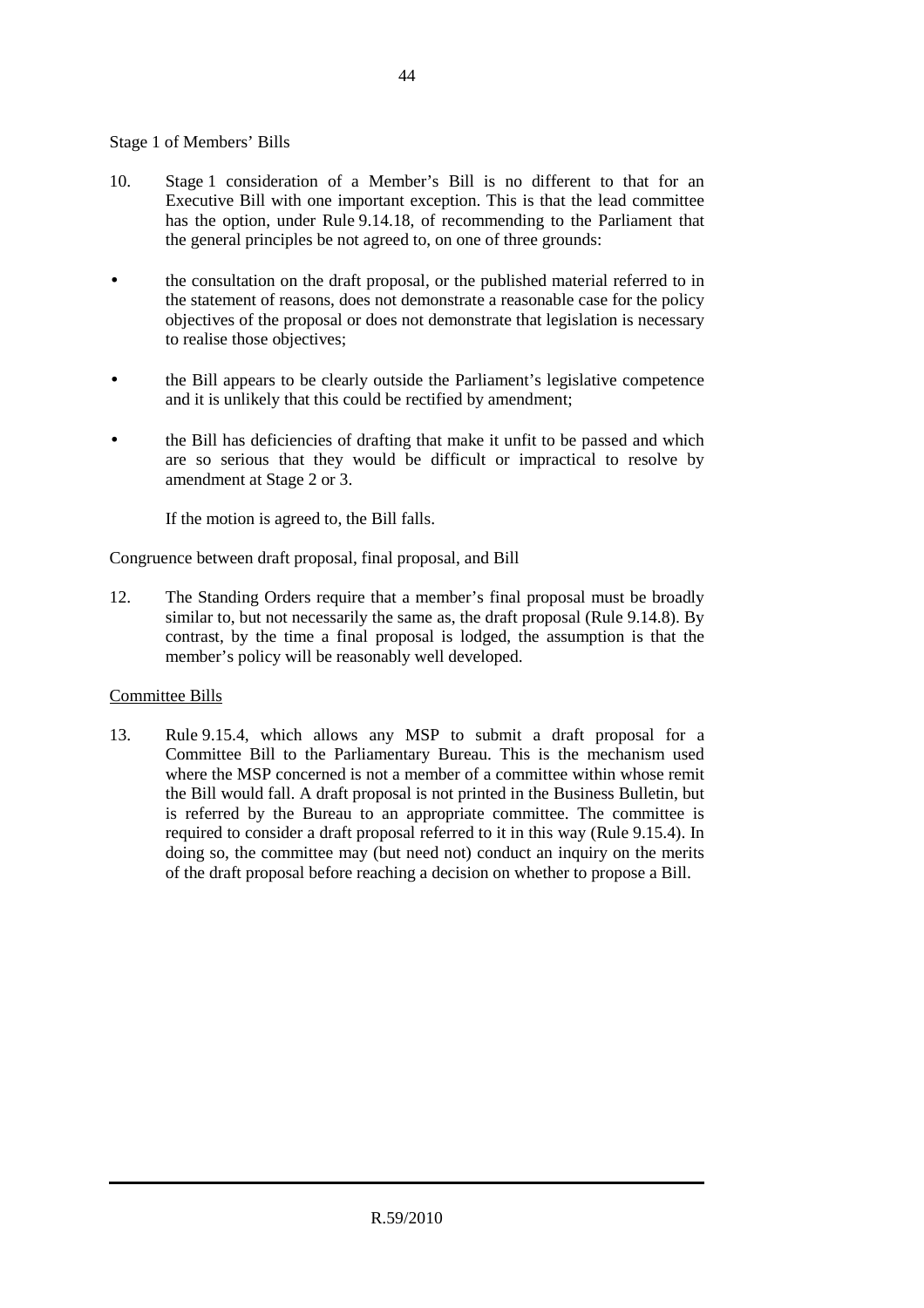Stage 1 of Members' Bills

10. Stage 1 consideration of a Member's Bill is no different to that for an Executive Bill with one important exception. This is that the lead committee has the option, under Rule 9.14.18, of recommending to the Parliament that the general principles be not agreed to, on one of three grounds:

- the consultation on the draft proposal, or the published material referred to in the statement of reasons, does not demonstrate a reasonable case for the policy objectives of the proposal or does not demonstrate that legislation is necessary to realise those objectives;
- the Bill appears to be clearly outside the Parliament's legislative competence and it is unlikely that this could be rectified by amendment;
- the Bill has deficiencies of drafting that make it unfit to be passed and which are so serious that they would be difficult or impractical to resolve by amendment at Stage 2 or 3.

If the motion is agreed to, the Bill falls.

Congruence between draft proposal, final proposal, and Bill

12. The Standing Orders require that a member's final proposal must be broadly similar to, but not necessarily the same as, the draft proposal (Rule 9.14.8). By contrast, by the time a final proposal is lodged, the assumption is that the member's policy will be reasonably well developed.

<u>Committee Bills</u>

13. Rule 9.15.4, which allows any MSP to submit a draft proposal for a Committee Bill to the Parliamentary Bureau. This is the mechanism used where the MSP concerned is not a member of a committee within whose remit the Bill would fall. A draft proposal is not printed in the Business Bulletin, but is referred by the Bureau to an appropriate committee. The committee is required to consider a draft proposal referred to it in this way (Rule 9.15.4). In doing so, the committee may (but need not) conduct an inquiry on the merits of the draft proposal before reaching a decision on whether to propose a Bill.

R.59/2010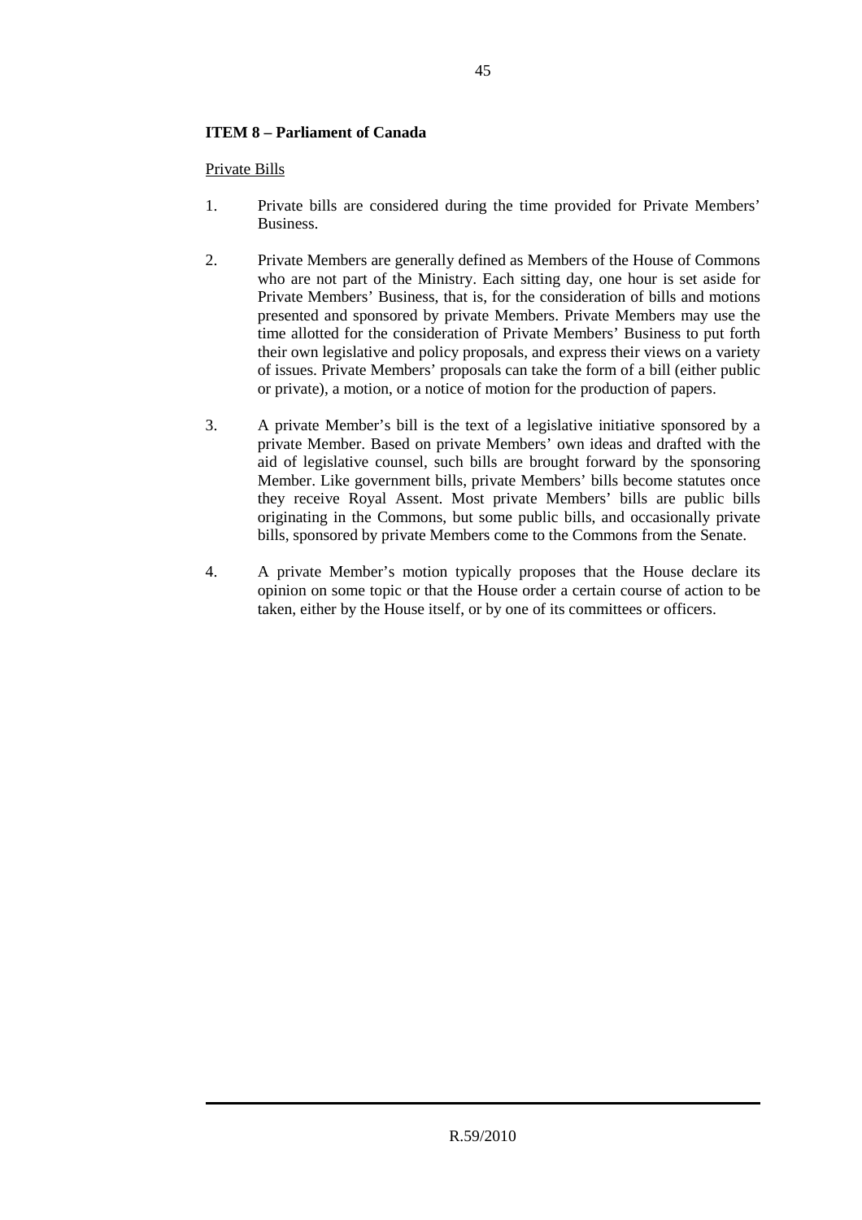**ITEM 8 – Parliament of Canada**

Private Bills

1. Private bills are considered during the time provided for Private Members' Business.

2. Private Members are generally defined as Members of the House of Commons who are not part of the Ministry. Each sitting day, one hour is set aside for Private Members' Business, that is, for the consideration of bills and motions presented and sponsored by private Members. Private Members may use the time allotted for the consideration of Private Members' Business to put forth their own legislative and policy proposals, and express their views on a variety of issues. Private Members' proposals can take the form of a bill (either public or private), a motion, or a notice of motion for the production of papers.

3. A private Member's bill is the text of a legislative initiative sponsored by a private Member. Based on private Members' own ideas and drafted with the aid of legislative counsel, such bills are brought forward by the sponsoring Member. Like government bills, private Members' bills become statutes once they receive Royal Assent. Most private Members' bills are public bills originating in the Commons, but some public bills, and occasionally private bills, sponsored by private Members come to the Commons from the Senate.

4. A private Member's motion typically proposes that the House declare its opinion on some topic or that the House order a certain course of action to be taken, either by the House itself, or by one of its committees or officers.

R.59/2010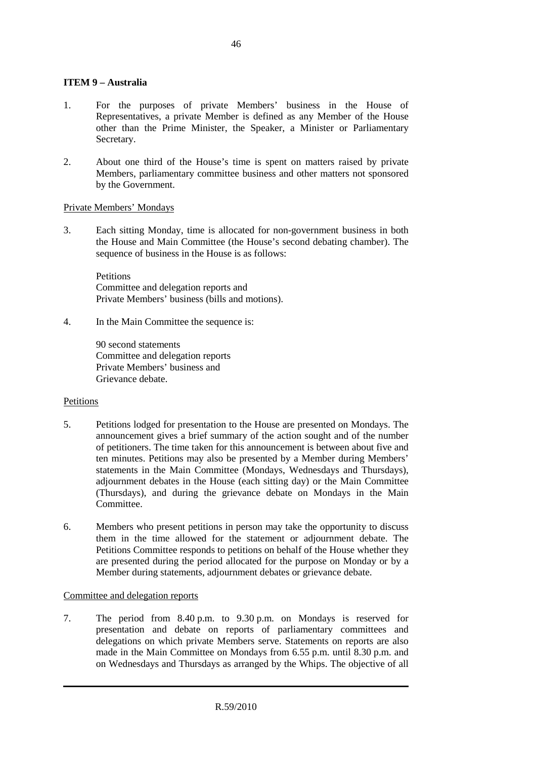**ITEM 9 – Australia**

1. For the purposes of private Members' business in the House of Representatives, a private Member is defined as any Member of the House other than the Prime Minister, the Speaker, a Minister or Parliamentary Secretary.

2. About one third of the House's time is spent on matters raised by private Members, parliamentary committee business and other matters not sponsored by the Government.

<u>Private Members' Mondays</u>

3. Each sitting Monday, time is allocated for non-government business in both the House and Main Committee (the House's second debating chamber). The sequence of business in the House is as follows:

   Petitions
   Committee and delegation reports and
   Private Members' business (bills and motions).

4. In the Main Committee the sequence is:

   90 second statements
   Committee and delegation reports
   Private Members' business and
   Grievance debate.

<u>Petitions</u>

5. Petitions lodged for presentation to the House are presented on Mondays. The announcement gives a brief summary of the action sought and of the number of petitioners. The time taken for this announcement is between about five and ten minutes. Petitions may also be presented by a Member during Members' statements in the Main Committee (Mondays, Wednesdays and Thursdays), adjournment debates in the House (each sitting day) or the Main Committee (Thursdays), and during the grievance debate on Mondays in the Main Committee.

6. Members who present petitions in person may take the opportunity to discuss them in the time allowed for the statement or adjournment debate. The Petitions Committee responds to petitions on behalf of the House whether they are presented during the period allocated for the purpose on Monday or by a Member during statements, adjournment debates or grievance debate.

<u>Committee and delegation reports</u>

7. The period from 8.40 p.m. to 9.30 p.m. on Mondays is reserved for presentation and debate on reports of parliamentary committees and delegations on which private Members serve. Statements on reports are also made in the Main Committee on Mondays from 6.55 p.m. until 8.30 p.m. and on Wednesdays and Thursdays as arranged by the Whips. The objective of all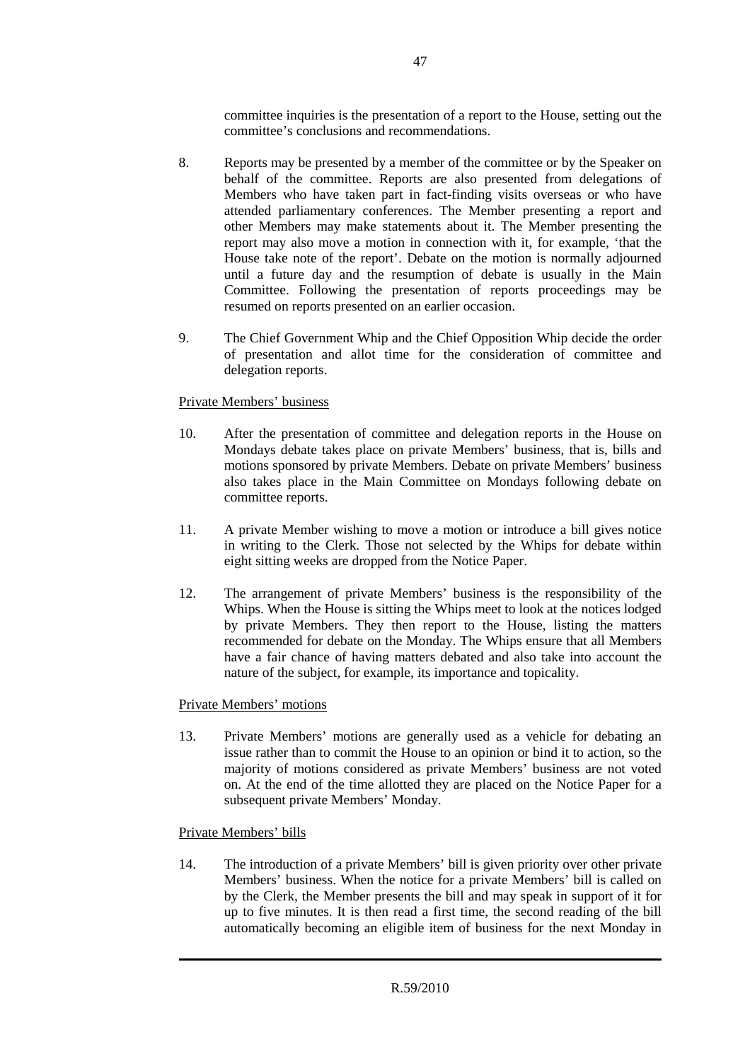committee inquiries is the presentation of a report to the House, setting out the committee's conclusions and recommendations.

8. Reports may be presented by a member of the committee or by the Speaker on behalf of the committee. Reports are also presented from delegations of Members who have taken part in fact-finding visits overseas or who have attended parliamentary conferences. The Member presenting a report and other Members may make statements about it. The Member presenting the report may also move a motion in connection with it, for example, 'that the House take note of the report'. Debate on the motion is normally adjourned until a future day and the resumption of debate is usually in the Main Committee. Following the presentation of reports proceedings may be resumed on reports presented on an earlier occasion.

9. The Chief Government Whip and the Chief Opposition Whip decide the order of presentation and allot time for the consideration of committee and delegation reports.

Private Members' business

10. After the presentation of committee and delegation reports in the House on Mondays debate takes place on private Members' business, that is, bills and motions sponsored by private Members. Debate on private Members' business also takes place in the Main Committee on Mondays following debate on committee reports.

11. A private Member wishing to move a motion or introduce a bill gives notice in writing to the Clerk. Those not selected by the Whips for debate within eight sitting weeks are dropped from the Notice Paper.

12. The arrangement of private Members' business is the responsibility of the Whips. When the House is sitting the Whips meet to look at the notices lodged by private Members. They then report to the House, listing the matters recommended for debate on the Monday. The Whips ensure that all Members have a fair chance of having matters debated and also take into account the nature of the subject, for example, its importance and topicality.

Private Members' motions

13. Private Members' motions are generally used as a vehicle for debating an issue rather than to commit the House to an opinion or bind it to action, so the majority of motions considered as private Members' business are not voted on. At the end of the time allotted they are placed on the Notice Paper for a subsequent private Members' Monday.

Private Members' bills

14. The introduction of a private Members' bill is given priority over other private Members' business. When the notice for a private Members' bill is called on by the Clerk, the Member presents the bill and may speak in support of it for up to five minutes. It is then read a first time, the second reading of the bill automatically becoming an eligible item of business for the next Monday in

R.59/2010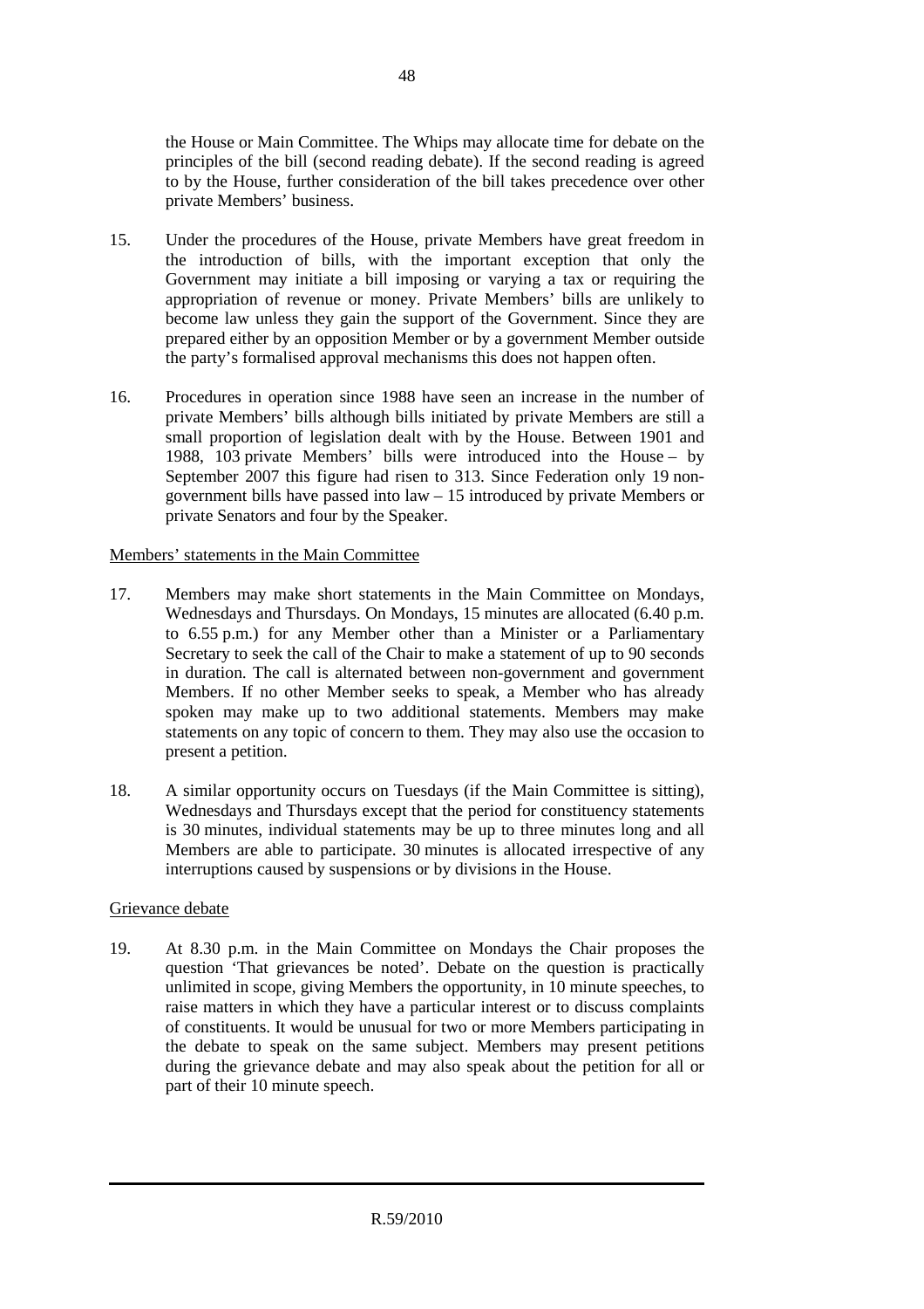the House or Main Committee. The Whips may allocate time for debate on the principles of the bill (second reading debate). If the second reading is agreed to by the House, further consideration of the bill takes precedence over other private Members' business.

15. Under the procedures of the House, private Members have great freedom in the introduction of bills, with the important exception that only the Government may initiate a bill imposing or varying a tax or requiring the appropriation of revenue or money. Private Members' bills are unlikely to become law unless they gain the support of the Government. Since they are prepared either by an opposition Member or by a government Member outside the party's formalised approval mechanisms this does not happen often.

16. Procedures in operation since 1988 have seen an increase in the number of private Members' bills although bills initiated by private Members are still a small proportion of legislation dealt with by the House. Between 1901 and 1988, 103 private Members' bills were introduced into the House – by September 2007 this figure had risen to 313. Since Federation only 19 non-government bills have passed into law – 15 introduced by private Members or private Senators and four by the Speaker.

Members' statements in the Main Committee

17. Members may make short statements in the Main Committee on Mondays, Wednesdays and Thursdays. On Mondays, 15 minutes are allocated (6.40 p.m. to 6.55 p.m.) for any Member other than a Minister or a Parliamentary Secretary to seek the call of the Chair to make a statement of up to 90 seconds in duration. The call is alternated between non-government and government Members. If no other Member seeks to speak, a Member who has already spoken may make up to two additional statements. Members may make statements on any topic of concern to them. They may also use the occasion to present a petition.

18. A similar opportunity occurs on Tuesdays (if the Main Committee is sitting), Wednesdays and Thursdays except that the period for constituency statements is 30 minutes, individual statements may be up to three minutes long and all Members are able to participate. 30 minutes is allocated irrespective of any interruptions caused by suspensions or by divisions in the House.

Grievance debate

19. At 8.30 p.m. in the Main Committee on Mondays the Chair proposes the question 'That grievances be noted'. Debate on the question is practically unlimited in scope, giving Members the opportunity, in 10 minute speeches, to raise matters in which they have a particular interest or to discuss complaints of constituents. It would be unusual for two or more Members participating in the debate to speak on the same subject. Members may present petitions during the grievance debate and may also speak about the petition for all or part of their 10 minute speech.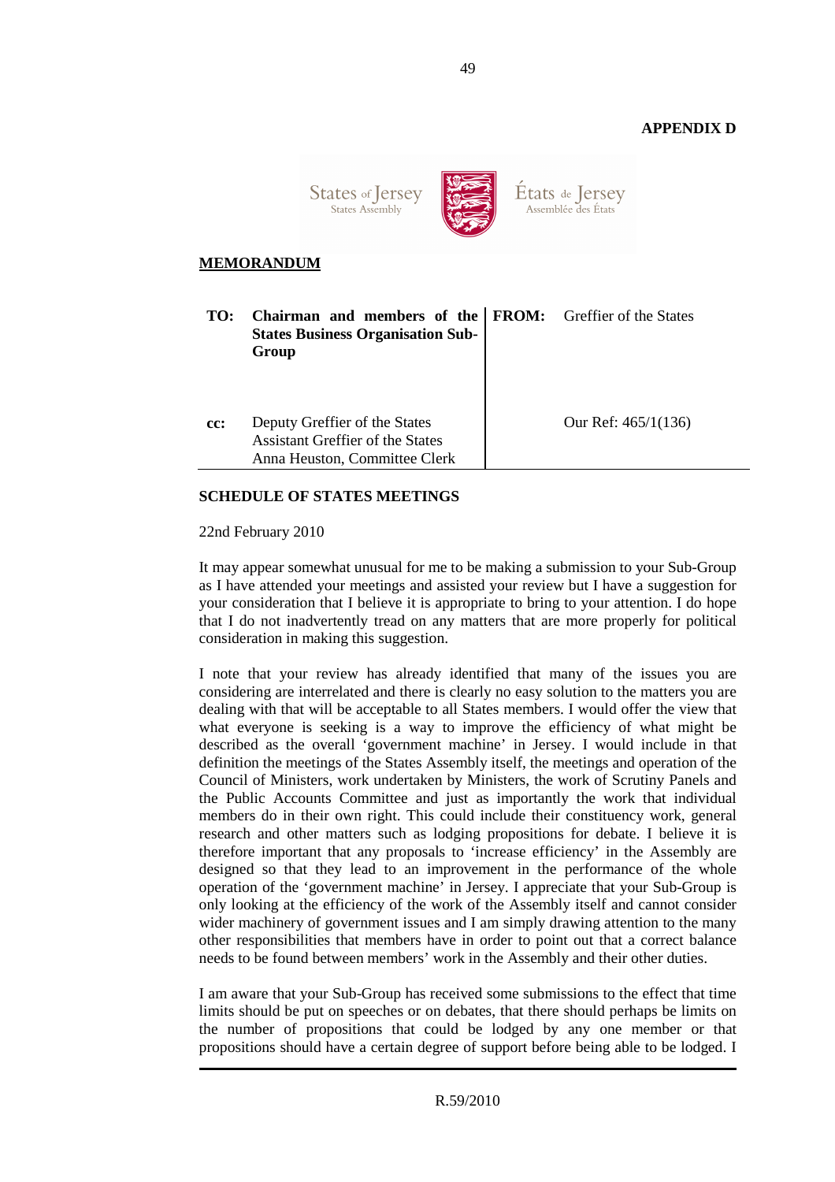**APPENDIX D**

States of Jersey
States Assembly

États de Jersey
Assemblée des États

**MEMORANDUM**

| | | | |
|---|---|---|---|
| **TO:** | **Chairman and members of the States Business Organisation Sub-Group** | **FROM:** | Greffier of the States |
| **cc:** | Deputy Greffier of the States<br>Assistant Greffier of the States<br>Anna Heuston, Committee Clerk | | Our Ref: 465/1(136) |

**SCHEDULE OF STATES MEETINGS**

22nd February 2010

It may appear somewhat unusual for me to be making a submission to your Sub-Group as I have attended your meetings and assisted your review but I have a suggestion for your consideration that I believe it is appropriate to bring to your attention. I do hope that I do not inadvertently tread on any matters that are more properly for political consideration in making this suggestion.

I note that your review has already identified that many of the issues you are considering are interrelated and there is clearly no easy solution to the matters you are dealing with that will be acceptable to all States members. I would offer the view that what everyone is seeking is a way to improve the efficiency of what might be described as the overall 'government machine' in Jersey. I would include in that definition the meetings of the States Assembly itself, the meetings and operation of the Council of Ministers, work undertaken by Ministers, the work of Scrutiny Panels and the Public Accounts Committee and just as importantly the work that individual members do in their own right. This could include their constituency work, general research and other matters such as lodging propositions for debate. I believe it is therefore important that any proposals to 'increase efficiency' in the Assembly are designed so that they lead to an improvement in the performance of the whole operation of the 'government machine' in Jersey. I appreciate that your Sub-Group is only looking at the efficiency of the work of the Assembly itself and cannot consider wider machinery of government issues and I am simply drawing attention to the many other responsibilities that members have in order to point out that a correct balance needs to be found between members' work in the Assembly and their other duties.

I am aware that your Sub-Group has received some submissions to the effect that time limits should be put on speeches or on debates, that there should perhaps be limits on the number of propositions that could be lodged by any one member or that propositions should have a certain degree of support before being able to be lodged. I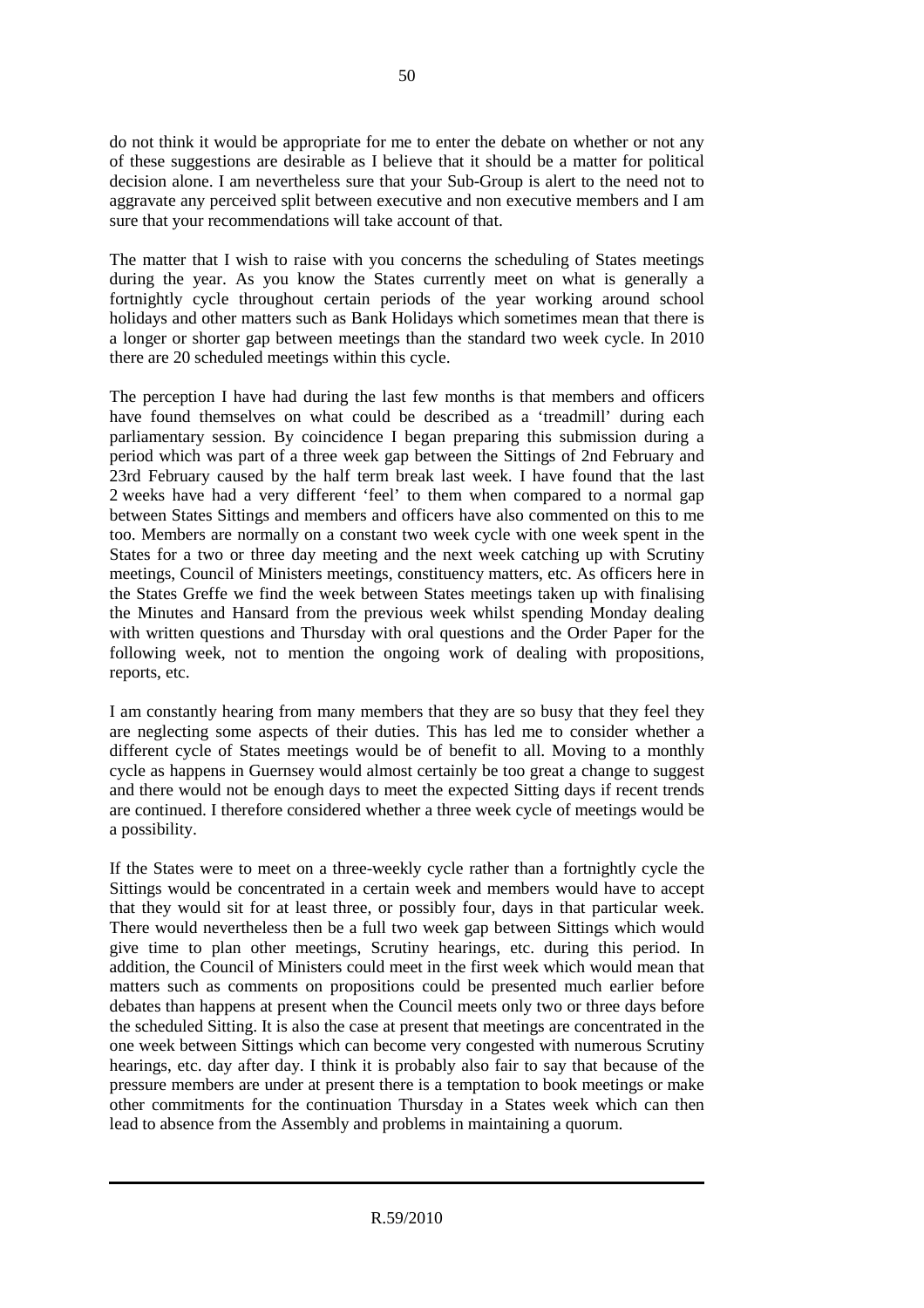do not think it would be appropriate for me to enter the debate on whether or not any of these suggestions are desirable as I believe that it should be a matter for political decision alone. I am nevertheless sure that your Sub-Group is alert to the need not to aggravate any perceived split between executive and non executive members and I am sure that your recommendations will take account of that.

The matter that I wish to raise with you concerns the scheduling of States meetings during the year. As you know the States currently meet on what is generally a fortnightly cycle throughout certain periods of the year working around school holidays and other matters such as Bank Holidays which sometimes mean that there is a longer or shorter gap between meetings than the standard two week cycle. In 2010 there are 20 scheduled meetings within this cycle.

The perception I have had during the last few months is that members and officers have found themselves on what could be described as a 'treadmill' during each parliamentary session. By coincidence I began preparing this submission during a period which was part of a three week gap between the Sittings of 2nd February and 23rd February caused by the half term break last week. I have found that the last 2 weeks have had a very different 'feel' to them when compared to a normal gap between States Sittings and members and officers have also commented on this to me too. Members are normally on a constant two week cycle with one week spent in the States for a two or three day meeting and the next week catching up with Scrutiny meetings, Council of Ministers meetings, constituency matters, etc. As officers here in the States Greffe we find the week between States meetings taken up with finalising the Minutes and Hansard from the previous week whilst spending Monday dealing with written questions and Thursday with oral questions and the Order Paper for the following week, not to mention the ongoing work of dealing with propositions, reports, etc.

I am constantly hearing from many members that they are so busy that they feel they are neglecting some aspects of their duties. This has led me to consider whether a different cycle of States meetings would be of benefit to all. Moving to a monthly cycle as happens in Guernsey would almost certainly be too great a change to suggest and there would not be enough days to meet the expected Sitting days if recent trends are continued. I therefore considered whether a three week cycle of meetings would be a possibility.

If the States were to meet on a three-weekly cycle rather than a fortnightly cycle the Sittings would be concentrated in a certain week and members would have to accept that they would sit for at least three, or possibly four, days in that particular week. There would nevertheless then be a full two week gap between Sittings which would give time to plan other meetings, Scrutiny hearings, etc. during this period. In addition, the Council of Ministers could meet in the first week which would mean that matters such as comments on propositions could be presented much earlier before debates than happens at present when the Council meets only two or three days before the scheduled Sitting. It is also the case at present that meetings are concentrated in the one week between Sittings which can become very congested with numerous Scrutiny hearings, etc. day after day. I think it is probably also fair to say that because of the pressure members are under at present there is a temptation to book meetings or make other commitments for the continuation Thursday in a States week which can then lead to absence from the Assembly and problems in maintaining a quorum.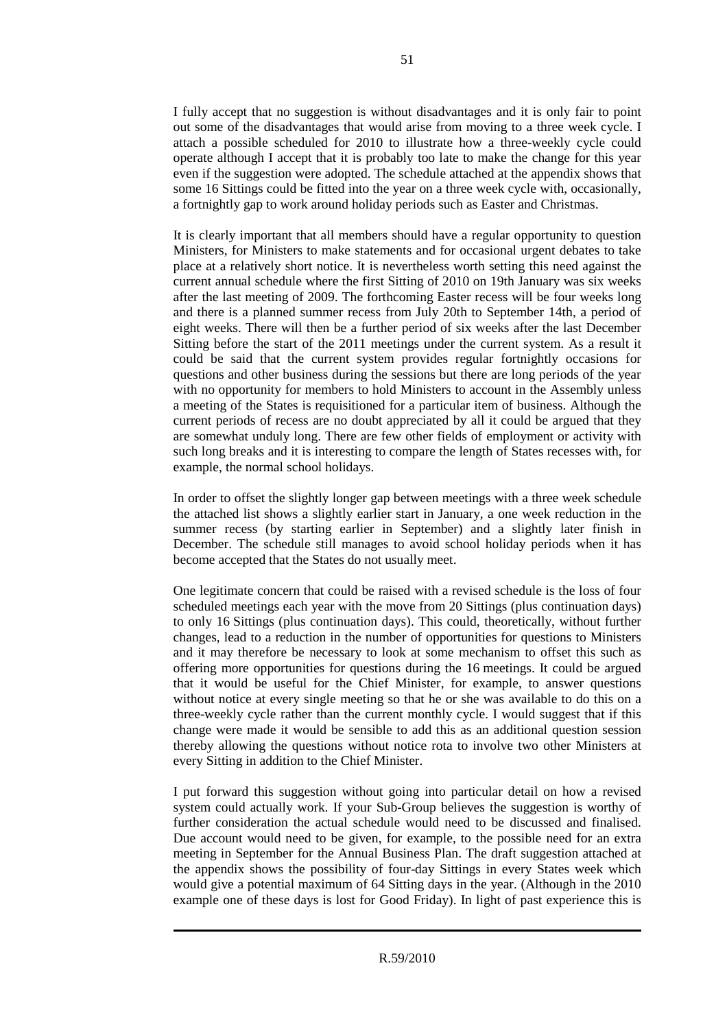I fully accept that no suggestion is without disadvantages and it is only fair to point out some of the disadvantages that would arise from moving to a three week cycle. I attach a possible scheduled for 2010 to illustrate how a three-weekly cycle could operate although I accept that it is probably too late to make the change for this year even if the suggestion were adopted. The schedule attached at the appendix shows that some 16 Sittings could be fitted into the year on a three week cycle with, occasionally, a fortnightly gap to work around holiday periods such as Easter and Christmas.

It is clearly important that all members should have a regular opportunity to question Ministers, for Ministers to make statements and for occasional urgent debates to take place at a relatively short notice. It is nevertheless worth setting this need against the current annual schedule where the first Sitting of 2010 on 19th January was six weeks after the last meeting of 2009. The forthcoming Easter recess will be four weeks long and there is a planned summer recess from July 20th to September 14th, a period of eight weeks. There will then be a further period of six weeks after the last December Sitting before the start of the 2011 meetings under the current system. As a result it could be said that the current system provides regular fortnightly occasions for questions and other business during the sessions but there are long periods of the year with no opportunity for members to hold Ministers to account in the Assembly unless a meeting of the States is requisitioned for a particular item of business. Although the current periods of recess are no doubt appreciated by all it could be argued that they are somewhat unduly long. There are few other fields of employment or activity with such long breaks and it is interesting to compare the length of States recesses with, for example, the normal school holidays.

In order to offset the slightly longer gap between meetings with a three week schedule the attached list shows a slightly earlier start in January, a one week reduction in the summer recess (by starting earlier in September) and a slightly later finish in December. The schedule still manages to avoid school holiday periods when it has become accepted that the States do not usually meet.

One legitimate concern that could be raised with a revised schedule is the loss of four scheduled meetings each year with the move from 20 Sittings (plus continuation days) to only 16 Sittings (plus continuation days). This could, theoretically, without further changes, lead to a reduction in the number of opportunities for questions to Ministers and it may therefore be necessary to look at some mechanism to offset this such as offering more opportunities for questions during the 16 meetings. It could be argued that it would be useful for the Chief Minister, for example, to answer questions without notice at every single meeting so that he or she was available to do this on a three-weekly cycle rather than the current monthly cycle. I would suggest that if this change were made it would be sensible to add this as an additional question session thereby allowing the questions without notice rota to involve two other Ministers at every Sitting in addition to the Chief Minister.

I put forward this suggestion without going into particular detail on how a revised system could actually work. If your Sub-Group believes the suggestion is worthy of further consideration the actual schedule would need to be discussed and finalised. Due account would need to be given, for example, to the possible need for an extra meeting in September for the Annual Business Plan. The draft suggestion attached at the appendix shows the possibility of four-day Sittings in every States week which would give a potential maximum of 64 Sitting days in the year. (Although in the 2010 example one of these days is lost for Good Friday). In light of past experience this is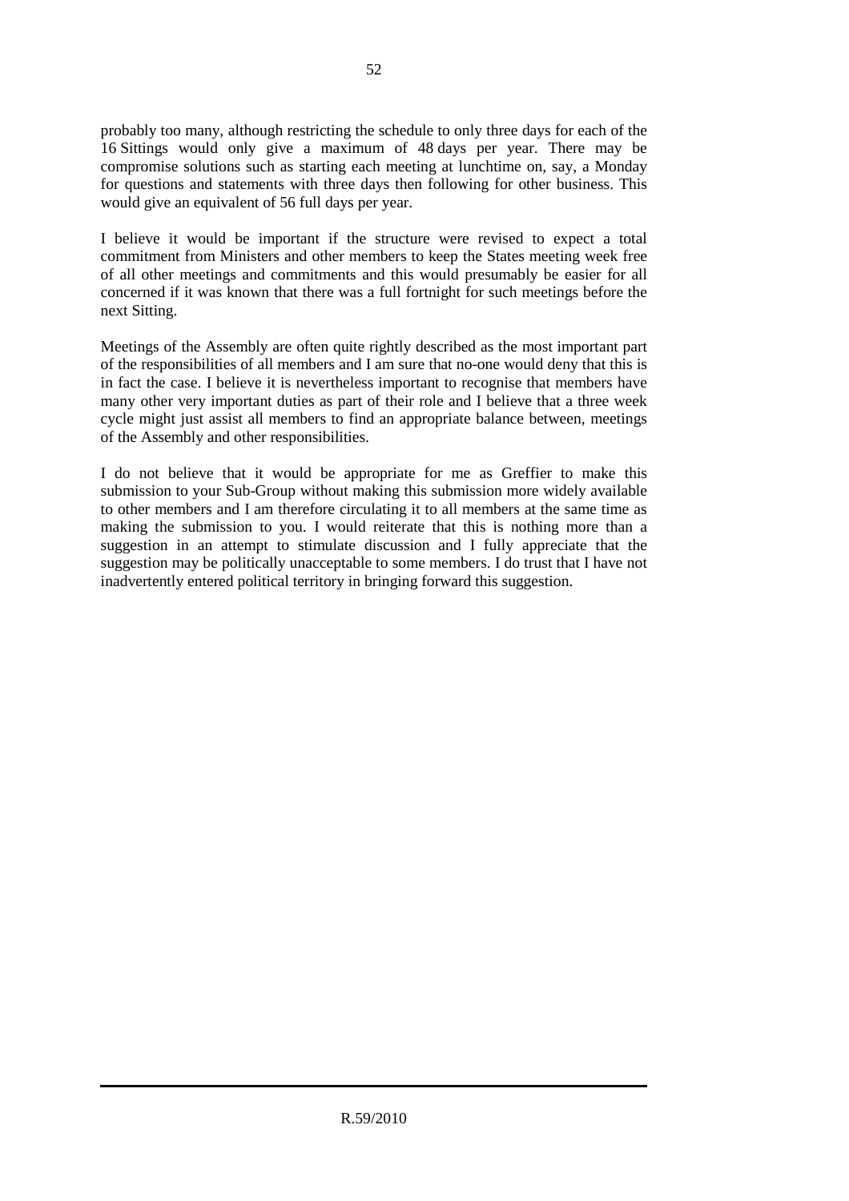probably too many, although restricting the schedule to only three days for each of the 16 Sittings would only give a maximum of 48 days per year. There may be compromise solutions such as starting each meeting at lunchtime on, say, a Monday for questions and statements with three days then following for other business. This would give an equivalent of 56 full days per year.

I believe it would be important if the structure were revised to expect a total commitment from Ministers and other members to keep the States meeting week free of all other meetings and commitments and this would presumably be easier for all concerned if it was known that there was a full fortnight for such meetings before the next Sitting.

Meetings of the Assembly are often quite rightly described as the most important part of the responsibilities of all members and I am sure that no-one would deny that this is in fact the case. I believe it is nevertheless important to recognise that members have many other very important duties as part of their role and I believe that a three week cycle might just assist all members to find an appropriate balance between, meetings of the Assembly and other responsibilities.

I do not believe that it would be appropriate for me as Greffier to make this submission to your Sub-Group without making this submission more widely available to other members and I am therefore circulating it to all members at the same time as making the submission to you. I would reiterate that this is nothing more than a suggestion in an attempt to stimulate discussion and I fully appreciate that the suggestion may be politically unacceptable to some members. I do trust that I have not inadvertently entered political territory in bringing forward this suggestion.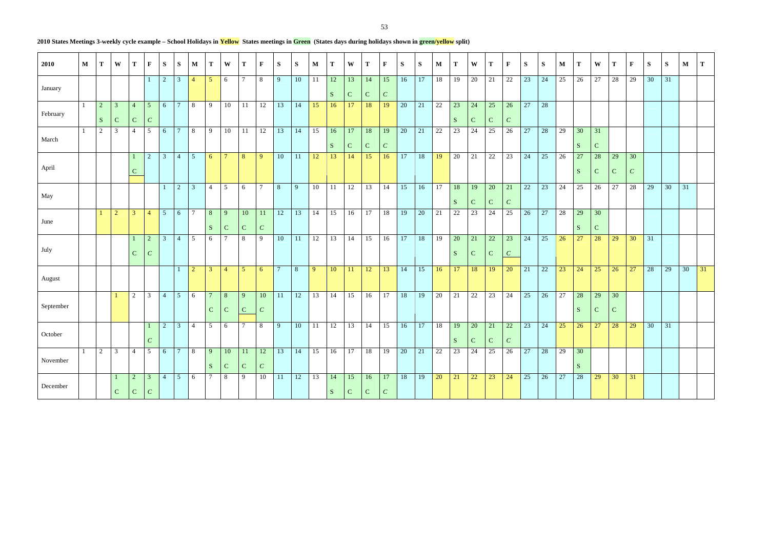**2010 States Meetings 3-weekly cycle example – School Holidays in Yellow States meetings in Green (States days during holidays shown in green/yellow split)**

| 2010 | M | T | W | T | F | S | S | M | T | W | T | F | S | S | M | T | W | T | F | S | S | M | T | W | T | F | S | S | M | T | W | T | F | S | S | M | T |
|---|---|---|---|---|---|---|---|---|---|---|---|---|---|---|---|---|---|---|---|---|---|---|---|---|---|---|---|---|---|---|---|---|---|---|---|---|---|
| January | | | | | 1 | 2 | 3 | 4 | 5 | 6 | 7 | 8 | 9 | 10 | 11 | 12 S | 13 C | 14 C | 15 C | 16 | 17 | 18 | 19 | 20 | 21 | 22 | 23 | 24 | 25 | 26 | 27 | 28 | 29 | 30 | 31 | | |
| February | 1 | 2 S | 3 C | 4 C | 5 C | 6 | 7 | 8 | 9 | 10 | 11 | 12 | 13 | 14 | 15 | 16 | 17 | 18 | 19 | 20 | 21 | 22 | 23 S | 24 C | 25 C | 26 C | 27 | 28 | | | | | | | | | |
| March | 1 | 2 | 3 | 4 | 5 | 6 | 7 | 8 | 9 | 10 | 11 | 12 | 13 | 14 | 15 | 16 S | 17 C | 18 C | 19 C | 20 | 21 | 22 | 23 | 24 | 25 | 26 | 27 | 28 | 29 | 30 S | 31 C | | | | | | |
| April | | | | 1 C | 2 | 3 | 4 | 5 | 6 | 7 | 8 | 9 | 10 | 11 | 12 | 13 | 14 | 15 | 16 | 17 | 18 | 19 | 20 | 21 | 22 | 23 | 24 | 25 | 26 | 27 S | 28 C | 29 C | 30 C | | | | |
| May | | | | | | 1 | 2 | 3 | 4 | 5 | 6 | 7 | 8 | 9 | 10 | 11 | 12 | 13 | 14 | 15 | 16 | 17 | 18 S | 19 C | 20 C | 21 C | 22 | 23 | 24 | 25 | 26 | 27 | 28 | 29 | 30 | 31 | |
| June | | 1 | 2 | 3 | 4 | 5 | 6 | 7 | 8 S | 9 C | 10 C | 11 C | 12 | 13 | 14 | 15 | 16 | 17 | 18 | 19 | 20 | 21 | 22 | 23 | 24 | 25 | 26 | 27 | 28 | 29 S | 30 C | | | | | | |
| July | | | | 1 C | 2 C | 3 | 4 | 5 | 6 | 7 | 8 | 9 | 10 | 11 | 12 | 13 | 14 | 15 | 16 | 17 | 18 | 19 | 20 S | 21 C | 22 C | 23 C | 24 | 25 | 26 | 27 | 28 | 29 | 30 | 31 | | | |
| August | | | | | | | 1 | 2 | 3 | 4 | 5 | 6 | 7 | 8 | 9 | 10 | 11 | 12 | 13 | 14 | 15 | 16 | 17 | 18 | 19 | 20 | 21 | 22 | 23 | 24 | 25 | 26 | 27 | 28 | 29 | 30 | 31 |
| September | | | 1 | 2 | 3 | 4 | 5 | 6 | 7 C | 8 C | 9 C | 10 C | 11 | 12 | 13 | 14 | 15 | 16 | 17 | 18 | 19 | 20 | 21 | 22 | 23 | 24 | 25 | 26 | 27 | 28 S | 29 C | 30 C | | | | | |
| October | | | | | 1 C | 2 | 3 | 4 | 5 | 6 | 7 | 8 | 9 | 10 | 11 | 12 | 13 | 14 | 15 | 16 | 17 | 18 | 19 S | 20 C | 21 C | 22 C | 23 | 24 | 25 | 26 | 27 | 28 | 29 | 30 | 31 | | |
| November | 1 | 2 | 3 | 4 | 5 | 6 | 7 | 8 | 9 S | 10 C | 11 C | 12 C | 13 | 14 | 15 | 16 | 17 | 18 | 19 | 20 | 21 | 22 | 23 | 24 | 25 | 26 | 27 | 28 | 29 | 30 S | | | | | | | |
| December | | | 1 C | 2 C | 3 C | 4 | 5 | 6 | 7 | 8 | 9 | 10 | 11 | 12 | 13 | 14 S | 15 C | 16 C | 17 C | 18 | 19 | 20 | 21 | 22 | 23 | 24 | 25 | 26 | 27 | 28 | 29 | 30 | 31 | | | | |